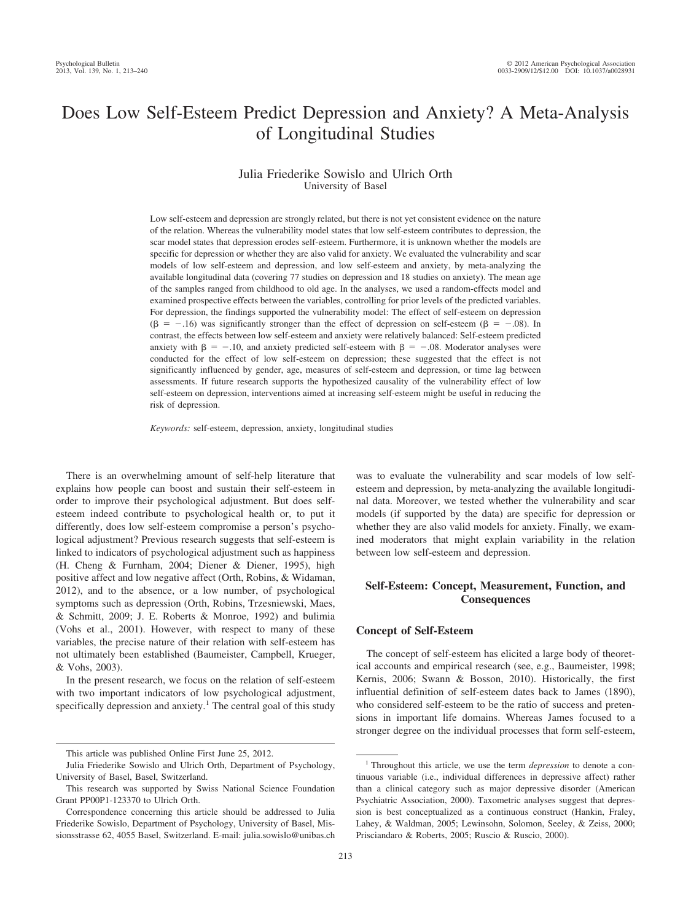# Does Low Self-Esteem Predict Depression and Anxiety? A Meta-Analysis of Longitudinal Studies

Julia Friederike Sowislo and Ulrich Orth
University of Basel

Low self-esteem and depression are strongly related, but there is not yet consistent evidence on the nature of the relation. Whereas the vulnerability model states that low self-esteem contributes to depression, the scar model states that depression erodes self-esteem. Furthermore, it is unknown whether the models are specific for depression or whether they are also valid for anxiety. We evaluated the vulnerability and scar models of low self-esteem and depression, and low self-esteem and anxiety, by meta-analyzing the available longitudinal data (covering 77 studies on depression and 18 studies on anxiety). The mean age of the samples ranged from childhood to old age. In the analyses, we used a random-effects model and examined prospective effects between the variables, controlling for prior levels of the predicted variables. For depression, the findings supported the vulnerability model: The effect of self-esteem on depression ($\beta = -.16$) was significantly stronger than the effect of depression on self-esteem ($\beta = -.08$). In contrast, the effects between low self-esteem and anxiety were relatively balanced: Self-esteem predicted anxiety with $\beta = -.10$, and anxiety predicted self-esteem with $\beta = -.08$. Moderator analyses were conducted for the effect of low self-esteem on depression; these suggested that the effect is not significantly influenced by gender, age, measures of self-esteem and depression, or time lag between assessments. If future research supports the hypothesized causality of the vulnerability effect of low self-esteem on depression, interventions aimed at increasing self-esteem might be useful in reducing the risk of depression.

*Keywords:* self-esteem, depression, anxiety, longitudinal studies

There is an overwhelming amount of self-help literature that explains how people can boost and sustain their self-esteem in order to improve their psychological adjustment. But does self-esteem indeed contribute to psychological health or, to put it differently, does low self-esteem compromise a person's psychological adjustment? Previous research suggests that self-esteem is linked to indicators of psychological adjustment such as happiness (H. Cheng & Furnham, 2004; Diener & Diener, 1995), high positive affect and low negative affect (Orth, Robins, & Widaman, 2012), and to the absence, or a low number, of psychological symptoms such as depression (Orth, Robins, Trzesniewski, Maes, & Schmitt, 2009; J. E. Roberts & Monroe, 1992) and bulimia (Vohs et al., 2001). However, with respect to many of these variables, the precise nature of their relation with self-esteem has not ultimately been established (Baumeister, Campbell, Krueger, & Vohs, 2003).

In the present research, we focus on the relation of self-esteem with two important indicators of low psychological adjustment, specifically depression and anxiety.[1] The central goal of this study was to evaluate the vulnerability and scar models of low self-esteem and depression, by meta-analyzing the available longitudinal data. Moreover, we tested whether the vulnerability and scar models (if supported by the data) are specific for depression or whether they are also valid models for anxiety. Finally, we examined moderators that might explain variability in the relation between low self-esteem and depression.

## Self-Esteem: Concept, Measurement, Function, and Consequences

### Concept of Self-Esteem

The concept of self-esteem has elicited a large body of theoretical accounts and empirical research (see, e.g., Baumeister, 1998; Kernis, 2006; Swann & Bosson, 2010). Historically, the first influential definition of self-esteem dates back to James (1890), who considered self-esteem to be the ratio of success and pretensions in important life domains. Whereas James focused to a stronger degree on the individual processes that form self-esteem,

This article was published Online First June 25, 2012.

Julia Friederike Sowislo and Ulrich Orth, Department of Psychology, University of Basel, Basel, Switzerland.

This research was supported by Swiss National Science Foundation Grant PP00P1-123370 to Ulrich Orth.

Correspondence concerning this article should be addressed to Julia Friederike Sowislo, Department of Psychology, University of Basel, Missionsstrasse 62, 4055 Basel, Switzerland. E-mail: julia.sowislo@unibas.ch

[1] Throughout this article, we use the term *depression* to denote a continuous variable (i.e., individual differences in depressive affect) rather than a clinical category such as major depressive disorder (American Psychiatric Association, 2000). Taxometric analyses suggest that depression is best conceptualized as a continuous construct (Hankin, Fraley, Lahey, & Waldman, 2005; Lewinsohn, Solomon, Seeley, & Zeiss, 2000; Prisciandaro & Roberts, 2005; Ruscio & Ruscio, 2000).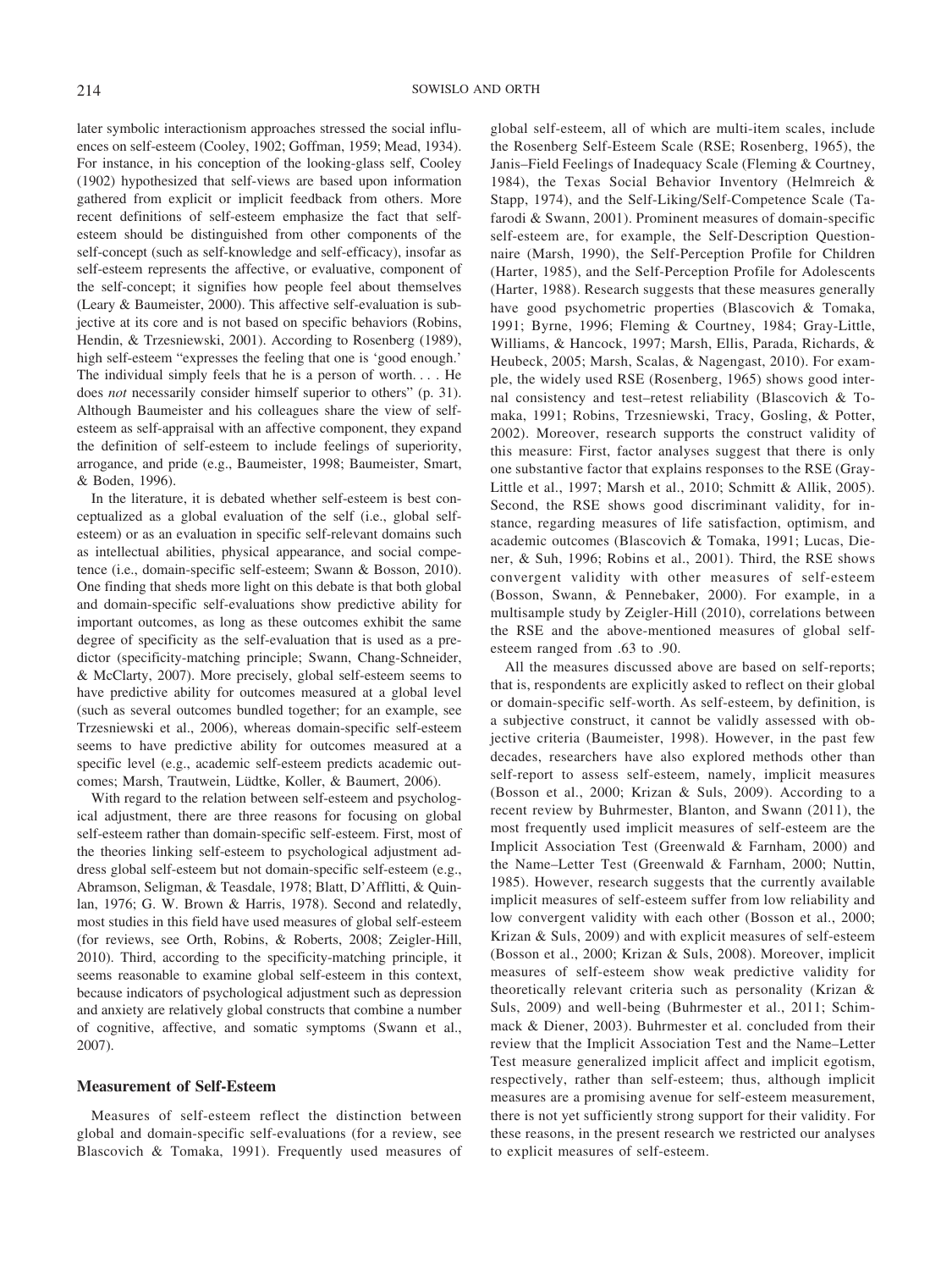later symbolic interactionism approaches stressed the social influences on self-esteem (Cooley, 1902; Goffman, 1959; Mead, 1934). For instance, in his conception of the looking-glass self, Cooley (1902) hypothesized that self-views are based upon information gathered from explicit or implicit feedback from others. More recent definitions of self-esteem emphasize the fact that self-esteem should be distinguished from other components of the self-concept (such as self-knowledge and self-efficacy), insofar as self-esteem represents the affective, or evaluative, component of the self-concept; it signifies how people feel about themselves (Leary & Baumeister, 2000). This affective self-evaluation is subjective at its core and is not based on specific behaviors (Robins, Hendin, & Trzesniewski, 2001). According to Rosenberg (1989), high self-esteem "expresses the feeling that one is 'good enough.' The individual simply feels that he is a person of worth. . . . He does *not* necessarily consider himself superior to others" (p. 31). Although Baumeister and his colleagues share the view of self-esteem as self-appraisal with an affective component, they expand the definition of self-esteem to include feelings of superiority, arrogance, and pride (e.g., Baumeister, 1998; Baumeister, Smart, & Boden, 1996).

In the literature, it is debated whether self-esteem is best conceptualized as a global evaluation of the self (i.e., global self-esteem) or as an evaluation in specific self-relevant domains such as intellectual abilities, physical appearance, and social competence (i.e., domain-specific self-esteem; Swann & Bosson, 2010). One finding that sheds more light on this debate is that both global and domain-specific self-evaluations show predictive ability for important outcomes, as long as these outcomes exhibit the same degree of specificity as the self-evaluation that is used as a predictor (specificity-matching principle; Swann, Chang-Schneider, & McClarty, 2007). More precisely, global self-esteem seems to have predictive ability for outcomes measured at a global level (such as several outcomes bundled together; for an example, see Trzesniewski et al., 2006), whereas domain-specific self-esteem seems to have predictive ability for outcomes measured at a specific level (e.g., academic self-esteem predicts academic outcomes; Marsh, Trautwein, Lüdtke, Koller, & Baumert, 2006).

With regard to the relation between self-esteem and psychological adjustment, there are three reasons for focusing on global self-esteem rather than domain-specific self-esteem. First, most of the theories linking self-esteem to psychological adjustment address global self-esteem but not domain-specific self-esteem (e.g., Abramson, Seligman, & Teasdale, 1978; Blatt, D'Afflitti, & Quinlan, 1976; G. W. Brown & Harris, 1978). Second and relatedly, most studies in this field have used measures of global self-esteem (for reviews, see Orth, Robins, & Roberts, 2008; Zeigler-Hill, 2010). Third, according to the specificity-matching principle, it seems reasonable to examine global self-esteem in this context, because indicators of psychological adjustment such as depression and anxiety are relatively global constructs that combine a number of cognitive, affective, and somatic symptoms (Swann et al., 2007).

## Measurement of Self-Esteem

Measures of self-esteem reflect the distinction between global and domain-specific self-evaluations (for a review, see Blascovich & Tomaka, 1991). Frequently used measures of global self-esteem, all of which are multi-item scales, include the Rosenberg Self-Esteem Scale (RSE; Rosenberg, 1965), the Janis–Field Feelings of Inadequacy Scale (Fleming & Courtney, 1984), the Texas Social Behavior Inventory (Helmreich & Stapp, 1974), and the Self-Liking/Self-Competence Scale (Tafarodi & Swann, 2001). Prominent measures of domain-specific self-esteem are, for example, the Self-Description Questionnaire (Marsh, 1990), the Self-Perception Profile for Children (Harter, 1985), and the Self-Perception Profile for Adolescents (Harter, 1988). Research suggests that these measures generally have good psychometric properties (Blascovich & Tomaka, 1991; Byrne, 1996; Fleming & Courtney, 1984; Gray-Little, Williams, & Hancock, 1997; Marsh, Ellis, Parada, Richards, & Heubeck, 2005; Marsh, Scalas, & Nagengast, 2010). For example, the widely used RSE (Rosenberg, 1965) shows good internal consistency and test–retest reliability (Blascovich & Tomaka, 1991; Robins, Trzesniewski, Tracy, Gosling, & Potter, 2002). Moreover, research supports the construct validity of this measure: First, factor analyses suggest that there is only one substantive factor that explains responses to the RSE (Gray-Little et al., 1997; Marsh et al., 2010; Schmitt & Allik, 2005). Second, the RSE shows good discriminant validity, for instance, regarding measures of life satisfaction, optimism, and academic outcomes (Blascovich & Tomaka, 1991; Lucas, Diener, & Suh, 1996; Robins et al., 2001). Third, the RSE shows convergent validity with other measures of self-esteem (Bosson, Swann, & Pennebaker, 2000). For example, in a multisample study by Zeigler-Hill (2010), correlations between the RSE and the above-mentioned measures of global self-esteem ranged from .63 to .90.

All the measures discussed above are based on self-reports; that is, respondents are explicitly asked to reflect on their global or domain-specific self-worth. As self-esteem, by definition, is a subjective construct, it cannot be validly assessed with objective criteria (Baumeister, 1998). However, in the past few decades, researchers have also explored methods other than self-report to assess self-esteem, namely, implicit measures (Bosson et al., 2000; Krizan & Suls, 2009). According to a recent review by Buhrmester, Blanton, and Swann (2011), the most frequently used implicit measures of self-esteem are the Implicit Association Test (Greenwald & Farnham, 2000) and the Name–Letter Test (Greenwald & Farnham, 2000; Nuttin, 1985). However, research suggests that the currently available implicit measures of self-esteem suffer from low reliability and low convergent validity with each other (Bosson et al., 2000; Krizan & Suls, 2009) and with explicit measures of self-esteem (Bosson et al., 2000; Krizan & Suls, 2008). Moreover, implicit measures of self-esteem show weak predictive validity for theoretically relevant criteria such as personality (Krizan & Suls, 2009) and well-being (Buhrmester et al., 2011; Schimmack & Diener, 2003). Buhrmester et al. concluded from their review that the Implicit Association Test and the Name–Letter Test measure generalized implicit affect and implicit egotism, respectively, rather than self-esteem; thus, although implicit measures are a promising avenue for self-esteem measurement, there is not yet sufficiently strong support for their validity. For these reasons, in the present research we restricted our analyses to explicit measures of self-esteem.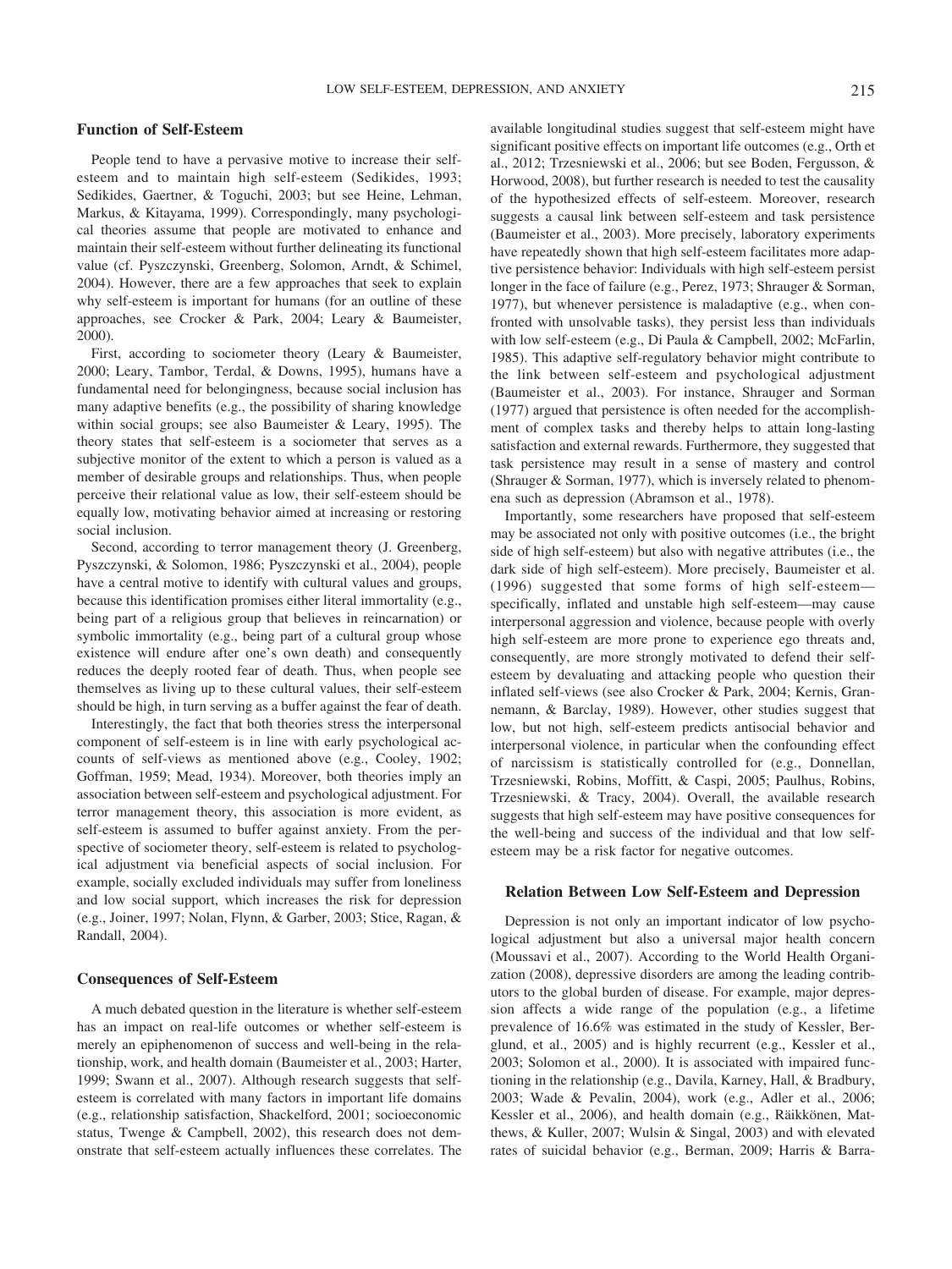### Function of Self-Esteem

People tend to have a pervasive motive to increase their self-esteem and to maintain high self-esteem (Sedikides, 1993; Sedikides, Gaertner, & Toguchi, 2003; but see Heine, Lehman, Markus, & Kitayama, 1999). Correspondingly, many psychological theories assume that people are motivated to enhance and maintain their self-esteem without further delineating its functional value (cf. Pyszczynski, Greenberg, Solomon, Arndt, & Schimel, 2004). However, there are a few approaches that seek to explain why self-esteem is important for humans (for an outline of these approaches, see Crocker & Park, 2004; Leary & Baumeister, 2000).

First, according to sociometer theory (Leary & Baumeister, 2000; Leary, Tambor, Terdal, & Downs, 1995), humans have a fundamental need for belongingness, because social inclusion has many adaptive benefits (e.g., the possibility of sharing knowledge within social groups; see also Baumeister & Leary, 1995). The theory states that self-esteem is a sociometer that serves as a subjective monitor of the extent to which a person is valued as a member of desirable groups and relationships. Thus, when people perceive their relational value as low, their self-esteem should be equally low, motivating behavior aimed at increasing or restoring social inclusion.

Second, according to terror management theory (J. Greenberg, Pyszczynski, & Solomon, 1986; Pyszczynski et al., 2004), people have a central motive to identify with cultural values and groups, because this identification promises either literal immortality (e.g., being part of a religious group that believes in reincarnation) or symbolic immortality (e.g., being part of a cultural group whose existence will endure after one's own death) and consequently reduces the deeply rooted fear of death. Thus, when people see themselves as living up to these cultural values, their self-esteem should be high, in turn serving as a buffer against the fear of death.

Interestingly, the fact that both theories stress the interpersonal component of self-esteem is in line with early psychological accounts of self-views as mentioned above (e.g., Cooley, 1902; Goffman, 1959; Mead, 1934). Moreover, both theories imply an association between self-esteem and psychological adjustment. For terror management theory, this association is more evident, as self-esteem is assumed to buffer against anxiety. From the perspective of sociometer theory, self-esteem is related to psychological adjustment via beneficial aspects of social inclusion. For example, socially excluded individuals may suffer from loneliness and low social support, which increases the risk for depression (e.g., Joiner, 1997; Nolan, Flynn, & Garber, 2003; Stice, Ragan, & Randall, 2004).

### Consequences of Self-Esteem

A much debated question in the literature is whether self-esteem has an impact on real-life outcomes or whether self-esteem is merely an epiphenomenon of success and well-being in the relationship, work, and health domain (Baumeister et al., 2003; Harter, 1999; Swann et al., 2007). Although research suggests that self-esteem is correlated with many factors in important life domains (e.g., relationship satisfaction, Shackelford, 2001; socioeconomic status, Twenge & Campbell, 2002), this research does not demonstrate that self-esteem actually influences these correlates. The available longitudinal studies suggest that self-esteem might have significant positive effects on important life outcomes (e.g., Orth et al., 2012; Trzesniewski et al., 2006; but see Boden, Fergusson, & Horwood, 2008), but further research is needed to test the causality of the hypothesized effects of self-esteem. Moreover, research suggests a causal link between self-esteem and task persistence (Baumeister et al., 2003). More precisely, laboratory experiments have repeatedly shown that high self-esteem facilitates more adaptive persistence behavior: Individuals with high self-esteem persist longer in the face of failure (e.g., Perez, 1973; Shrauger & Sorman, 1977), but whenever persistence is maladaptive (e.g., when confronted with unsolvable tasks), they persist less than individuals with low self-esteem (e.g., Di Paula & Campbell, 2002; McFarlin, 1985). This adaptive self-regulatory behavior might contribute to the link between self-esteem and psychological adjustment (Baumeister et al., 2003). For instance, Shrauger and Sorman (1977) argued that persistence is often needed for the accomplishment of complex tasks and thereby helps to attain long-lasting satisfaction and external rewards. Furthermore, they suggested that task persistence may result in a sense of mastery and control (Shrauger & Sorman, 1977), which is inversely related to phenomena such as depression (Abramson et al., 1978).

Importantly, some researchers have proposed that self-esteem may be associated not only with positive outcomes (i.e., the bright side of high self-esteem) but also with negative attributes (i.e., the dark side of high self-esteem). More precisely, Baumeister et al. (1996) suggested that some forms of high self-esteem—specifically, inflated and unstable high self-esteem—may cause interpersonal aggression and violence, because people with overly high self-esteem are more prone to experience ego threats and, consequently, are more strongly motivated to defend their self-esteem by devaluating and attacking people who question their inflated self-views (see also Crocker & Park, 2004; Kernis, Grannemann, & Barclay, 1989). However, other studies suggest that low, but not high, self-esteem predicts antisocial behavior and interpersonal violence, in particular when the confounding effect of narcissism is statistically controlled for (e.g., Donnellan, Trzesniewski, Robins, Moffitt, & Caspi, 2005; Paulhus, Robins, Trzesniewski, & Tracy, 2004). Overall, the available research suggests that high self-esteem may have positive consequences for the well-being and success of the individual and that low self-esteem may be a risk factor for negative outcomes.

### Relation Between Low Self-Esteem and Depression

Depression is not only an important indicator of low psychological adjustment but also a universal major health concern (Moussavi et al., 2007). According to the World Health Organization (2008), depressive disorders are among the leading contributors to the global burden of disease. For example, major depression affects a wide range of the population (e.g., a lifetime prevalence of 16.6% was estimated in the study of Kessler, Berglund, et al., 2005) and is highly recurrent (e.g., Kessler et al., 2003; Solomon et al., 2000). It is associated with impaired functioning in the relationship (e.g., Davila, Karney, Hall, & Bradbury, 2003; Wade & Pevalin, 2004), work (e.g., Adler et al., 2006; Kessler et al., 2006), and health domain (e.g., Räikkönen, Matthews, & Kuller, 2007; Wulsin & Singal, 2003) and with elevated rates of suicidal behavior (e.g., Berman, 2009; Harris & Barra-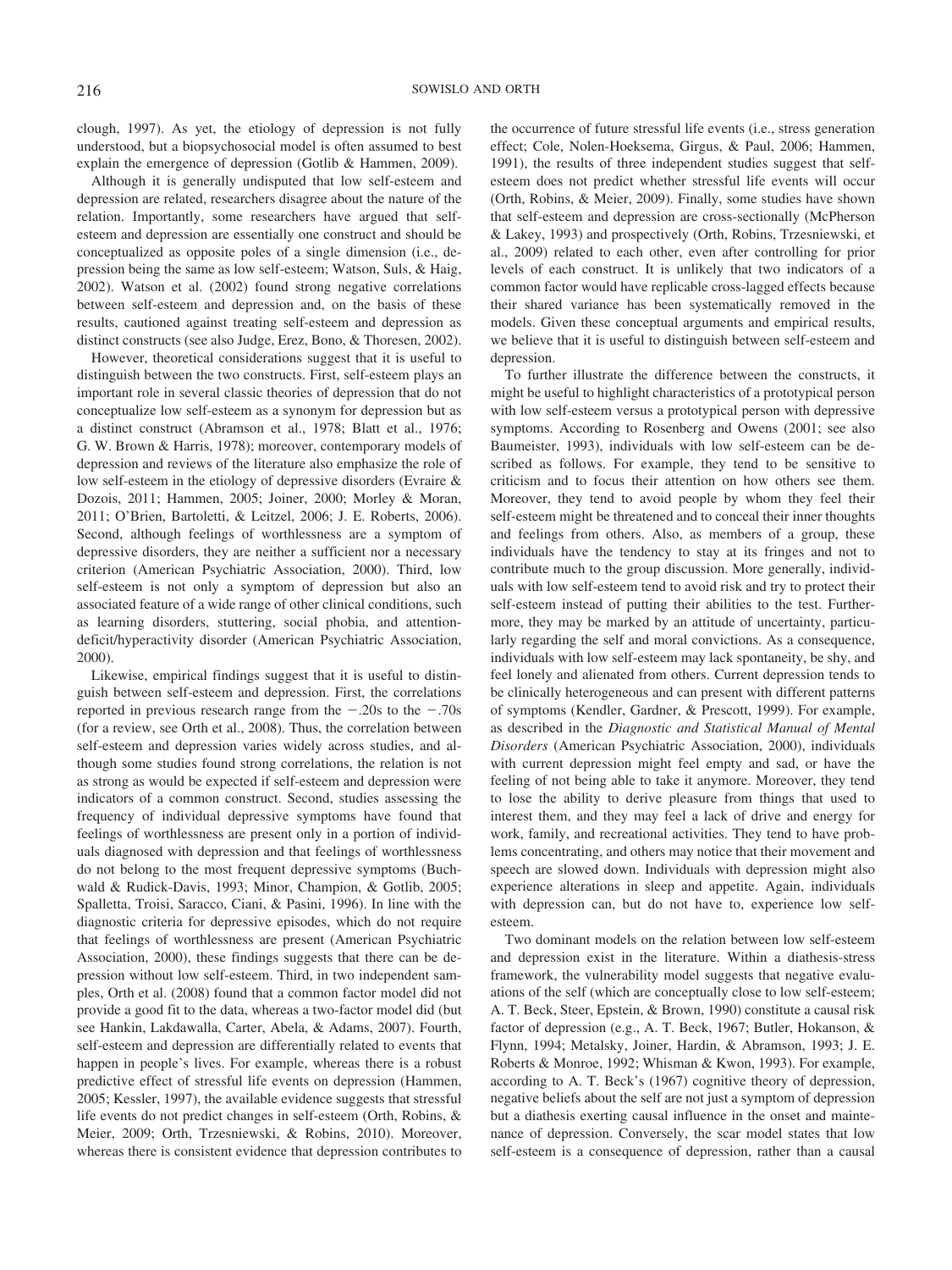clough, 1997). As yet, the etiology of depression is not fully understood, but a biopsychosocial model is often assumed to best explain the emergence of depression (Gotlib & Hammen, 2009).

Although it is generally undisputed that low self-esteem and depression are related, researchers disagree about the nature of the relation. Importantly, some researchers have argued that self-esteem and depression are essentially one construct and should be conceptualized as opposite poles of a single dimension (i.e., depression being the same as low self-esteem; Watson, Suls, & Haig, 2002). Watson et al. (2002) found strong negative correlations between self-esteem and depression and, on the basis of these results, cautioned against treating self-esteem and depression as distinct constructs (see also Judge, Erez, Bono, & Thoresen, 2002).

However, theoretical considerations suggest that it is useful to distinguish between the two constructs. First, self-esteem plays an important role in several classic theories of depression that do not conceptualize low self-esteem as a synonym for depression but as a distinct construct (Abramson et al., 1978; Blatt et al., 1976; G. W. Brown & Harris, 1978); moreover, contemporary models of depression and reviews of the literature also emphasize the role of low self-esteem in the etiology of depressive disorders (Evraire & Dozois, 2011; Hammen, 2005; Joiner, 2000; Morley & Moran, 2011; O'Brien, Bartoletti, & Leitzel, 2006; J. E. Roberts, 2006). Second, although feelings of worthlessness are a symptom of depressive disorders, they are neither a sufficient nor a necessary criterion (American Psychiatric Association, 2000). Third, low self-esteem is not only a symptom of depression but also an associated feature of a wide range of other clinical conditions, such as learning disorders, stuttering, social phobia, and attention-deficit/hyperactivity disorder (American Psychiatric Association, 2000).

Likewise, empirical findings suggest that it is useful to distinguish between self-esteem and depression. First, the correlations reported in previous research range from the −.20s to the −.70s (for a review, see Orth et al., 2008). Thus, the correlation between self-esteem and depression varies widely across studies, and although some studies found strong correlations, the relation is not as strong as would be expected if self-esteem and depression were indicators of a common construct. Second, studies assessing the frequency of individual depressive symptoms have found that feelings of worthlessness are present only in a portion of individuals diagnosed with depression and that feelings of worthlessness do not belong to the most frequent depressive symptoms (Buchwald & Rudick-Davis, 1993; Minor, Champion, & Gotlib, 2005; Spalletta, Troisi, Saracco, Ciani, & Pasini, 1996). In line with the diagnostic criteria for depressive episodes, which do not require that feelings of worthlessness are present (American Psychiatric Association, 2000), these findings suggests that there can be depression without low self-esteem. Third, in two independent samples, Orth et al. (2008) found that a common factor model did not provide a good fit to the data, whereas a two-factor model did (but see Hankin, Lakdawalla, Carter, Abela, & Adams, 2007). Fourth, self-esteem and depression are differentially related to events that happen in people's lives. For example, whereas there is a robust predictive effect of stressful life events on depression (Hammen, 2005; Kessler, 1997), the available evidence suggests that stressful life events do not predict changes in self-esteem (Orth, Robins, & Meier, 2009; Orth, Trzesniewski, & Robins, 2010). Moreover, whereas there is consistent evidence that depression contributes to the occurrence of future stressful life events (i.e., stress generation effect; Cole, Nolen-Hoeksema, Girgus, & Paul, 2006; Hammen, 1991), the results of three independent studies suggest that self-esteem does not predict whether stressful life events will occur (Orth, Robins, & Meier, 2009). Finally, some studies have shown that self-esteem and depression are cross-sectionally (McPherson & Lakey, 1993) and prospectively (Orth, Robins, Trzesniewski, et al., 2009) related to each other, even after controlling for prior levels of each construct. It is unlikely that two indicators of a common factor would have replicable cross-lagged effects because their shared variance has been systematically removed in the models. Given these conceptual arguments and empirical results, we believe that it is useful to distinguish between self-esteem and depression.

To further illustrate the difference between the constructs, it might be useful to highlight characteristics of a prototypical person with low self-esteem versus a prototypical person with depressive symptoms. According to Rosenberg and Owens (2001; see also Baumeister, 1993), individuals with low self-esteem can be described as follows. For example, they tend to be sensitive to criticism and to focus their attention on how others see them. Moreover, they tend to avoid people by whom they feel their self-esteem might be threatened and to conceal their inner thoughts and feelings from others. Also, as members of a group, these individuals have the tendency to stay at its fringes and not to contribute much to the group discussion. More generally, individuals with low self-esteem tend to avoid risk and try to protect their self-esteem instead of putting their abilities to the test. Furthermore, they may be marked by an attitude of uncertainty, particularly regarding the self and moral convictions. As a consequence, individuals with low self-esteem may lack spontaneity, be shy, and feel lonely and alienated from others. Current depression tends to be clinically heterogeneous and can present with different patterns of symptoms (Kendler, Gardner, & Prescott, 1999). For example, as described in the *Diagnostic and Statistical Manual of Mental Disorders* (American Psychiatric Association, 2000), individuals with current depression might feel empty and sad, or have the feeling of not being able to take it anymore. Moreover, they tend to lose the ability to derive pleasure from things that used to interest them, and they may feel a lack of drive and energy for work, family, and recreational activities. They tend to have problems concentrating, and others may notice that their movement and speech are slowed down. Individuals with depression might also experience alterations in sleep and appetite. Again, individuals with depression can, but do not have to, experience low self-esteem.

Two dominant models on the relation between low self-esteem and depression exist in the literature. Within a diathesis-stress framework, the vulnerability model suggests that negative evaluations of the self (which are conceptually close to low self-esteem; A. T. Beck, Steer, Epstein, & Brown, 1990) constitute a causal risk factor of depression (e.g., A. T. Beck, 1967; Butler, Hokanson, & Flynn, 1994; Metalsky, Joiner, Hardin, & Abramson, 1993; J. E. Roberts & Monroe, 1992; Whisman & Kwon, 1993). For example, according to A. T. Beck's (1967) cognitive theory of depression, negative beliefs about the self are not just a symptom of depression but a diathesis exerting causal influence in the onset and maintenance of depression. Conversely, the scar model states that low self-esteem is a consequence of depression, rather than a causal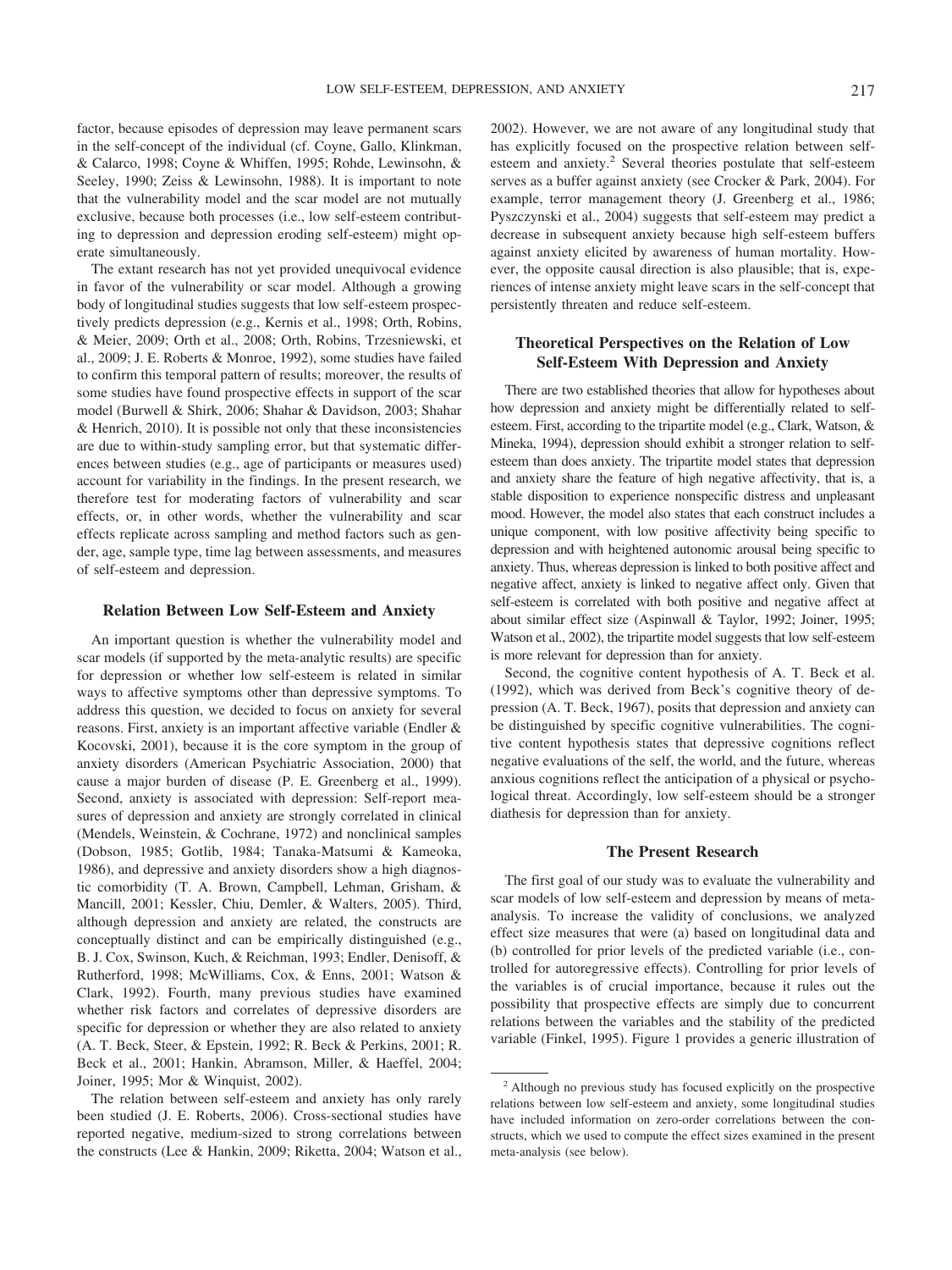factor, because episodes of depression may leave permanent scars in the self-concept of the individual (cf. Coyne, Gallo, Klinkman, & Calarco, 1998; Coyne & Whiffen, 1995; Rohde, Lewinsohn, & Seeley, 1990; Zeiss & Lewinsohn, 1988). It is important to note that the vulnerability model and the scar model are not mutually exclusive, because both processes (i.e., low self-esteem contributing to depression and depression eroding self-esteem) might operate simultaneously.

The extant research has not yet provided unequivocal evidence in favor of the vulnerability or scar model. Although a growing body of longitudinal studies suggests that low self-esteem prospectively predicts depression (e.g., Kernis et al., 1998; Orth, Robins, & Meier, 2009; Orth et al., 2008; Orth, Robins, Trzesniewski, et al., 2009; J. E. Roberts & Monroe, 1992), some studies have failed to confirm this temporal pattern of results; moreover, the results of some studies have found prospective effects in support of the scar model (Burwell & Shirk, 2006; Shahar & Davidson, 2003; Shahar & Henrich, 2010). It is possible not only that these inconsistencies are due to within-study sampling error, but that systematic differences between studies (e.g., age of participants or measures used) account for variability in the findings. In the present research, we therefore test for moderating factors of vulnerability and scar effects, or, in other words, whether the vulnerability and scar effects replicate across sampling and method factors such as gender, age, sample type, time lag between assessments, and measures of self-esteem and depression.

## Relation Between Low Self-Esteem and Anxiety

An important question is whether the vulnerability model and scar models (if supported by the meta-analytic results) are specific for depression or whether low self-esteem is related in similar ways to affective symptoms other than depressive symptoms. To address this question, we decided to focus on anxiety for several reasons. First, anxiety is an important affective variable (Endler & Kocovski, 2001), because it is the core symptom in the group of anxiety disorders (American Psychiatric Association, 2000) that cause a major burden of disease (P. E. Greenberg et al., 1999). Second, anxiety is associated with depression: Self-report measures of depression and anxiety are strongly correlated in clinical (Mendels, Weinstein, & Cochrane, 1972) and nonclinical samples (Dobson, 1985; Gotlib, 1984; Tanaka-Matsumi & Kameoka, 1986), and depressive and anxiety disorders show a high diagnostic comorbidity (T. A. Brown, Campbell, Lehman, Grisham, & Mancill, 2001; Kessler, Chiu, Demler, & Walters, 2005). Third, although depression and anxiety are related, the constructs are conceptually distinct and can be empirically distinguished (e.g., B. J. Cox, Swinson, Kuch, & Reichman, 1993; Endler, Denisoff, & Rutherford, 1998; McWilliams, Cox, & Enns, 2001; Watson & Clark, 1992). Fourth, many previous studies have examined whether risk factors and correlates of depressive disorders are specific for depression or whether they are also related to anxiety (A. T. Beck, Steer, & Epstein, 1992; R. Beck & Perkins, 2001; R. Beck et al., 2001; Hankin, Abramson, Miller, & Haeffel, 2004; Joiner, 1995; Mor & Winquist, 2002).

The relation between self-esteem and anxiety has only rarely been studied (J. E. Roberts, 2006). Cross-sectional studies have reported negative, medium-sized to strong correlations between the constructs (Lee & Hankin, 2009; Riketta, 2004; Watson et al., 2002). However, we are not aware of any longitudinal study that has explicitly focused on the prospective relation between self-esteem and anxiety.[2] Several theories postulate that self-esteem serves as a buffer against anxiety (see Crocker & Park, 2004). For example, terror management theory (J. Greenberg et al., 1986; Pyszczynski et al., 2004) suggests that self-esteem may predict a decrease in subsequent anxiety because high self-esteem buffers against anxiety elicited by awareness of human mortality. However, the opposite causal direction is also plausible; that is, experiences of intense anxiety might leave scars in the self-concept that persistently threaten and reduce self-esteem.

## Theoretical Perspectives on the Relation of Low Self-Esteem With Depression and Anxiety

There are two established theories that allow for hypotheses about how depression and anxiety might be differentially related to self-esteem. First, according to the tripartite model (e.g., Clark, Watson, & Mineka, 1994), depression should exhibit a stronger relation to self-esteem than does anxiety. The tripartite model states that depression and anxiety share the feature of high negative affectivity, that is, a stable disposition to experience nonspecific distress and unpleasant mood. However, the model also states that each construct includes a unique component, with low positive affectivity being specific to depression and with heightened autonomic arousal being specific to anxiety. Thus, whereas depression is linked to both positive affect and negative affect, anxiety is linked to negative affect only. Given that self-esteem is correlated with both positive and negative affect at about similar effect size (Aspinwall & Taylor, 1992; Joiner, 1995; Watson et al., 2002), the tripartite model suggests that low self-esteem is more relevant for depression than for anxiety.

Second, the cognitive content hypothesis of A. T. Beck et al. (1992), which was derived from Beck's cognitive theory of depression (A. T. Beck, 1967), posits that depression and anxiety can be distinguished by specific cognitive vulnerabilities. The cognitive content hypothesis states that depressive cognitions reflect negative evaluations of the self, the world, and the future, whereas anxious cognitions reflect the anticipation of a physical or psychological threat. Accordingly, low self-esteem should be a stronger diathesis for depression than for anxiety.

## The Present Research

The first goal of our study was to evaluate the vulnerability and scar models of low self-esteem and depression by means of meta-analysis. To increase the validity of conclusions, we analyzed effect size measures that were (a) based on longitudinal data and (b) controlled for prior levels of the predicted variable (i.e., controlled for autoregressive effects). Controlling for prior levels of the variables is of crucial importance, because it rules out the possibility that prospective effects are simply due to concurrent relations between the variables and the stability of the predicted variable (Finkel, 1995). Figure 1 provides a generic illustration of

[2] Although no previous study has focused explicitly on the prospective relations between low self-esteem and anxiety, some longitudinal studies have included information on zero-order correlations between the constructs, which we used to compute the effect sizes examined in the present meta-analysis (see below).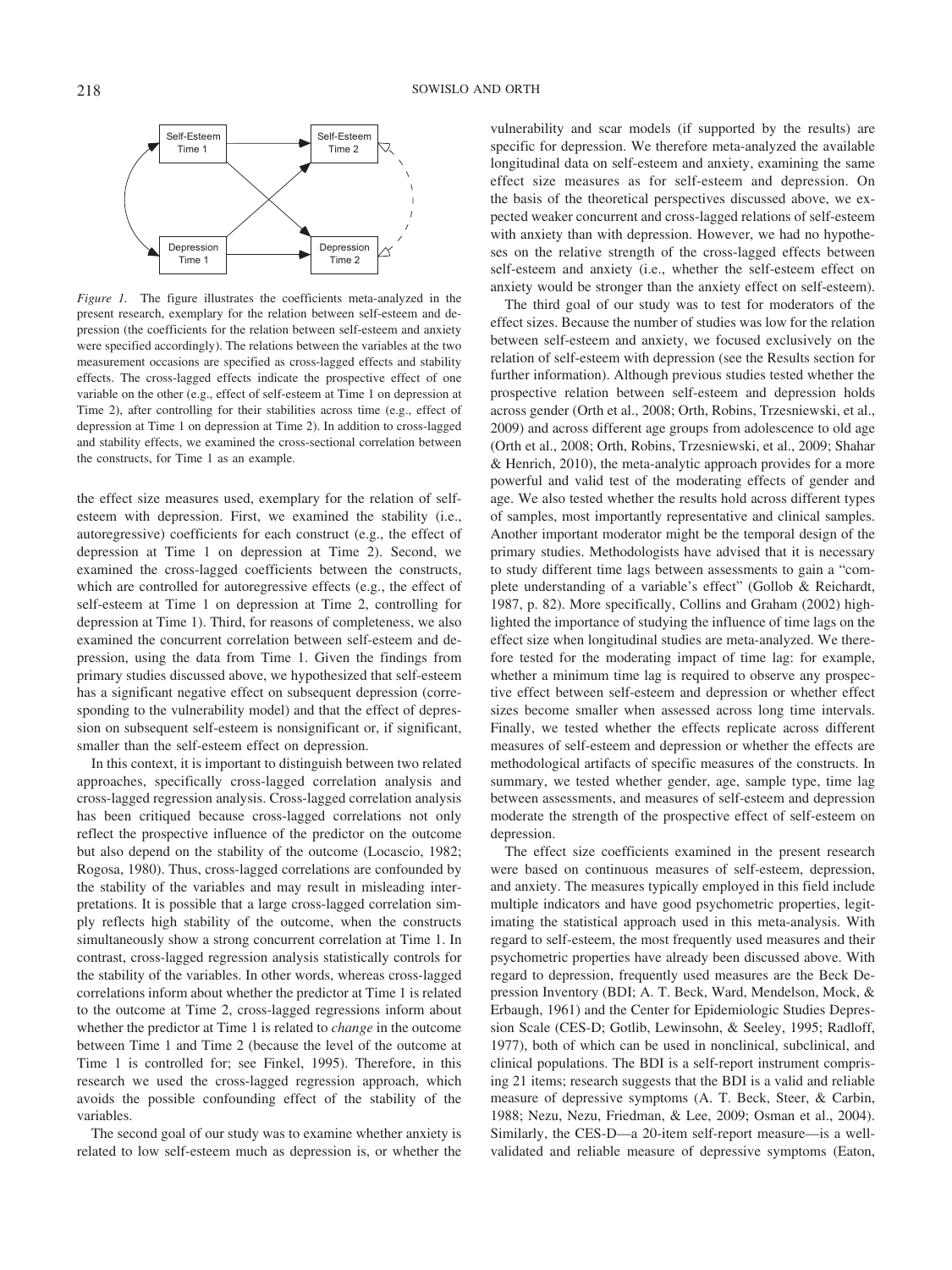Self-Esteem Time 1 | Self-Esteem Time 2 | Depression Time 1 | Depression Time 2

*Figure 1.* The figure illustrates the coefficients meta-analyzed in the present research, exemplary for the relation between self-esteem and depression (the coefficients for the relation between self-esteem and anxiety were specified accordingly). The relations between the variables at the two measurement occasions are specified as cross-lagged effects and stability effects. The cross-lagged effects indicate the prospective effect of one variable on the other (e.g., effect of self-esteem at Time 1 on depression at Time 2), after controlling for their stabilities across time (e.g., effect of depression at Time 1 on depression at Time 2). In addition to cross-lagged and stability effects, we examined the cross-sectional correlation between the constructs, for Time 1 as an example.

the effect size measures used, exemplary for the relation of self-esteem with depression. First, we examined the stability (i.e., autoregressive) coefficients for each construct (e.g., the effect of depression at Time 1 on depression at Time 2). Second, we examined the cross-lagged coefficients between the constructs, which are controlled for autoregressive effects (e.g., the effect of self-esteem at Time 1 on depression at Time 2, controlling for depression at Time 1). Third, for reasons of completeness, we also examined the concurrent correlation between self-esteem and depression, using the data from Time 1. Given the findings from primary studies discussed above, we hypothesized that self-esteem has a significant negative effect on subsequent depression (corresponding to the vulnerability model) and that the effect of depression on subsequent self-esteem is nonsignificant or, if significant, smaller than the self-esteem effect on depression.

In this context, it is important to distinguish between two related approaches, specifically cross-lagged correlation analysis and cross-lagged regression analysis. Cross-lagged correlation analysis has been critiqued because cross-lagged correlations not only reflect the prospective influence of the predictor on the outcome but also depend on the stability of the outcome (Locascio, 1982; Rogosa, 1980). Thus, cross-lagged correlations are confounded by the stability of the variables and may result in misleading interpretations. It is possible that a large cross-lagged correlation simply reflects high stability of the outcome, when the constructs simultaneously show a strong concurrent correlation at Time 1. In contrast, cross-lagged regression analysis statistically controls for the stability of the variables. In other words, whereas cross-lagged correlations inform about whether the predictor at Time 1 is related to the outcome at Time 2, cross-lagged regressions inform about whether the predictor at Time 1 is related to *change* in the outcome between Time 1 and Time 2 (because the level of the outcome at Time 1 is controlled for; see Finkel, 1995). Therefore, in this research we used the cross-lagged regression approach, which avoids the possible confounding effect of the stability of the variables.

The second goal of our study was to examine whether anxiety is related to low self-esteem much as depression is, or whether the vulnerability and scar models (if supported by the results) are specific for depression. We therefore meta-analyzed the available longitudinal data on self-esteem and anxiety, examining the same effect size measures as for self-esteem and depression. On the basis of the theoretical perspectives discussed above, we expected weaker concurrent and cross-lagged relations of self-esteem with anxiety than with depression. However, we had no hypotheses on the relative strength of the cross-lagged effects between self-esteem and anxiety (i.e., whether the self-esteem effect on anxiety would be stronger than the anxiety effect on self-esteem).

The third goal of our study was to test for moderators of the effect sizes. Because the number of studies was low for the relation between self-esteem and anxiety, we focused exclusively on the relation of self-esteem with depression (see the Results section for further information). Although previous studies tested whether the prospective relation between self-esteem and depression holds across gender (Orth et al., 2008; Orth, Robins, Trzesniewski, et al., 2009) and across different age groups from adolescence to old age (Orth et al., 2008; Orth, Robins, Trzesniewski, et al., 2009; Shahar & Henrich, 2010), the meta-analytic approach provides for a more powerful and valid test of the moderating effects of gender and age. We also tested whether the results hold across different types of samples, most importantly representative and clinical samples. Another important moderator might be the temporal design of the primary studies. Methodologists have advised that it is necessary to study different time lags between assessments to gain a "complete understanding of a variable's effect" (Gollob & Reichardt, 1987, p. 82). More specifically, Collins and Graham (2002) highlighted the importance of studying the influence of time lags on the effect size when longitudinal studies are meta-analyzed. We therefore tested for the moderating impact of time lag: for example, whether a minimum time lag is required to observe any prospective effect between self-esteem and depression or whether effect sizes become smaller when assessed across long time intervals. Finally, we tested whether the effects replicate across different measures of self-esteem and depression or whether the effects are methodological artifacts of specific measures of the constructs. In summary, we tested whether gender, age, sample type, time lag between assessments, and measures of self-esteem and depression moderate the strength of the prospective effect of self-esteem on depression.

The effect size coefficients examined in the present research were based on continuous measures of self-esteem, depression, and anxiety. The measures typically employed in this field include multiple indicators and have good psychometric properties, legitimating the statistical approach used in this meta-analysis. With regard to self-esteem, the most frequently used measures and their psychometric properties have already been discussed above. With regard to depression, frequently used measures are the Beck Depression Inventory (BDI; A. T. Beck, Ward, Mendelson, Mock, & Erbaugh, 1961) and the Center for Epidemiologic Studies Depression Scale (CES-D; Gotlib, Lewinsohn, & Seeley, 1995; Radloff, 1977), both of which can be used in nonclinical, subclinical, and clinical populations. The BDI is a self-report instrument comprising 21 items; research suggests that the BDI is a valid and reliable measure of depressive symptoms (A. T. Beck, Steer, & Carbin, 1988; Nezu, Nezu, Friedman, & Lee, 2009; Osman et al., 2004). Similarly, the CES-D—a 20-item self-report measure—is a well-validated and reliable measure of depressive symptoms (Eaton,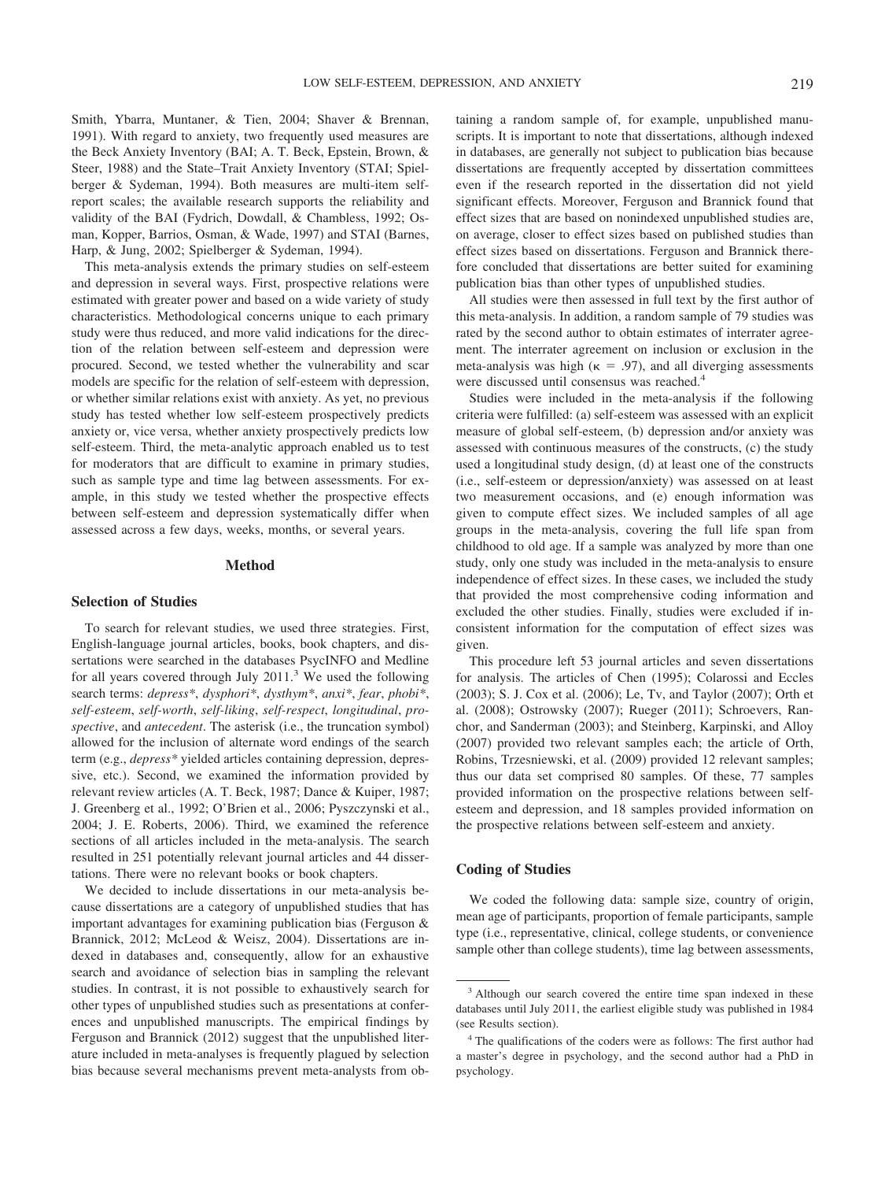Smith, Ybarra, Muntaner, & Tien, 2004; Shaver & Brennan, 1991). With regard to anxiety, two frequently used measures are the Beck Anxiety Inventory (BAI; A. T. Beck, Epstein, Brown, & Steer, 1988) and the State–Trait Anxiety Inventory (STAI; Spielberger & Sydeman, 1994). Both measures are multi-item self-report scales; the available research supports the reliability and validity of the BAI (Fydrich, Dowdall, & Chambless, 1992; Osman, Kopper, Barrios, Osman, & Wade, 1997) and STAI (Barnes, Harp, & Jung, 2002; Spielberger & Sydeman, 1994).

This meta-analysis extends the primary studies on self-esteem and depression in several ways. First, prospective relations were estimated with greater power and based on a wide variety of study characteristics. Methodological concerns unique to each primary study were thus reduced, and more valid indications for the direction of the relation between self-esteem and depression were procured. Second, we tested whether the vulnerability and scar models are specific for the relation of self-esteem with depression, or whether similar relations exist with anxiety. As yet, no previous study has tested whether low self-esteem prospectively predicts anxiety or, vice versa, whether anxiety prospectively predicts low self-esteem. Third, the meta-analytic approach enabled us to test for moderators that are difficult to examine in primary studies, such as sample type and time lag between assessments. For example, in this study we tested whether the prospective effects between self-esteem and depression systematically differ when assessed across a few days, weeks, months, or several years.

## Method

### Selection of Studies

To search for relevant studies, we used three strategies. First, English-language journal articles, books, book chapters, and dissertations were searched in the databases PsycINFO and Medline for all years covered through July 2011.[3] We used the following search terms: *depress**, *dysphori**, *dysthym**, *anxi**, *fear*, *phobi**, *self-esteem*, *self-worth*, *self-liking*, *self-respect*, *longitudinal*, *prospective*, and *antecedent*. The asterisk (i.e., the truncation symbol) allowed for the inclusion of alternate word endings of the search term (e.g., *depress** yielded articles containing depression, depressive, etc.). Second, we examined the information provided by relevant review articles (A. T. Beck, 1987; Dance & Kuiper, 1987; J. Greenberg et al., 1992; O'Brien et al., 2006; Pyszczynski et al., 2004; J. E. Roberts, 2006). Third, we examined the reference sections of all articles included in the meta-analysis. The search resulted in 251 potentially relevant journal articles and 44 dissertations. There were no relevant books or book chapters.

We decided to include dissertations in our meta-analysis because dissertations are a category of unpublished studies that has important advantages for examining publication bias (Ferguson & Brannick, 2012; McLeod & Weisz, 2004). Dissertations are indexed in databases and, consequently, allow for an exhaustive search and avoidance of selection bias in sampling the relevant studies. In contrast, it is not possible to exhaustively search for other types of unpublished studies such as presentations at conferences and unpublished manuscripts. The empirical findings by Ferguson and Brannick (2012) suggest that the unpublished literature included in meta-analyses is frequently plagued by selection bias because several mechanisms prevent meta-analysts from obtaining a random sample of, for example, unpublished manuscripts. It is important to note that dissertations, although indexed in databases, are generally not subject to publication bias because dissertations are frequently accepted by dissertation committees even if the research reported in the dissertation did not yield significant effects. Moreover, Ferguson and Brannick found that effect sizes that are based on nonindexed unpublished studies are, on average, closer to effect sizes based on published studies than effect sizes based on dissertations. Ferguson and Brannick therefore concluded that dissertations are better suited for examining publication bias than other types of unpublished studies.

All studies were then assessed in full text by the first author of this meta-analysis. In addition, a random sample of 79 studies was rated by the second author to obtain estimates of interrater agreement. The interrater agreement on inclusion or exclusion in the meta-analysis was high ($\kappa$ = .97), and all diverging assessments were discussed until consensus was reached.[4]

Studies were included in the meta-analysis if the following criteria were fulfilled: (a) self-esteem was assessed with an explicit measure of global self-esteem, (b) depression and/or anxiety was assessed with continuous measures of the constructs, (c) the study used a longitudinal study design, (d) at least one of the constructs (i.e., self-esteem or depression/anxiety) was assessed on at least two measurement occasions, and (e) enough information was given to compute effect sizes. We included samples of all age groups in the meta-analysis, covering the full life span from childhood to old age. If a sample was analyzed by more than one study, only one study was included in the meta-analysis to ensure independence of effect sizes. In these cases, we included the study that provided the most comprehensive coding information and excluded the other studies. Finally, studies were excluded if inconsistent information for the computation of effect sizes was given.

This procedure left 53 journal articles and seven dissertations for analysis. The articles of Chen (1995); Colarossi and Eccles (2003); S. J. Cox et al. (2006); Le, Tv, and Taylor (2007); Orth et al. (2008); Ostrowsky (2007); Rueger (2011); Schroevers, Ranchor, and Sanderman (2003); and Steinberg, Karpinski, and Alloy (2007) provided two relevant samples each; the article of Orth, Robins, Trzesniewski, et al. (2009) provided 12 relevant samples; thus our data set comprised 80 samples. Of these, 77 samples provided information on the prospective relations between self-esteem and depression, and 18 samples provided information on the prospective relations between self-esteem and anxiety.

### Coding of Studies

We coded the following data: sample size, country of origin, mean age of participants, proportion of female participants, sample type (i.e., representative, clinical, college students, or convenience sample other than college students), time lag between assessments,

[3] Although our search covered the entire time span indexed in these databases until July 2011, the earliest eligible study was published in 1984 (see Results section).

[4] The qualifications of the coders were as follows: The first author had a master's degree in psychology, and the second author had a PhD in psychology.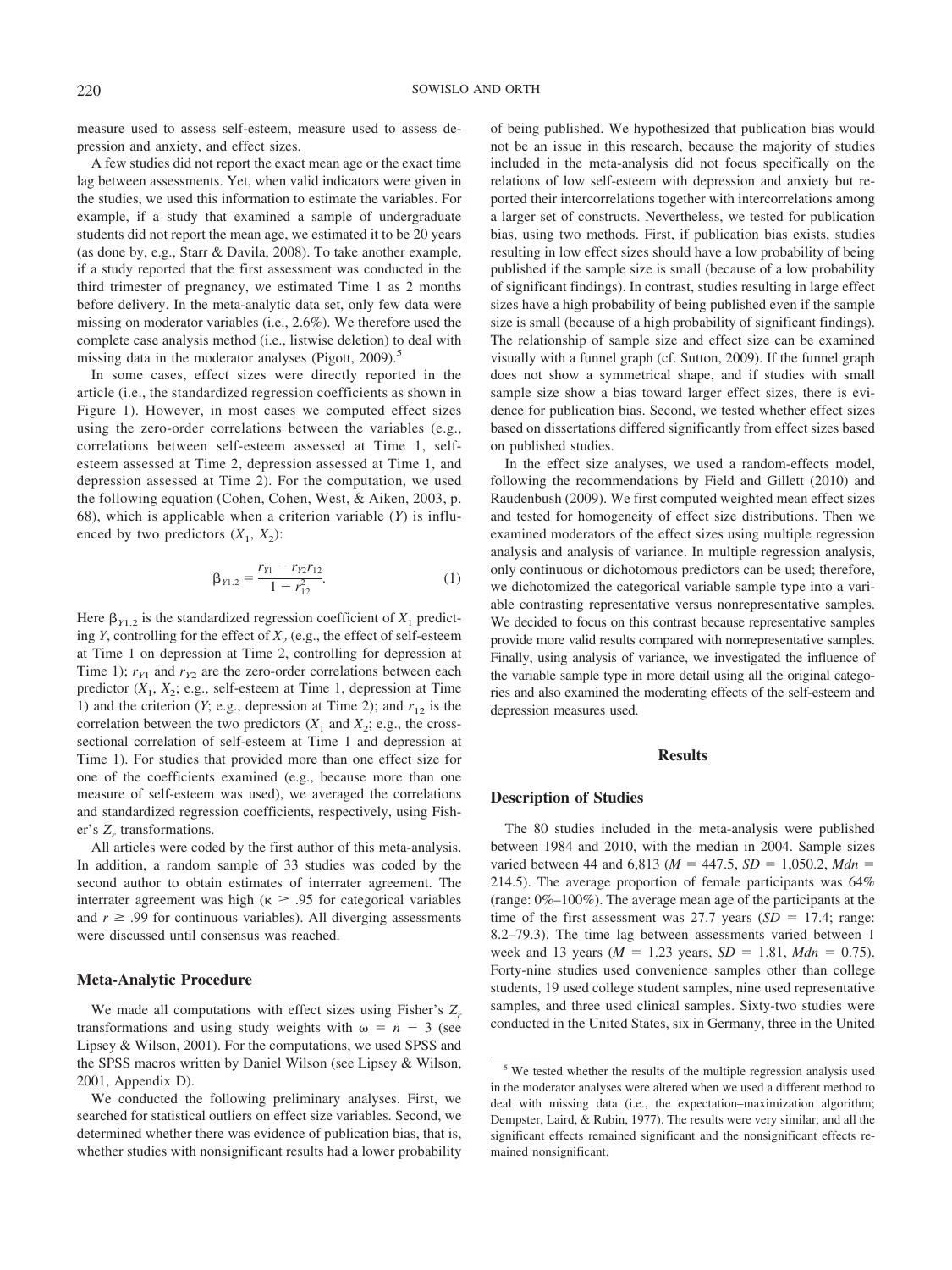measure used to assess self-esteem, measure used to assess depression and anxiety, and effect sizes.

A few studies did not report the exact mean age or the exact time lag between assessments. Yet, when valid indicators were given in the studies, we used this information to estimate the variables. For example, if a study that examined a sample of undergraduate students did not report the mean age, we estimated it to be 20 years (as done by, e.g., Starr & Davila, 2008). To take another example, if a study reported that the first assessment was conducted in the third trimester of pregnancy, we estimated Time 1 as 2 months before delivery. In the meta-analytic data set, only few data were missing on moderator variables (i.e., 2.6%). We therefore used the complete case analysis method (i.e., listwise deletion) to deal with missing data in the moderator analyses (Pigott, 2009).[5]

In some cases, effect sizes were directly reported in the article (i.e., the standardized regression coefficients as shown in Figure 1). However, in most cases we computed effect sizes using the zero-order correlations between the variables (e.g., correlations between self-esteem assessed at Time 1, self-esteem assessed at Time 2, depression assessed at Time 1, and depression assessed at Time 2). For the computation, we used the following equation (Cohen, Cohen, West, & Aiken, 2003, p. 68), which is applicable when a criterion variable ($Y$) is influenced by two predictors ($X_1$, $X_2$):

$$\beta_{Y1.2} = \frac{r_{Y1} - r_{Y2}r_{12}}{1 - r_{12}^2}. \quad (1)$$

Here $\beta_{Y1.2}$ is the standardized regression coefficient of $X_1$ predicting $Y$, controlling for the effect of $X_2$ (e.g., the effect of self-esteem at Time 1 on depression at Time 2, controlling for depression at Time 1); $r_{Y1}$ and $r_{Y2}$ are the zero-order correlations between each predictor ($X_1$, $X_2$; e.g., self-esteem at Time 1, depression at Time 1) and the criterion ($Y$; e.g., depression at Time 2); and $r_{12}$ is the correlation between the two predictors ($X_1$ and $X_2$; e.g., the cross-sectional correlation of self-esteem at Time 1 and depression at Time 1). For studies that provided more than one effect size for one of the coefficients examined (e.g., because more than one measure of self-esteem was used), we averaged the correlations and standardized regression coefficients, respectively, using Fisher's $Z_r$ transformations.

All articles were coded by the first author of this meta-analysis. In addition, a random sample of 33 studies was coded by the second author to obtain estimates of interrater agreement. The interrater agreement was high ($\kappa \geq .95$ for categorical variables and $r \geq .99$ for continuous variables). All diverging assessments were discussed until consensus was reached.

### Meta-Analytic Procedure

We made all computations with effect sizes using Fisher's $Z_r$ transformations and using study weights with $\omega = n - 3$ (see Lipsey & Wilson, 2001). For the computations, we used SPSS and the SPSS macros written by Daniel Wilson (see Lipsey & Wilson, 2001, Appendix D).

We conducted the following preliminary analyses. First, we searched for statistical outliers on effect size variables. Second, we determined whether there was evidence of publication bias, that is, whether studies with nonsignificant results had a lower probability of being published. We hypothesized that publication bias would not be an issue in this research, because the majority of studies included in the meta-analysis did not focus specifically on the relations of low self-esteem with depression and anxiety but reported their intercorrelations together with intercorrelations among a larger set of constructs. Nevertheless, we tested for publication bias, using two methods. First, if publication bias exists, studies resulting in low effect sizes should have a low probability of being published if the sample size is small (because of a low probability of significant findings). In contrast, studies resulting in large effect sizes have a high probability of being published even if the sample size is small (because of a high probability of significant findings). The relationship of sample size and effect size can be examined visually with a funnel graph (cf. Sutton, 2009). If the funnel graph does not show a symmetrical shape, and if studies with small sample size show a bias toward larger effect sizes, there is evidence for publication bias. Second, we tested whether effect sizes based on dissertations differed significantly from effect sizes based on published studies.

In the effect size analyses, we used a random-effects model, following the recommendations by Field and Gillett (2010) and Raudenbush (2009). We first computed weighted mean effect sizes and tested for homogeneity of effect size distributions. Then we examined moderators of the effect sizes using multiple regression analysis and analysis of variance. In multiple regression analysis, only continuous or dichotomous predictors can be used; therefore, we dichotomized the categorical variable sample type into a variable contrasting representative versus nonrepresentative samples. We decided to focus on this contrast because representative samples provide more valid results compared with nonrepresentative samples. Finally, using analysis of variance, we investigated the influence of the variable sample type in more detail using all the original categories and also examined the moderating effects of the self-esteem and depression measures used.

## Results

### Description of Studies

The 80 studies included in the meta-analysis were published between 1984 and 2010, with the median in 2004. Sample sizes varied between 44 and 6,813 ($M$ = 447.5, $SD$ = 1,050.2, $Mdn$ = 214.5). The average proportion of female participants was 64% (range: 0%–100%). The average mean age of the participants at the time of the first assessment was 27.7 years ($SD$ = 17.4; range: 8.2–79.3). The time lag between assessments varied between 1 week and 13 years ($M$ = 1.23 years, $SD$ = 1.81, $Mdn$ = 0.75). Forty-nine studies used convenience samples other than college students, 19 used college student samples, nine used representative samples, and three used clinical samples. Sixty-two studies were conducted in the United States, six in Germany, three in the United

[5] We tested whether the results of the multiple regression analysis used in the moderator analyses were altered when we used a different method to deal with missing data (i.e., the expectation–maximization algorithm; Dempster, Laird, & Rubin, 1977). The results were very similar, and all the significant effects remained significant and the nonsignificant effects remained nonsignificant.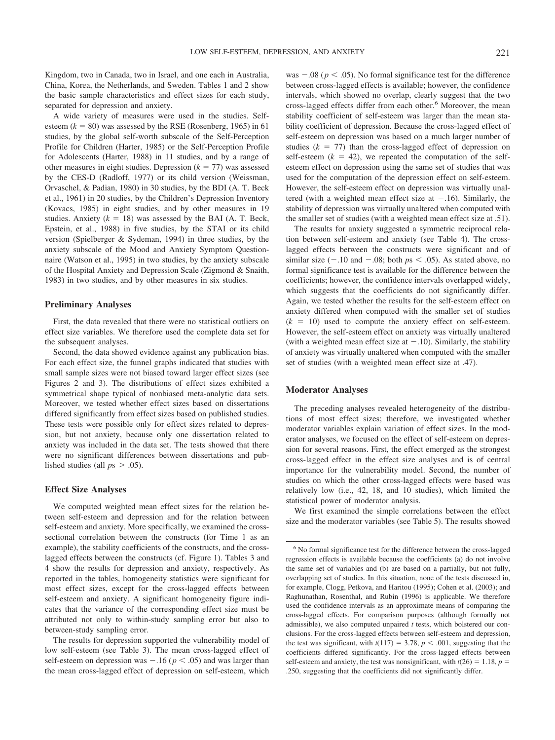Kingdom, two in Canada, two in Israel, and one each in Australia, China, Korea, the Netherlands, and Sweden. Tables 1 and 2 show the basic sample characteristics and effect sizes for each study, separated for depression and anxiety.

A wide variety of measures were used in the studies. Self-esteem ($k = 80$) was assessed by the RSE (Rosenberg, 1965) in 61 studies, by the global self-worth subscale of the Self-Perception Profile for Children (Harter, 1985) or the Self-Perception Profile for Adolescents (Harter, 1988) in 11 studies, and by a range of other measures in eight studies. Depression ($k = 77$) was assessed by the CES-D (Radloff, 1977) or its child version (Weissman, Orvaschel, & Padian, 1980) in 30 studies, by the BDI (A. T. Beck et al., 1961) in 20 studies, by the Children's Depression Inventory (Kovacs, 1985) in eight studies, and by other measures in 19 studies. Anxiety ($k = 18$) was assessed by the BAI (A. T. Beck, Epstein, et al., 1988) in five studies, by the STAI or its child version (Spielberger & Sydeman, 1994) in three studies, by the anxiety subscale of the Mood and Anxiety Symptom Questionnaire (Watson et al., 1995) in two studies, by the anxiety subscale of the Hospital Anxiety and Depression Scale (Zigmond & Snaith, 1983) in two studies, and by other measures in six studies.

### Preliminary Analyses

First, the data revealed that there were no statistical outliers on effect size variables. We therefore used the complete data set for the subsequent analyses.

Second, the data showed evidence against any publication bias. For each effect size, the funnel graphs indicated that studies with small sample sizes were not biased toward larger effect sizes (see Figures 2 and 3). The distributions of effect sizes exhibited a symmetrical shape typical of nonbiased meta-analytic data sets. Moreover, we tested whether effect sizes based on dissertations differed significantly from effect sizes based on published studies. These tests were possible only for effect sizes related to depression, but not anxiety, because only one dissertation related to anxiety was included in the data set. The tests showed that there were no significant differences between dissertations and published studies (all $p$s $> .05$).

### Effect Size Analyses

We computed weighted mean effect sizes for the relation between self-esteem and depression and for the relation between self-esteem and anxiety. More specifically, we examined the cross-sectional correlation between the constructs (for Time 1 as an example), the stability coefficients of the constructs, and the cross-lagged effects between the constructs (cf. Figure 1). Tables 3 and 4 show the results for depression and anxiety, respectively. As reported in the tables, homogeneity statistics were significant for most effect sizes, except for the cross-lagged effects between self-esteem and anxiety. A significant homogeneity figure indicates that the variance of the corresponding effect size must be attributed not only to within-study sampling error but also to between-study sampling error.

The results for depression supported the vulnerability model of low self-esteem (see Table 3). The mean cross-lagged effect of self-esteem on depression was $-.16$ ($p < .05$) and was larger than the mean cross-lagged effect of depression on self-esteem, which was $-.08$ ($p < .05$). No formal significance test for the difference between cross-lagged effects is available; however, the confidence intervals, which showed no overlap, clearly suggest that the two cross-lagged effects differ from each other.[6] Moreover, the mean stability coefficient of self-esteem was larger than the mean stability coefficient of depression. Because the cross-lagged effect of self-esteem on depression was based on a much larger number of studies ($k = 77$) than the cross-lagged effect of depression on self-esteem ($k = 42$), we repeated the computation of the self-esteem effect on depression using the same set of studies that was used for the computation of the depression effect on self-esteem. However, the self-esteem effect on depression was virtually unaltered (with a weighted mean effect size at $-.16$). Similarly, the stability of depression was virtually unaltered when computed with the smaller set of studies (with a weighted mean effect size at .51).

The results for anxiety suggested a symmetric reciprocal relation between self-esteem and anxiety (see Table 4). The cross-lagged effects between the constructs were significant and of similar size ($-.10$ and $-.08$; both $p$s $< .05$). As stated above, no formal significance test is available for the difference between the coefficients; however, the confidence intervals overlapped widely, which suggests that the coefficients do not significantly differ. Again, we tested whether the results for the self-esteem effect on anxiety differed when computed with the smaller set of studies ($k = 10$) used to compute the anxiety effect on self-esteem. However, the self-esteem effect on anxiety was virtually unaltered (with a weighted mean effect size at $-.10$). Similarly, the stability of anxiety was virtually unaltered when computed with the smaller set of studies (with a weighted mean effect size at .47).

### Moderator Analyses

The preceding analyses revealed heterogeneity of the distributions of most effect sizes; therefore, we investigated whether moderator variables explain variation of effect sizes. In the moderator analyses, we focused on the effect of self-esteem on depression for several reasons. First, the effect emerged as the strongest cross-lagged effect in the effect size analyses and is of central importance for the vulnerability model. Second, the number of studies on which the other cross-lagged effects were based was relatively low (i.e., 42, 18, and 10 studies), which limited the statistical power of moderator analysis.

We first examined the simple correlations between the effect size and the moderator variables (see Table 5). The results showed

---

[6] No formal significance test for the difference between the cross-lagged regression effects is available because the coefficients (a) do not involve the same set of variables and (b) are based on a partially, but not fully, overlapping set of studies. In this situation, none of the tests discussed in, for example, Clogg, Petkova, and Haritou (1995); Cohen et al. (2003); and Raghunathan, Rosenthal, and Rubin (1996) is applicable. We therefore used the confidence intervals as an approximate means of comparing the cross-lagged effects. For comparison purposes (although formally not admissible), we also computed unpaired $t$ tests, which bolstered our conclusions. For the cross-lagged effects between self-esteem and depression, the test was significant, with $t(117) = 3.78$, $p < .001$, suggesting that the coefficients differed significantly. For the cross-lagged effects between self-esteem and anxiety, the test was nonsignificant, with $t(26) = 1.18$, $p = .250$, suggesting that the coefficients did not significantly differ.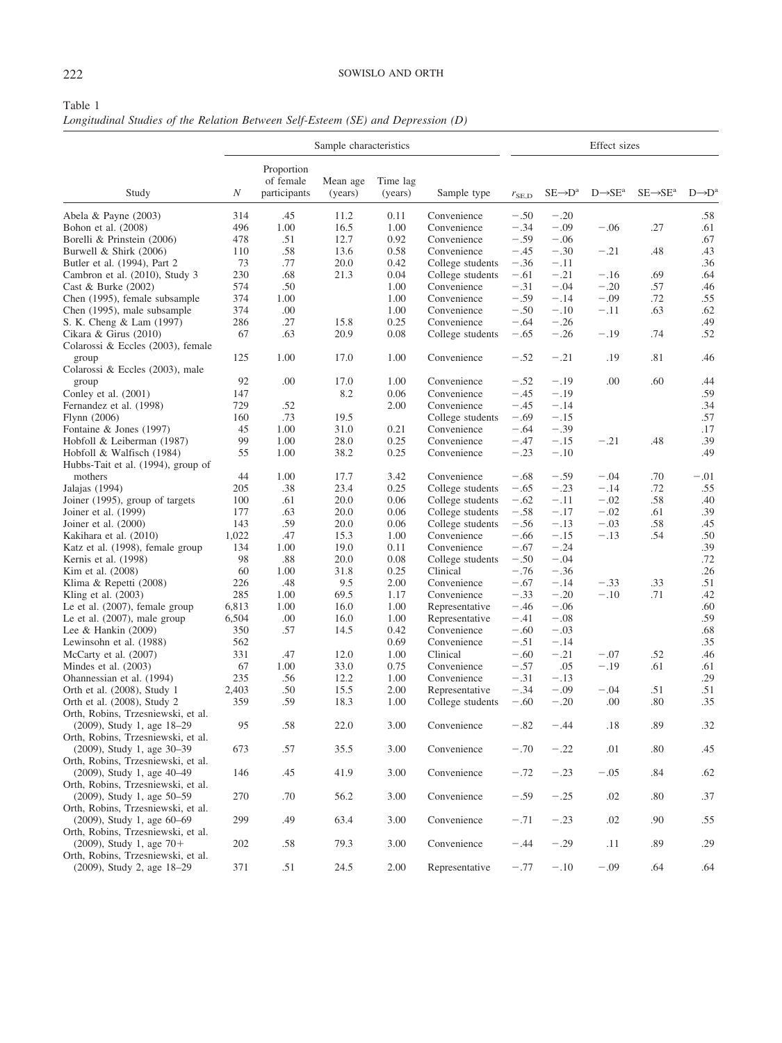Table 1
*Longitudinal Studies of the Relation Between Self-Esteem (SE) and Depression (D)*

| | Sample characteristics | | | | | Effect sizes | | | | |
|---|---|---|---|---|---|---|---|---|---|---|
| Study | $N$ | Proportion of female participants | Mean age (years) | Time lag (years) | Sample type | $r_{SE,D}$ | SE→D[a] | D→SE[a] | SE→SE[a] | D→D[a] |
| Abela & Payne (2003) | 314 | .45 | 11.2 | 0.11 | Convenience | −.50 | −.20 | | | .58 |
| Bohon et al. (2008) | 496 | 1.00 | 16.5 | 1.00 | Convenience | −.34 | −.09 | −.06 | .27 | .61 |
| Borelli & Prinstein (2006) | 478 | .51 | 12.7 | 0.92 | Convenience | −.59 | −.06 | | | .67 |
| Burwell & Shirk (2006) | 110 | .58 | 13.6 | 0.58 | Convenience | −.45 | −.30 | −.21 | .48 | .43 |
| Butler et al. (1994), Part 2 | 73 | .77 | 20.0 | 0.42 | College students | −.36 | −.11 | | | .36 |
| Cambron et al. (2010), Study 3 | 230 | .68 | 21.3 | 0.04 | College students | −.61 | −.21 | −.16 | .69 | .64 |
| Cast & Burke (2002) | 574 | .50 | | 1.00 | Convenience | −.31 | −.04 | −.20 | .57 | .46 |
| Chen (1995), female subsample | 374 | 1.00 | | 1.00 | Convenience | −.59 | −.14 | −.09 | .72 | .55 |
| Chen (1995), male subsample | 374 | .00 | | 1.00 | Convenience | −.50 | −.10 | −.11 | .63 | .62 |
| S. K. Cheng & Lam (1997) | 286 | .27 | 15.8 | 0.25 | Convenience | −.64 | −.26 | | | .49 |
| Cikara & Girus (2010) | 67 | .63 | 20.9 | 0.08 | College students | −.65 | −.26 | −.19 | .74 | .52 |
| Colarossi & Eccles (2003), female group | 125 | 1.00 | 17.0 | 1.00 | Convenience | −.52 | −.21 | .19 | .81 | .46 |
| Colarossi & Eccles (2003), male group | 92 | .00 | 17.0 | 1.00 | Convenience | −.52 | −.19 | .00 | .60 | .44 |
| Conley et al. (2001) | 147 | | 8.2 | 0.06 | Convenience | −.45 | −.19 | | | .59 |
| Fernandez et al. (1998) | 729 | .52 | | 2.00 | Convenience | −.45 | −.14 | | | .34 |
| Flynn (2006) | 160 | .73 | 19.5 | | College students | −.69 | −.15 | | | .57 |
| Fontaine & Jones (1997) | 45 | 1.00 | 31.0 | 0.21 | Convenience | −.64 | −.39 | | | .17 |
| Hobfoll & Leiberman (1987) | 99 | 1.00 | 28.0 | 0.25 | Convenience | −.47 | −.15 | −.21 | .48 | .39 |
| Hobfoll & Walfisch (1984) | 55 | 1.00 | 38.2 | 0.25 | Convenience | −.23 | −.10 | | | .49 |
| Hubbs-Tait et al. (1994), group of mothers | 44 | 1.00 | 17.7 | 3.42 | Convenience | −.68 | −.59 | −.04 | .70 | −.01 |
| Jalajas (1994) | 205 | .38 | 23.4 | 0.25 | College students | −.65 | −.23 | −.14 | .72 | .55 |
| Joiner (1995), group of targets | 100 | .61 | 20.0 | 0.06 | College students | −.62 | −.11 | −.02 | .58 | .40 |
| Joiner et al. (1999) | 177 | .63 | 20.0 | 0.06 | College students | −.58 | −.17 | −.02 | .61 | .39 |
| Joiner et al. (2000) | 143 | .59 | 20.0 | 0.06 | College students | −.56 | −.13 | −.03 | .58 | .45 |
| Kakihara et al. (2010) | 1,022 | .47 | 15.3 | 1.00 | Convenience | −.66 | −.15 | −.13 | .54 | .50 |
| Katz et al. (1998), female group | 134 | 1.00 | 19.0 | 0.11 | Convenience | −.67 | −.24 | | | .39 |
| Kernis et al. (1998) | 98 | .88 | 20.0 | 0.08 | College students | −.50 | −.04 | | | .72 |
| Kim et al. (2008) | 60 | 1.00 | 31.8 | 0.25 | Clinical | −.76 | −.36 | | | .26 |
| Klima & Repetti (2008) | 226 | .48 | 9.5 | 2.00 | Convenience | −.67 | −.14 | −.33 | .33 | .51 |
| Kling et al. (2003) | 285 | 1.00 | 69.5 | 1.17 | Convenience | −.33 | −.20 | −.10 | .71 | .42 |
| Le et al. (2007), female group | 6,813 | 1.00 | 16.0 | 1.00 | Representative | −.46 | −.06 | | | .60 |
| Le et al. (2007), male group | 6,504 | .00 | 16.0 | 1.00 | Representative | −.41 | −.08 | | | .59 |
| Lee & Hankin (2009) | 350 | .57 | 14.5 | 0.42 | Convenience | −.60 | −.03 | | | .68 |
| Lewinsohn et al. (1988) | 562 | | | 0.69 | Convenience | −.51 | −.14 | | | .35 |
| McCarty et al. (2007) | 331 | .47 | 12.0 | 1.00 | Clinical | −.60 | −.21 | −.07 | .52 | .46 |
| Mindes et al. (2003) | 67 | 1.00 | 33.0 | 0.75 | Convenience | −.57 | .05 | −.19 | .61 | .61 |
| Ohannessian et al. (1994) | 235 | .56 | 12.2 | 1.00 | Convenience | −.31 | −.13 | | | .29 |
| Orth et al. (2008), Study 1 | 2,403 | .50 | 15.5 | 2.00 | Representative | −.34 | −.09 | −.04 | .51 | .51 |
| Orth et al. (2008), Study 2 | 359 | .59 | 18.3 | 1.00 | College students | −.60 | −.20 | .00 | .80 | .35 |
| Orth, Robins, Trzesniewski, et al. (2009), Study 1, age 18–29 | 95 | .58 | 22.0 | 3.00 | Convenience | −.82 | −.44 | .18 | .89 | .32 |
| Orth, Robins, Trzesniewski, et al. (2009), Study 1, age 30–39 | 673 | .57 | 35.5 | 3.00 | Convenience | −.70 | −.22 | .01 | .80 | .45 |
| Orth, Robins, Trzesniewski, et al. (2009), Study 1, age 40–49 | 146 | .45 | 41.9 | 3.00 | Convenience | −.72 | −.23 | −.05 | .84 | .62 |
| Orth, Robins, Trzesniewski, et al. (2009), Study 1, age 50–59 | 270 | .70 | 56.2 | 3.00 | Convenience | −.59 | −.25 | .02 | .80 | .37 |
| Orth, Robins, Trzesniewski, et al. (2009), Study 1, age 60–69 | 299 | .49 | 63.4 | 3.00 | Convenience | −.71 | −.23 | .02 | .90 | .55 |
| Orth, Robins, Trzesniewski, et al. (2009), Study 1, age 70+ | 202 | .58 | 79.3 | 3.00 | Convenience | −.44 | −.29 | .11 | .89 | .29 |
| Orth, Robins, Trzesniewski, et al. (2009), Study 2, age 18–29 | 371 | .51 | 24.5 | 2.00 | Representative | −.77 | −.10 | −.09 | .64 | .64 |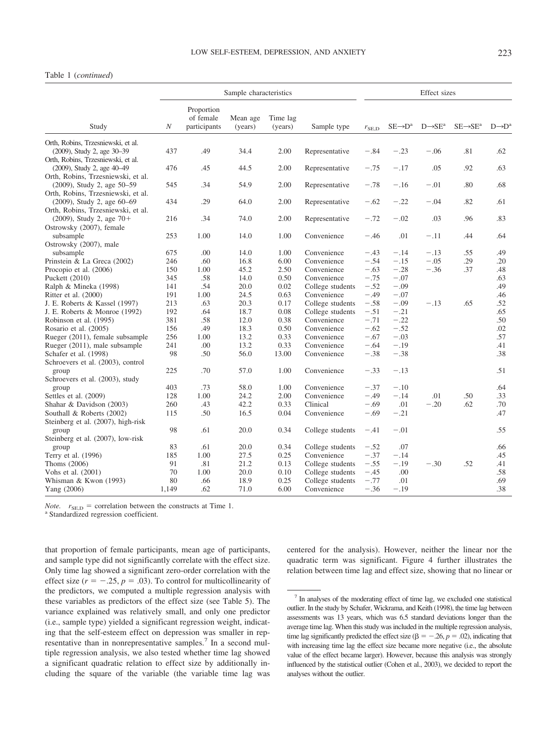Table 1 (*continued*)

| Study | Sample characteristics | | | | | Effect sizes | | | | |
|---|---|---|---|---|---|---|---|---|---|---|
| | *N* | Proportion of female participants | Mean age (years) | Time lag (years) | Sample type | $r_{SE,D}$ | SE→D[a] | D→SE[a] | SE→SE[a] | D→D[a] |
| Orth, Robins, Trzesniewski, et al. (2009), Study 2, age 30–39 | 437 | .49 | 34.4 | 2.00 | Representative | −.84 | −.23 | −.06 | .81 | .62 |
| Orth, Robins, Trzesniewski, et al. (2009), Study 2, age 40–49 | 476 | .45 | 44.5 | 2.00 | Representative | −.75 | −.17 | .05 | .92 | .63 |
| Orth, Robins, Trzesniewski, et al. (2009), Study 2, age 50–59 | 545 | .34 | 54.9 | 2.00 | Representative | −.78 | −.16 | −.01 | .80 | .68 |
| Orth, Robins, Trzesniewski, et al. (2009), Study 2, age 60–69 | 434 | .29 | 64.0 | 2.00 | Representative | −.62 | −.22 | −.04 | .82 | .61 |
| Orth, Robins, Trzesniewski, et al. (2009), Study 2, age 70+ | 216 | .34 | 74.0 | 2.00 | Representative | −.72 | −.02 | .03 | .96 | .83 |
| Ostrowsky (2007), female subsample | 253 | 1.00 | 14.0 | 1.00 | Convenience | −.46 | .01 | −.11 | .44 | .64 |
| Ostrowsky (2007), male subsample | 675 | .00 | 14.0 | 1.00 | Convenience | −.43 | −.14 | −.13 | .55 | .49 |
| Prinstein & La Greca (2002) | 246 | .60 | 16.8 | 6.00 | Convenience | −.54 | −.15 | −.05 | .29 | .20 |
| Procopio et al. (2006) | 150 | 1.00 | 45.2 | 2.50 | Convenience | −.63 | −.28 | −.36 | .37 | .48 |
| Puckett (2010) | 345 | .58 | 14.0 | 0.50 | Convenience | −.75 | −.07 | | | .63 |
| Ralph & Mineka (1998) | 141 | .54 | 20.0 | 0.02 | College students | −.52 | −.09 | | | .49 |
| Ritter et al. (2000) | 191 | 1.00 | 24.5 | 0.63 | Convenience | −.49 | −.07 | | | .46 |
| J. E. Roberts & Kassel (1997) | 213 | .63 | 20.3 | 0.17 | College students | −.58 | −.09 | −.13 | .65 | .52 |
| J. E. Roberts & Monroe (1992) | 192 | .64 | 18.7 | 0.08 | College students | −.51 | −.21 | | | .65 |
| Robinson et al. (1995) | 381 | .58 | 12.0 | 0.38 | Convenience | −.71 | −.22 | | | .50 |
| Rosario et al. (2005) | 156 | .49 | 18.3 | 0.50 | Convenience | −.62 | −.52 | | | .02 |
| Rueger (2011), female subsample | 256 | 1.00 | 13.2 | 0.33 | Convenience | −.67 | −.03 | | | .57 |
| Rueger (2011), male subsample | 241 | .00 | 13.2 | 0.33 | Convenience | −.64 | −.19 | | | .41 |
| Schafer et al. (1998) | 98 | .50 | 56.0 | 13.00 | Convenience | −.38 | −.38 | | | .38 |
| Schroevers et al. (2003), control group | 225 | .70 | 57.0 | 1.00 | Convenience | −.33 | −.13 | | | .51 |
| Schroevers et al. (2003), study group | 403 | .73 | 58.0 | 1.00 | Convenience | −.37 | −.10 | | | .64 |
| Settles et al. (2009) | 128 | 1.00 | 24.2 | 2.00 | Convenience | −.49 | −.14 | .01 | .50 | .33 |
| Shahar & Davidson (2003) | 260 | .43 | 42.2 | 0.33 | Clinical | −.69 | .01 | −.20 | .62 | .70 |
| Southall & Roberts (2002) | 115 | .50 | 16.5 | 0.04 | Convenience | −.69 | −.21 | | | .47 |
| Steinberg et al. (2007), high-risk group | 98 | .61 | 20.0 | 0.34 | College students | −.41 | −.01 | | | .55 |
| Steinberg et al. (2007), low-risk group | 83 | .61 | 20.0 | 0.34 | College students | −.52 | .07 | | | .66 |
| Terry et al. (1996) | 185 | 1.00 | 27.5 | 0.25 | Convenience | −.37 | −.14 | | | .45 |
| Thoms (2006) | 91 | .81 | 21.2 | 0.13 | College students | −.55 | −.19 | −.30 | .52 | .41 |
| Vohs et al. (2001) | 70 | 1.00 | 20.0 | 0.10 | College students | −.45 | .00 | | | .58 |
| Whisman & Kwon (1993) | 80 | .66 | 18.9 | 0.25 | College students | −.77 | .01 | | | .69 |
| Yang (2006) | 1,149 | .62 | 71.0 | 6.00 | Convenience | −.36 | −.19 | | | .38 |

*Note.* $r_{SE,D}$ = correlation between the constructs at Time 1.
[a] Standardized regression coefficient.

that proportion of female participants, mean age of participants, and sample type did not significantly correlate with the effect size. Only time lag showed a significant zero-order correlation with the effect size ($r = -.25$, $p = .03$). To control for multicollinearity of the predictors, we computed a multiple regression analysis with these variables as predictors of the effect size (see Table 5). The variance explained was relatively small, and only one predictor (i.e., sample type) yielded a significant regression weight, indicating that the self-esteem effect on depression was smaller in representative than in nonrepresentative samples.[7] In a second multiple regression analysis, we also tested whether time lag showed a significant quadratic relation to effect size by additionally including the square of the variable (the variable time lag was centered for the analysis). However, neither the linear nor the quadratic term was significant. Figure 4 further illustrates the relation between time lag and effect size, showing that no linear or

[7] In analyses of the moderating effect of time lag, we excluded one statistical outlier. In the study by Schafer, Wickrama, and Keith (1998), the time lag between assessments was 13 years, which was 6.5 standard deviations longer than the average time lag. When this study was included in the multiple regression analysis, time lag significantly predicted the effect size ($\beta = -.26$, $p = .02$), indicating that with increasing time lag the effect size became more negative (i.e., the absolute value of the effect became larger). However, because this analysis was strongly influenced by the statistical outlier (Cohen et al., 2003), we decided to report the analyses without the outlier.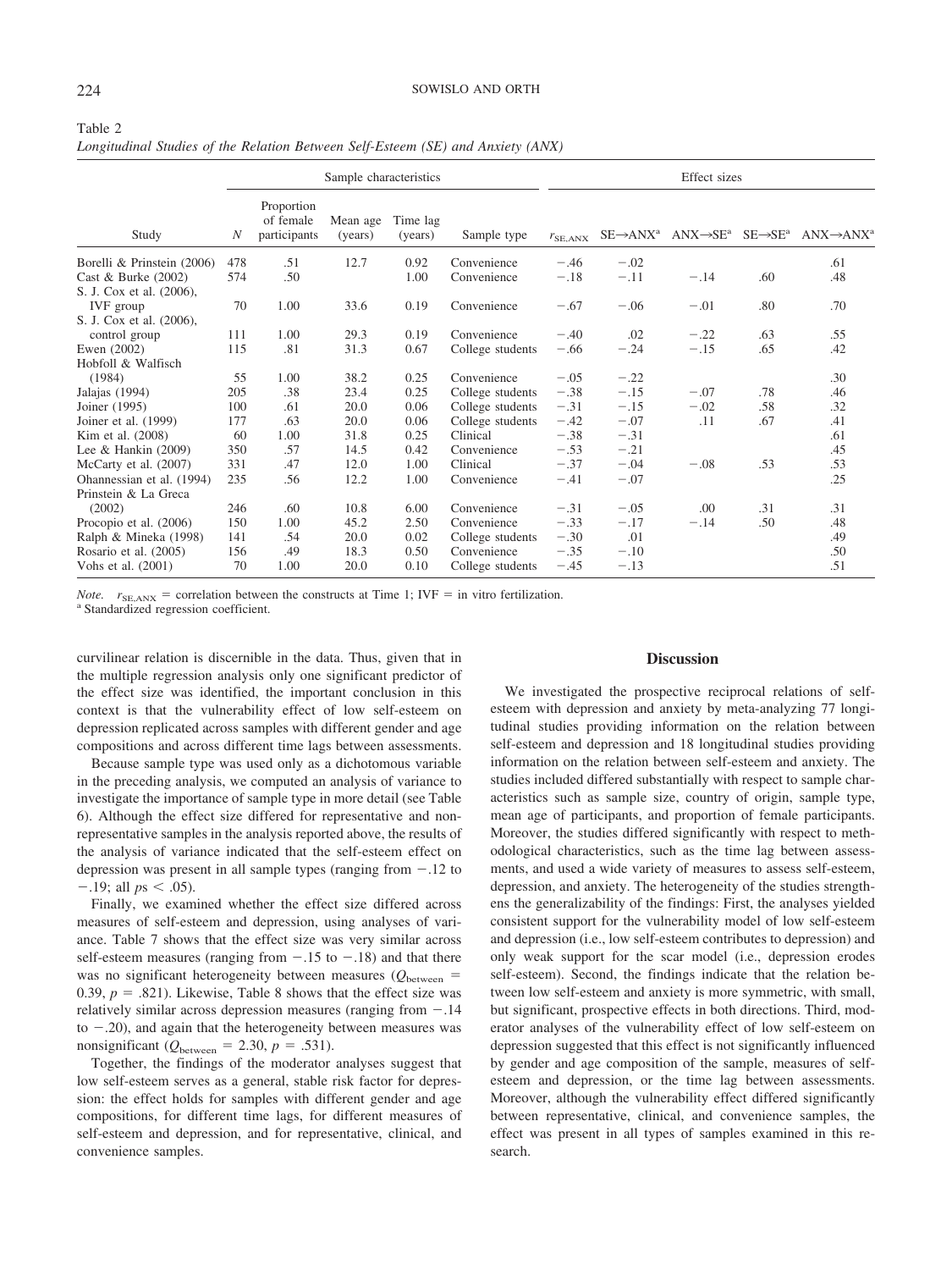Table 2
*Longitudinal Studies of the Relation Between Self-Esteem (SE) and Anxiety (ANX)*

| | Sample characteristics | | | | | Effect sizes | | | | |
|---|---|---|---|---|---|---|---|---|---|---|
| Study | $N$ | Proportion of female participants | Mean age (years) | Time lag (years) | Sample type | $r_{SE,ANX}$ | SE→ANX[a] | ANX→SE[a] | SE→SE[a] | ANX→ANX[a] |
| Borelli & Prinstein (2006) | 478 | .51 | 12.7 | 0.92 | Convenience | −.46 | −.02 | | | .61 |
| Cast & Burke (2002) | 574 | .50 | | 1.00 | Convenience | −.18 | −.11 | −.14 | .60 | .48 |
| S. J. Cox et al. (2006), IVF group | 70 | 1.00 | 33.6 | 0.19 | Convenience | −.67 | −.06 | −.01 | .80 | .70 |
| S. J. Cox et al. (2006), control group | 111 | 1.00 | 29.3 | 0.19 | Convenience | −.40 | .02 | −.22 | .63 | .55 |
| Ewen (2002) | 115 | .81 | 31.3 | 0.67 | College students | −.66 | −.24 | −.15 | .65 | .42 |
| Hobfoll & Walfisch (1984) | 55 | 1.00 | 38.2 | 0.25 | Convenience | −.05 | −.22 | | | .30 |
| Jalajas (1994) | 205 | .38 | 23.4 | 0.25 | College students | −.38 | −.15 | −.07 | .78 | .46 |
| Joiner (1995) | 100 | .61 | 20.0 | 0.06 | College students | −.31 | −.15 | −.02 | .58 | .32 |
| Joiner et al. (1999) | 177 | .63 | 20.0 | 0.06 | College students | −.42 | −.07 | .11 | .67 | .41 |
| Kim et al. (2008) | 60 | 1.00 | 31.8 | 0.25 | Clinical | −.38 | −.31 | | | .61 |
| Lee & Hankin (2009) | 350 | .57 | 14.5 | 0.42 | Convenience | −.53 | −.21 | | | .45 |
| McCarty et al. (2007) | 331 | .47 | 12.0 | 1.00 | Clinical | −.37 | −.04 | −.08 | .53 | .53 |
| Ohannessian et al. (1994) | 235 | .56 | 12.2 | 1.00 | Convenience | −.41 | −.07 | | | .25 |
| Prinstein & La Greca (2002) | 246 | .60 | 10.8 | 6.00 | Convenience | −.31 | −.05 | .00 | .31 | .31 |
| Procopio et al. (2006) | 150 | 1.00 | 45.2 | 2.50 | Convenience | −.33 | −.17 | −.14 | .50 | .48 |
| Ralph & Mineka (1998) | 141 | .54 | 20.0 | 0.02 | College students | −.30 | .01 | | | .49 |
| Rosario et al. (2005) | 156 | .49 | 18.3 | 0.50 | Convenience | −.35 | −.10 | | | .50 |
| Vohs et al. (2001) | 70 | 1.00 | 20.0 | 0.10 | College students | −.45 | −.13 | | | .51 |

*Note.* $r_{SE,ANX}$ = correlation between the constructs at Time 1; IVF = in vitro fertilization.
[a] Standardized regression coefficient.

curvilinear relation is discernible in the data. Thus, given that in the multiple regression analysis only one significant predictor of the effect size was identified, the important conclusion in this context is that the vulnerability effect of low self-esteem on depression replicated across samples with different gender and age compositions and across different time lags between assessments.

Because sample type was used only as a dichotomous variable in the preceding analysis, we computed an analysis of variance to investigate the importance of sample type in more detail (see Table 6). Although the effect size differed for representative and nonrepresentative samples in the analysis reported above, the results of the analysis of variance indicated that the self-esteem effect on depression was present in all sample types (ranging from −.12 to −.19; all $ps < .05$).

Finally, we examined whether the effect size differed across measures of self-esteem and depression, using analyses of variance. Table 7 shows that the effect size was very similar across self-esteem measures (ranging from −.15 to −.18) and that there was no significant heterogeneity between measures ($Q_{between}$ = 0.39, $p$ = .821). Likewise, Table 8 shows that the effect size was relatively similar across depression measures (ranging from −.14 to −.20), and again that the heterogeneity between measures was nonsignificant ($Q_{between}$ = 2.30, $p$ = .531).

Together, the findings of the moderator analyses suggest that low self-esteem serves as a general, stable risk factor for depression: the effect holds for samples with different gender and age compositions, for different time lags, for different measures of self-esteem and depression, and for representative, clinical, and convenience samples.

## Discussion

We investigated the prospective reciprocal relations of self-esteem with depression and anxiety by meta-analyzing 77 longitudinal studies providing information on the relation between self-esteem and depression and 18 longitudinal studies providing information on the relation between self-esteem and anxiety. The studies included differed substantially with respect to sample characteristics such as sample size, country of origin, sample type, mean age of participants, and proportion of female participants. Moreover, the studies differed significantly with respect to methodological characteristics, such as the time lag between assessments, and used a wide variety of measures to assess self-esteem, depression, and anxiety. The heterogeneity of the studies strengthens the generalizability of the findings: First, the analyses yielded consistent support for the vulnerability model of low self-esteem and depression (i.e., low self-esteem contributes to depression) and only weak support for the scar model (i.e., depression erodes self-esteem). Second, the findings indicate that the relation between low self-esteem and anxiety is more symmetric, with small, but significant, prospective effects in both directions. Third, moderator analyses of the vulnerability effect of low self-esteem on depression suggested that this effect is not significantly influenced by gender and age composition of the sample, measures of self-esteem and depression, or the time lag between assessments. Moreover, although the vulnerability effect differed significantly between representative, clinical, and convenience samples, the effect was present in all types of samples examined in this research.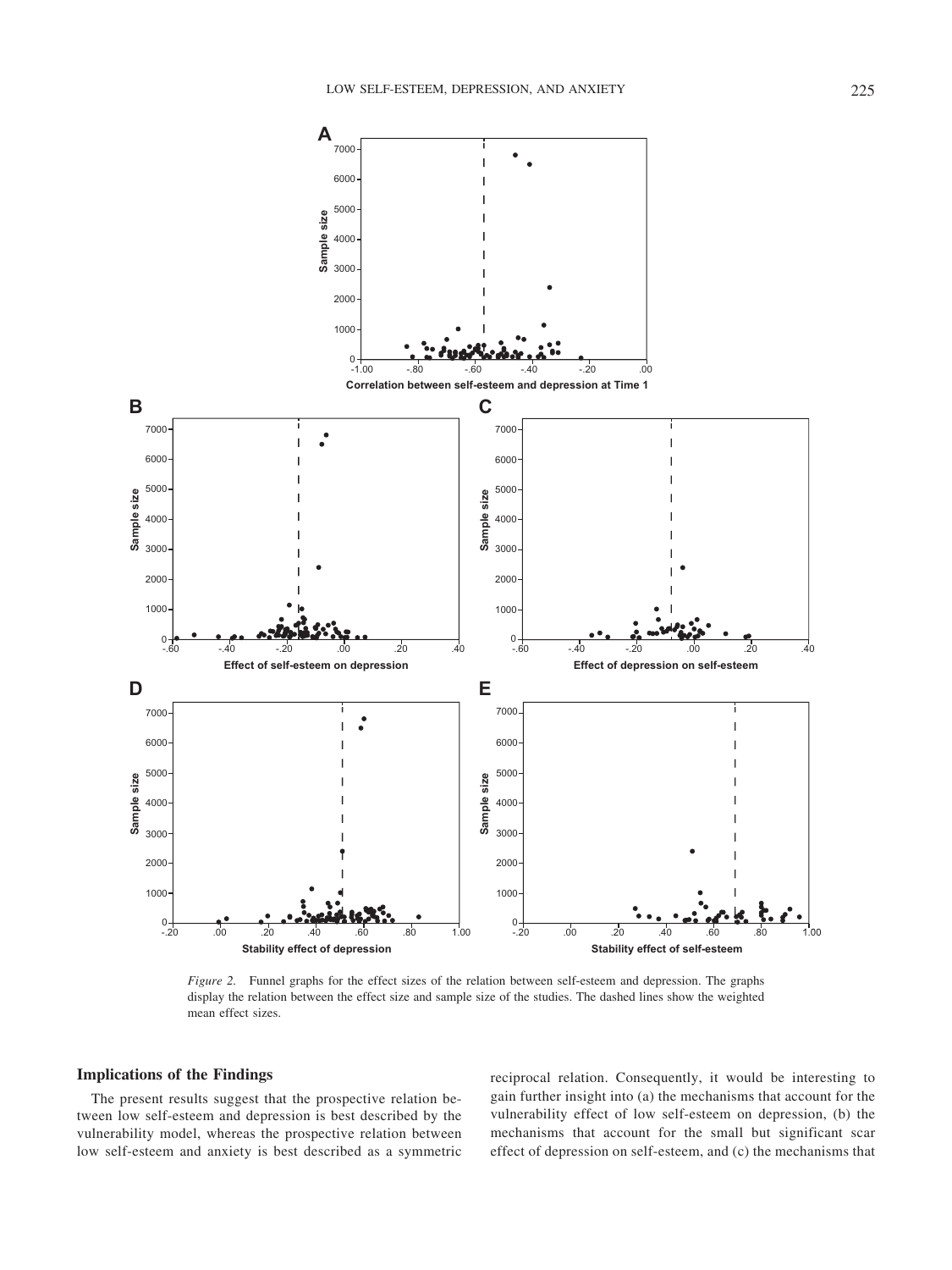*Figure 2.* Funnel graphs for the effect sizes of the relation between self-esteem and depression. The graphs display the relation between the effect size and sample size of the studies. The dashed lines show the weighted mean effect sizes.

## Implications of the Findings

The present results suggest that the prospective relation between low self-esteem and depression is best described by the vulnerability model, whereas the prospective relation between low self-esteem and anxiety is best described as a symmetric reciprocal relation. Consequently, it would be interesting to gain further insight into (a) the mechanisms that account for the vulnerability effect of low self-esteem on depression, (b) the mechanisms that account for the small but significant scar effect of depression on self-esteem, and (c) the mechanisms that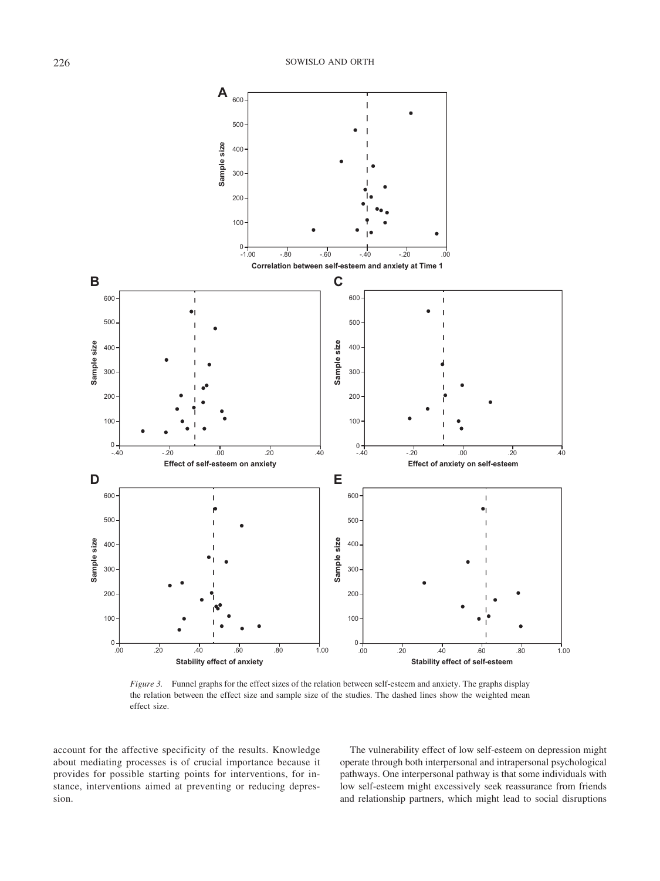*Figure 3.* Funnel graphs for the effect sizes of the relation between self-esteem and anxiety. The graphs display the relation between the effect size and sample size of the studies. The dashed lines show the weighted mean effect size.

account for the affective specificity of the results. Knowledge about mediating processes is of crucial importance because it provides for possible starting points for interventions, for instance, interventions aimed at preventing or reducing depression.

The vulnerability effect of low self-esteem on depression might operate through both interpersonal and intrapersonal psychological pathways. One interpersonal pathway is that some individuals with low self-esteem might excessively seek reassurance from friends and relationship partners, which might lead to social disruptions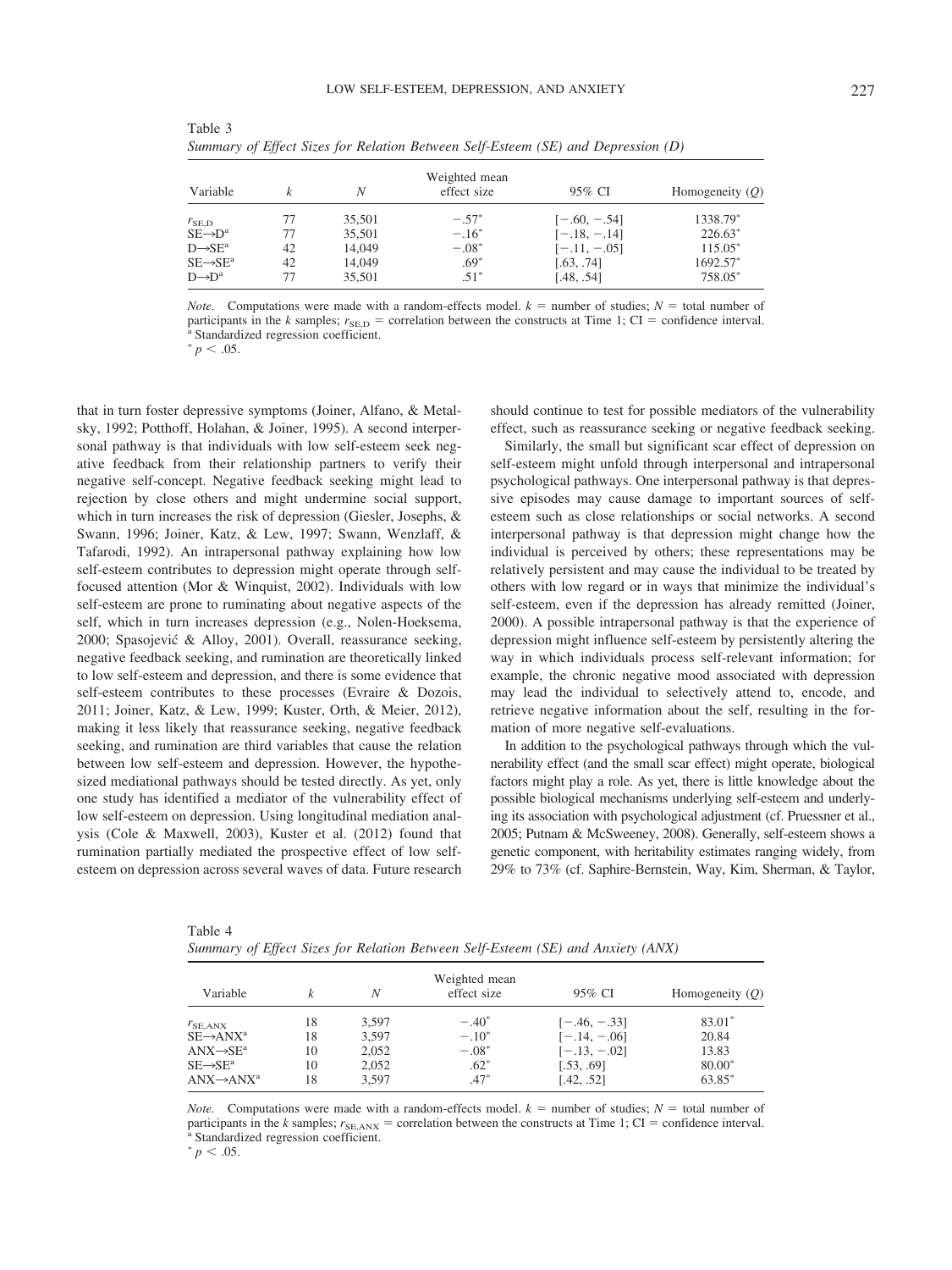Table 3

*Summary of Effect Sizes for Relation Between Self-Esteem (SE) and Depression (D)*

| Variable | $k$ | $N$ | Weighted mean effect size | 95% CI | Homogeneity ($Q$) |
|---|---|---|---|---|---|
| $r_{SE,D}$ | 77 | 35,501 | $-.57^*$ | $[-.60, -.54]$ | $1338.79^*$ |
| $SE \rightarrow D$[a] | 77 | 35,501 | $-.16^*$ | $[-.18, -.14]$ | $226.63^*$ |
| $D \rightarrow SE$[a] | 42 | 14,049 | $-.08^*$ | $[-.11, -.05]$ | $115.05^*$ |
| $SE \rightarrow SE$[a] | 42 | 14,049 | $.69^*$ | $[.63, .74]$ | $1692.57^*$ |
| $D \rightarrow D$[a] | 77 | 35,501 | $.51^*$ | $[.48, .54]$ | $758.05^*$ |

*Note.* Computations were made with a random-effects model. $k$ = number of studies; $N$ = total number of participants in the $k$ samples; $r_{SE,D}$ = correlation between the constructs at Time 1; CI = confidence interval.
[a] Standardized regression coefficient.
$^* p < .05$.

that in turn foster depressive symptoms (Joiner, Alfano, & Metalsky, 1992; Potthoff, Holahan, & Joiner, 1995). A second interpersonal pathway is that individuals with low self-esteem seek negative feedback from their relationship partners to verify their negative self-concept. Negative feedback seeking might lead to rejection by close others and might undermine social support, which in turn increases the risk of depression (Giesler, Josephs, & Swann, 1996; Joiner, Katz, & Lew, 1997; Swann, Wenzlaff, & Tafarodi, 1992). An intrapersonal pathway explaining how low self-esteem contributes to depression might operate through self-focused attention (Mor & Winquist, 2002). Individuals with low self-esteem are prone to ruminating about negative aspects of the self, which in turn increases depression (e.g., Nolen-Hoeksema, 2000; Spasojević & Alloy, 2001). Overall, reassurance seeking, negative feedback seeking, and rumination are theoretically linked to low self-esteem and depression, and there is some evidence that self-esteem contributes to these processes (Evraire & Dozois, 2011; Joiner, Katz, & Lew, 1999; Kuster, Orth, & Meier, 2012), making it less likely that reassurance seeking, negative feedback seeking, and rumination are third variables that cause the relation between low self-esteem and depression. However, the hypothesized mediational pathways should be tested directly. As yet, only one study has identified a mediator of the vulnerability effect of low self-esteem on depression. Using longitudinal mediation analysis (Cole & Maxwell, 2003), Kuster et al. (2012) found that rumination partially mediated the prospective effect of low self-esteem on depression across several waves of data. Future research should continue to test for possible mediators of the vulnerability effect, such as reassurance seeking or negative feedback seeking.

Similarly, the small but significant scar effect of depression on self-esteem might unfold through interpersonal and intrapersonal psychological pathways. One interpersonal pathway is that depressive episodes may cause damage to important sources of self-esteem such as close relationships or social networks. A second interpersonal pathway is that depression might change how the individual is perceived by others; these representations may be relatively persistent and may cause the individual to be treated by others with low regard or in ways that minimize the individual's self-esteem, even if the depression has already remitted (Joiner, 2000). A possible intrapersonal pathway is that the experience of depression might influence self-esteem by persistently altering the way in which individuals process self-relevant information; for example, the chronic negative mood associated with depression may lead the individual to selectively attend to, encode, and retrieve negative information about the self, resulting in the formation of more negative self-evaluations.

In addition to the psychological pathways through which the vulnerability effect (and the small scar effect) might operate, biological factors might play a role. As yet, there is little knowledge about the possible biological mechanisms underlying self-esteem and underlying its association with psychological adjustment (cf. Pruessner et al., 2005; Putnam & McSweeney, 2008). Generally, self-esteem shows a genetic component, with heritability estimates ranging widely, from 29% to 73% (cf. Saphire-Bernstein, Way, Kim, Sherman, & Taylor,

Table 4

*Summary of Effect Sizes for Relation Between Self-Esteem (SE) and Anxiety (ANX)*

| Variable | $k$ | $N$ | Weighted mean effect size | 95% CI | Homogeneity ($Q$) |
|---|---|---|---|---|---|
| $r_{SE,ANX}$ | 18 | 3,597 | $-.40^*$ | $[-.46, -.33]$ | $83.01^*$ |
| $SE \rightarrow ANX$[a] | 18 | 3,597 | $-.10^*$ | $[-.14, -.06]$ | 20.84 |
| $ANX \rightarrow SE$[a] | 10 | 2,052 | $-.08^*$ | $[-.13, -.02]$ | 13.83 |
| $SE \rightarrow SE$[a] | 10 | 2,052 | $.62^*$ | $[.53, .69]$ | $80.00^*$ |
| $ANX \rightarrow ANX$[a] | 18 | 3,597 | $.47^*$ | $[.42, .52]$ | $63.85^*$ |

*Note.* Computations were made with a random-effects model. $k$ = number of studies; $N$ = total number of participants in the $k$ samples; $r_{SE,ANX}$ = correlation between the constructs at Time 1; CI = confidence interval.
[a] Standardized regression coefficient.
$^* p < .05$.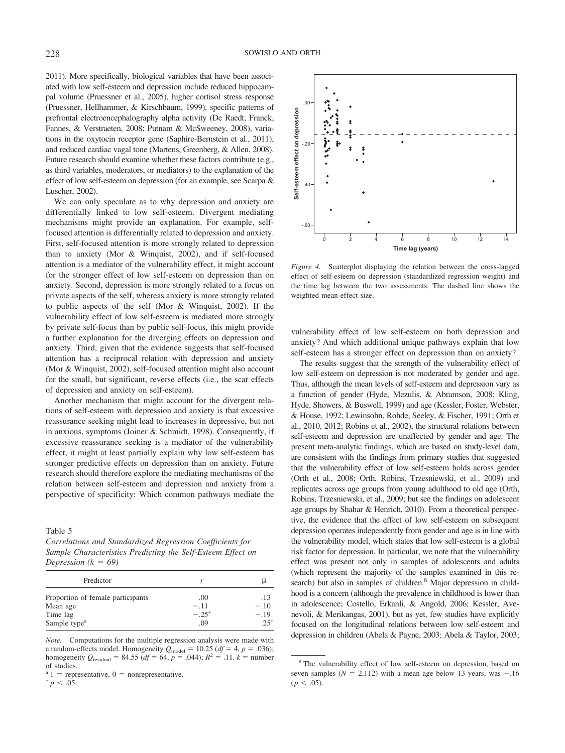2011). More specifically, biological variables that have been associated with low self-esteem and depression include reduced hippocampal volume (Pruessner et al., 2005), higher cortisol stress response (Pruessner, Hellhammer, & Kirschbaum, 1999), specific patterns of prefrontal electroencephalography alpha activity (De Raedt, Franck, Fannes, & Verstraeten, 2008; Putnam & McSweeney, 2008), variations in the oxytocin receptor gene (Saphire-Bernstein et al., 2011), and reduced cardiac vagal tone (Martens, Greenberg, & Allen, 2008). Future research should examine whether these factors contribute (e.g., as third variables, moderators, or mediators) to the explanation of the effect of low self-esteem on depression (for an example, see Scarpa & Luscher, 2002).

We can only speculate as to why depression and anxiety are differentially linked to low self-esteem. Divergent mediating mechanisms might provide an explanation. For example, self-focused attention is differentially related to depression and anxiety. First, self-focused attention is more strongly related to depression than to anxiety (Mor & Winquist, 2002), and if self-focused attention is a mediator of the vulnerability effect, it might account for the stronger effect of low self-esteem on depression than on anxiety. Second, depression is more strongly related to a focus on private aspects of the self, whereas anxiety is more strongly related to public aspects of the self (Mor & Winquist, 2002). If the vulnerability effect of low self-esteem is mediated more strongly by private self-focus than by public self-focus, this might provide a further explanation for the diverging effects on depression and anxiety. Third, given that the evidence suggests that self-focused attention has a reciprocal relation with depression and anxiety (Mor & Winquist, 2002), self-focused attention might also account for the small, but significant, reverse effects (i.e., the scar effects of depression and anxiety on self-esteem).

Another mechanism that might account for the divergent relations of self-esteem with depression and anxiety is that excessive reassurance seeking might lead to increases in depressive, but not in anxious, symptoms (Joiner & Schmidt, 1998). Consequently, if excessive reassurance seeking is a mediator of the vulnerability effect, it might at least partially explain why low self-esteem has stronger predictive effects on depression than on anxiety. Future research should therefore explore the mediating mechanisms of the relation between self-esteem and depression and anxiety from a perspective of specificity: Which common pathways mediate the vulnerability effect of low self-esteem on both depression and anxiety? And which additional unique pathways explain that low self-esteem has a stronger effect on depression than on anxiety?

Table 5
*Correlations and Standardized Regression Coefficients for Sample Characteristics Predicting the Self-Esteem Effect on Depression (k = 69)*

| Predictor | $r$ | $\beta$ |
|---|---|---|
| Proportion of female participants | .00 | .13 |
| Mean age | −.11 | −.10 |
| Time lag | −.25* | −.19 |
| Sample type[a] | .09 | .25* |

*Note.* Computations for the multiple regression analysis were made with a random-effects model. Homogeneity $Q_{\text{model}} = 10.25$ ($df = 4$, $p = .036$); homogeneity $Q_{\text{residual}} = 84.55$ ($df = 64$, $p = .044$); $R^2 = .11$. $k$ = number of studies.
[a] 1 = representative, 0 = nonrepresentative.
* $p < .05$.

*Figure 4.* Scatterplot displaying the relation between the cross-lagged effect of self-esteem on depression (standardized regression weight) and the time lag between the two assessments. The dashed line shows the weighted mean effect size.

The results suggest that the strength of the vulnerability effect of low self-esteem on depression is not moderated by gender and age. Thus, although the mean levels of self-esteem and depression vary as a function of gender (Hyde, Mezulis, & Abramson, 2008; Kling, Hyde, Showers, & Buswell, 1999) and age (Kessler, Foster, Webster, & House, 1992; Lewinsohn, Rohde, Seeley, & Fischer, 1991; Orth et al., 2010, 2012; Robins et al., 2002), the structural relations between self-esteem and depression are unaffected by gender and age. The present meta-analytic findings, which are based on study-level data, are consistent with the findings from primary studies that suggested that the vulnerability effect of low self-esteem holds across gender (Orth et al., 2008; Orth, Robins, Trzesniewski, et al., 2009) and replicates across age groups from young adulthood to old age (Orth, Robins, Trzesniewski, et al., 2009; but see the findings on adolescent age groups by Shahar & Henrich, 2010). From a theoretical perspective, the evidence that the effect of low self-esteem on subsequent depression operates independently from gender and age is in line with the vulnerability model, which states that low self-esteem is a global risk factor for depression. In particular, we note that the vulnerability effect was present not only in samples of adolescents and adults (which represent the majority of the samples examined in this research) but also in samples of children.[8] Major depression in childhood is a concern (although the prevalence in childhood is lower than in adolescence; Costello, Erkanli, & Angold, 2006; Kessler, Avenevoli, & Merikangas, 2001), but as yet, few studies have explicitly focused on the longitudinal relations between low self-esteem and depression in children (Abela & Payne, 2003; Abela & Taylor, 2003;

[8] The vulnerability effect of low self-esteem on depression, based on seven samples ($N = 2,112$) with a mean age below 13 years, was −.16 ($p < .05$).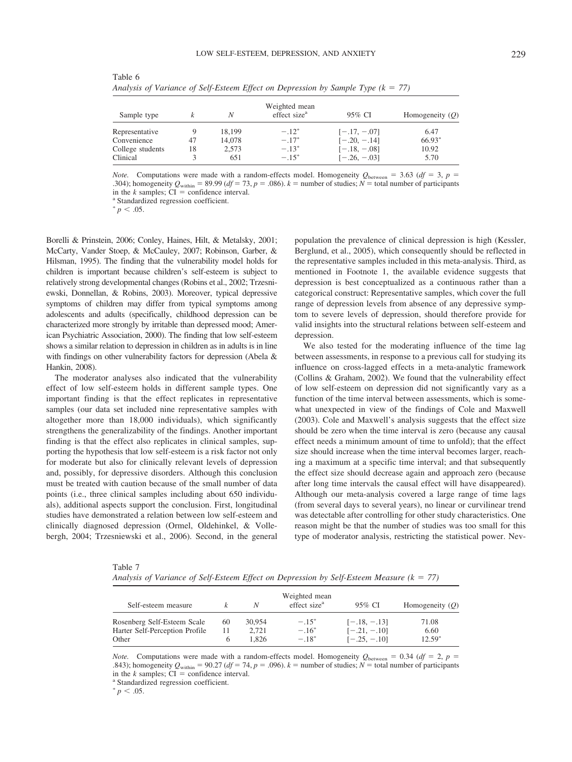Table 6

*Analysis of Variance of Self-Esteem Effect on Depression by Sample Type (k = 77)*

| Sample type | $k$ | $N$ | Weighted mean effect size[a] | 95% CI | Homogeneity ($Q$) |
|---|---|---|---|---|---|
| Representative | 9 | 18,199 | $-.12^{*}$ | [−.17, −.07] | 6.47 |
| Convenience | 47 | 14,078 | $-.17^{*}$ | [−.20, −.14] | $66.93^{*}$ |
| College students | 18 | 2,573 | $-.13^{*}$ | [−.18, −.08] | 10.92 |
| Clinical | 3 | 651 | $-.15^{*}$ | [−.26, −.03] | 5.70 |

*Note.* Computations were made with a random-effects model. Homogeneity $Q_{\text{between}} = 3.63$ ($df = 3$, $p = .304$); homogeneity $Q_{\text{within}} = 89.99$ ($df = 73$, $p = .086$). $k$ = number of studies; $N$ = total number of participants in the $k$ samples; CI = confidence interval.

[a] Standardized regression coefficient.

$^{*}$ $p < .05$.

Borelli & Prinstein, 2006; Conley, Haines, Hilt, & Metalsky, 2001; McCarty, Vander Stoep, & McCauley, 2007; Robinson, Garber, & Hilsman, 1995). The finding that the vulnerability model holds for children is important because children's self-esteem is subject to relatively strong developmental changes (Robins et al., 2002; Trzesniewski, Donnellan, & Robins, 2003). Moreover, typical depressive symptoms of children may differ from typical symptoms among adolescents and adults (specifically, childhood depression can be characterized more strongly by irritable than depressed mood; American Psychiatric Association, 2000). The finding that low self-esteem shows a similar relation to depression in children as in adults is in line with findings on other vulnerability factors for depression (Abela & Hankin, 2008).

The moderator analyses also indicated that the vulnerability effect of low self-esteem holds in different sample types. One important finding is that the effect replicates in representative samples (our data set included nine representative samples with altogether more than 18,000 individuals), which significantly strengthens the generalizability of the findings. Another important finding is that the effect also replicates in clinical samples, supporting the hypothesis that low self-esteem is a risk factor not only for moderate but also for clinically relevant levels of depression and, possibly, for depressive disorders. Although this conclusion must be treated with caution because of the small number of data points (i.e., three clinical samples including about 650 individuals), additional aspects support the conclusion. First, longitudinal studies have demonstrated a relation between low self-esteem and clinically diagnosed depression (Ormel, Oldehinkel, & Vollebergh, 2004; Trzesniewski et al., 2006). Second, in the general population the prevalence of clinical depression is high (Kessler, Berglund, et al., 2005), which consequently should be reflected in the representative samples included in this meta-analysis. Third, as mentioned in Footnote 1, the available evidence suggests that depression is best conceptualized as a continuous rather than a categorical construct: Representative samples, which cover the full range of depression levels from absence of any depressive symptom to severe levels of depression, should therefore provide for valid insights into the structural relations between self-esteem and depression.

We also tested for the moderating influence of the time lag between assessments, in response to a previous call for studying its influence on cross-lagged effects in a meta-analytic framework (Collins & Graham, 2002). We found that the vulnerability effect of low self-esteem on depression did not significantly vary as a function of the time interval between assessments, which is somewhat unexpected in view of the findings of Cole and Maxwell (2003). Cole and Maxwell's analysis suggests that the effect size should be zero when the time interval is zero (because any causal effect needs a minimum amount of time to unfold); that the effect size should increase when the time interval becomes larger, reaching a maximum at a specific time interval; and that subsequently the effect size should decrease again and approach zero (because after long time intervals the causal effect will have disappeared). Although our meta-analysis covered a large range of time lags (from several days to several years), no linear or curvilinear trend was detectable after controlling for other study characteristics. One reason might be that the number of studies was too small for this type of moderator analysis, restricting the statistical power. Nev-

Table 7

*Analysis of Variance of Self-Esteem Effect on Depression by Self-Esteem Measure (k = 77)*

| Self-esteem measure | $k$ | $N$ | Weighted mean effect size[a] | 95% CI | Homogeneity ($Q$) |
|---|---|---|---|---|---|
| Rosenberg Self-Esteem Scale | 60 | 30,954 | $-.15^{*}$ | [−.18, −.13] | 71.08 |
| Harter Self-Perception Profile | 11 | 2,721 | $-.16^{*}$ | [−.21, −.10] | 6.60 |
| Other | 6 | 1,826 | $-.18^{*}$ | [−.25, −.10] | $12.59^{*}$ |

*Note.* Computations were made with a random-effects model. Homogeneity $Q_{\text{between}} = 0.34$ ($df = 2$, $p = .843$); homogeneity $Q_{\text{within}} = 90.27$ ($df = 74$, $p = .096$). $k$ = number of studies; $N$ = total number of participants in the $k$ samples; CI = confidence interval.

[a] Standardized regression coefficient.

$^{*}$ $p < .05$.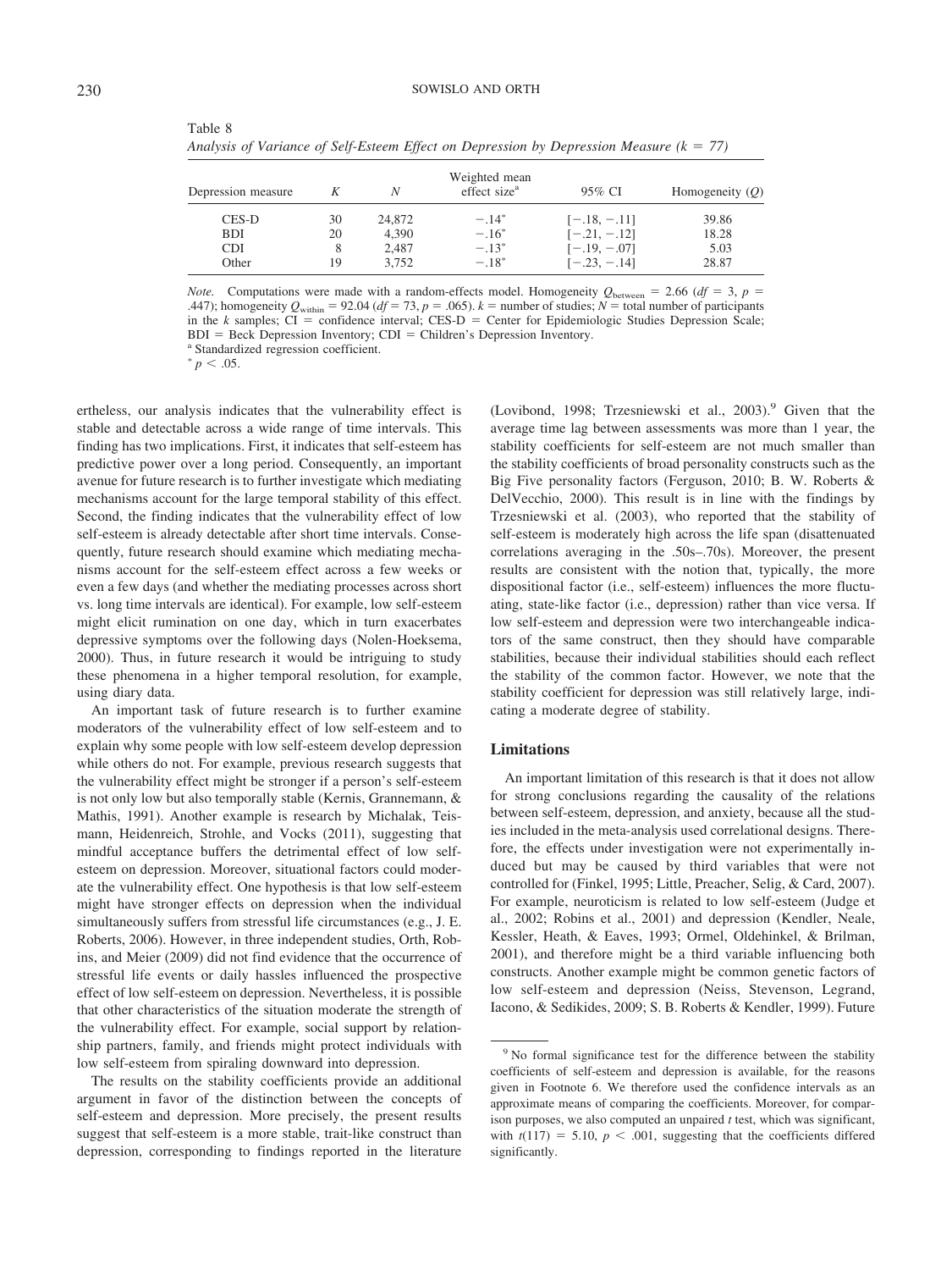Table 8

*Analysis of Variance of Self-Esteem Effect on Depression by Depression Measure (k = 77)*

| Depression measure | $K$ | $N$ | Weighted mean effect size[a] | 95% CI | Homogeneity ($Q$) |
|---|---|---|---|---|---|
| CES-D | 30 | 24,872 | −.14* | [−.18, −.11] | 39.86 |
| BDI | 20 | 4,390 | −.16* | [−.21, −.12] | 18.28 |
| CDI | 8 | 2,487 | −.13* | [−.19, −.07] | 5.03 |
| Other | 19 | 3,752 | −.18* | [−.23, −.14] | 28.87 |

*Note.* Computations were made with a random-effects model. Homogeneity $Q_{\text{between}} = 2.66$ ($df = 3$, $p = .447$); homogeneity $Q_{\text{within}} = 92.04$ ($df = 73$, $p = .065$). $k$ = number of studies; $N$ = total number of participants in the $k$ samples; CI = confidence interval; CES-D = Center for Epidemiologic Studies Depression Scale; BDI = Beck Depression Inventory; CDI = Children's Depression Inventory.
[a] Standardized regression coefficient.
* $p < .05$.

ertheless, our analysis indicates that the vulnerability effect is stable and detectable across a wide range of time intervals. This finding has two implications. First, it indicates that self-esteem has predictive power over a long period. Consequently, an important avenue for future research is to further investigate which mediating mechanisms account for the large temporal stability of this effect. Second, the finding indicates that the vulnerability effect of low self-esteem is already detectable after short time intervals. Consequently, future research should examine which mediating mechanisms account for the self-esteem effect across a few weeks or even a few days (and whether the mediating processes across short vs. long time intervals are identical). For example, low self-esteem might elicit rumination on one day, which in turn exacerbates depressive symptoms over the following days (Nolen-Hoeksema, 2000). Thus, in future research it would be intriguing to study these phenomena in a higher temporal resolution, for example, using diary data.

An important task of future research is to further examine moderators of the vulnerability effect of low self-esteem and to explain why some people with low self-esteem develop depression while others do not. For example, previous research suggests that the vulnerability effect might be stronger if a person's self-esteem is not only low but also temporally stable (Kernis, Grannemann, & Mathis, 1991). Another example is research by Michalak, Teismann, Heidenreich, Strohle, and Vocks (2011), suggesting that mindful acceptance buffers the detrimental effect of low self-esteem on depression. Moreover, situational factors could moderate the vulnerability effect. One hypothesis is that low self-esteem might have stronger effects on depression when the individual simultaneously suffers from stressful life circumstances (e.g., J. E. Roberts, 2006). However, in three independent studies, Orth, Robins, and Meier (2009) did not find evidence that the occurrence of stressful life events or daily hassles influenced the prospective effect of low self-esteem on depression. Nevertheless, it is possible that other characteristics of the situation moderate the strength of the vulnerability effect. For example, social support by relationship partners, family, and friends might protect individuals with low self-esteem from spiraling downward into depression.

The results on the stability coefficients provide an additional argument in favor of the distinction between the concepts of self-esteem and depression. More precisely, the present results suggest that self-esteem is a more stable, trait-like construct than depression, corresponding to findings reported in the literature (Lovibond, 1998; Trzesniewski et al., 2003).[9] Given that the average time lag between assessments was more than 1 year, the stability coefficients for self-esteem are not much smaller than the stability coefficients of broad personality constructs such as the Big Five personality factors (Ferguson, 2010; B. W. Roberts & DelVecchio, 2000). This result is in line with the findings by Trzesniewski et al. (2003), who reported that the stability of self-esteem is moderately high across the life span (disattenuated correlations averaging in the .50s–.70s). Moreover, the present results are consistent with the notion that, typically, the more dispositional factor (i.e., self-esteem) influences the more fluctuating, state-like factor (i.e., depression) rather than vice versa. If low self-esteem and depression were two interchangeable indicators of the same construct, then they should have comparable stabilities, because their individual stabilities should each reflect the stability of the common factor. However, we note that the stability coefficient for depression was still relatively large, indicating a moderate degree of stability.

## Limitations

An important limitation of this research is that it does not allow for strong conclusions regarding the causality of the relations between self-esteem, depression, and anxiety, because all the studies included in the meta-analysis used correlational designs. Therefore, the effects under investigation were not experimentally induced but may be caused by third variables that were not controlled for (Finkel, 1995; Little, Preacher, Selig, & Card, 2007). For example, neuroticism is related to low self-esteem (Judge et al., 2002; Robins et al., 2001) and depression (Kendler, Neale, Kessler, Heath, & Eaves, 1993; Ormel, Oldehinkel, & Brilman, 2001), and therefore might be a third variable influencing both constructs. Another example might be common genetic factors of low self-esteem and depression (Neiss, Stevenson, Legrand, Iacono, & Sedikides, 2009; S. B. Roberts & Kendler, 1999). Future

[9] No formal significance test for the difference between the stability coefficients of self-esteem and depression is available, for the reasons given in Footnote 6. We therefore used the confidence intervals as an approximate means of comparing the coefficients. Moreover, for comparison purposes, we also computed an unpaired $t$ test, which was significant, with $t(117) = 5.10$, $p < .001$, suggesting that the coefficients differed significantly.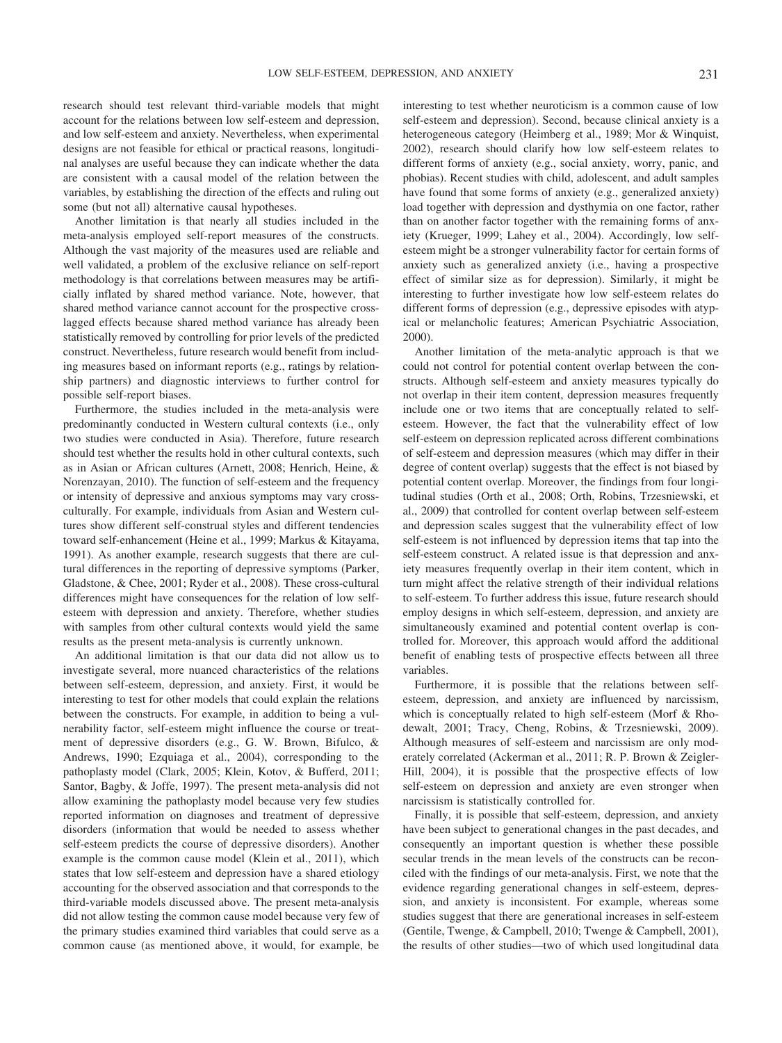research should test relevant third-variable models that might account for the relations between low self-esteem and depression, and low self-esteem and anxiety. Nevertheless, when experimental designs are not feasible for ethical or practical reasons, longitudinal analyses are useful because they can indicate whether the data are consistent with a causal model of the relation between the variables, by establishing the direction of the effects and ruling out some (but not all) alternative causal hypotheses.

Another limitation is that nearly all studies included in the meta-analysis employed self-report measures of the constructs. Although the vast majority of the measures used are reliable and well validated, a problem of the exclusive reliance on self-report methodology is that correlations between measures may be artificially inflated by shared method variance. Note, however, that shared method variance cannot account for the prospective cross-lagged effects because shared method variance has already been statistically removed by controlling for prior levels of the predicted construct. Nevertheless, future research would benefit from including measures based on informant reports (e.g., ratings by relationship partners) and diagnostic interviews to further control for possible self-report biases.

Furthermore, the studies included in the meta-analysis were predominantly conducted in Western cultural contexts (i.e., only two studies were conducted in Asia). Therefore, future research should test whether the results hold in other cultural contexts, such as in Asian or African cultures (Arnett, 2008; Henrich, Heine, & Norenzayan, 2010). The function of self-esteem and the frequency or intensity of depressive and anxious symptoms may vary cross-culturally. For example, individuals from Asian and Western cultures show different self-construal styles and different tendencies toward self-enhancement (Heine et al., 1999; Markus & Kitayama, 1991). As another example, research suggests that there are cultural differences in the reporting of depressive symptoms (Parker, Gladstone, & Chee, 2001; Ryder et al., 2008). These cross-cultural differences might have consequences for the relation of low self-esteem with depression and anxiety. Therefore, whether studies with samples from other cultural contexts would yield the same results as the present meta-analysis is currently unknown.

An additional limitation is that our data did not allow us to investigate several, more nuanced characteristics of the relations between self-esteem, depression, and anxiety. First, it would be interesting to test for other models that could explain the relations between the constructs. For example, in addition to being a vulnerability factor, self-esteem might influence the course or treatment of depressive disorders (e.g., G. W. Brown, Bifulco, & Andrews, 1990; Ezquiaga et al., 2004), corresponding to the pathoplasty model (Clark, 2005; Klein, Kotov, & Bufferd, 2011; Santor, Bagby, & Joffe, 1997). The present meta-analysis did not allow examining the pathoplasty model because very few studies reported information on diagnoses and treatment of depressive disorders (information that would be needed to assess whether self-esteem predicts the course of depressive disorders). Another example is the common cause model (Klein et al., 2011), which states that low self-esteem and depression have a shared etiology accounting for the observed association and that corresponds to the third-variable models discussed above. The present meta-analysis did not allow testing the common cause model because very few of the primary studies examined third variables that could serve as a common cause (as mentioned above, it would, for example, be interesting to test whether neuroticism is a common cause of low self-esteem and depression). Second, because clinical anxiety is a heterogeneous category (Heimberg et al., 1989; Mor & Winquist, 2002), research should clarify how low self-esteem relates to different forms of anxiety (e.g., social anxiety, worry, panic, and phobias). Recent studies with child, adolescent, and adult samples have found that some forms of anxiety (e.g., generalized anxiety) load together with depression and dysthymia on one factor, rather than on another factor together with the remaining forms of anxiety (Krueger, 1999; Lahey et al., 2004). Accordingly, low self-esteem might be a stronger vulnerability factor for certain forms of anxiety such as generalized anxiety (i.e., having a prospective effect of similar size as for depression). Similarly, it might be interesting to further investigate how low self-esteem relates do different forms of depression (e.g., depressive episodes with atypical or melancholic features; American Psychiatric Association, 2000).

Another limitation of the meta-analytic approach is that we could not control for potential content overlap between the constructs. Although self-esteem and anxiety measures typically do not overlap in their item content, depression measures frequently include one or two items that are conceptually related to self-esteem. However, the fact that the vulnerability effect of low self-esteem on depression replicated across different combinations of self-esteem and depression measures (which may differ in their degree of content overlap) suggests that the effect is not biased by potential content overlap. Moreover, the findings from four longitudinal studies (Orth et al., 2008; Orth, Robins, Trzesniewski, et al., 2009) that controlled for content overlap between self-esteem and depression scales suggest that the vulnerability effect of low self-esteem is not influenced by depression items that tap into the self-esteem construct. A related issue is that depression and anxiety measures frequently overlap in their item content, which in turn might affect the relative strength of their individual relations to self-esteem. To further address this issue, future research should employ designs in which self-esteem, depression, and anxiety are simultaneously examined and potential content overlap is controlled for. Moreover, this approach would afford the additional benefit of enabling tests of prospective effects between all three variables.

Furthermore, it is possible that the relations between self-esteem, depression, and anxiety are influenced by narcissism, which is conceptually related to high self-esteem (Morf & Rhodewalt, 2001; Tracy, Cheng, Robins, & Trzesniewski, 2009). Although measures of self-esteem and narcissism are only moderately correlated (Ackerman et al., 2011; R. P. Brown & Zeigler-Hill, 2004), it is possible that the prospective effects of low self-esteem on depression and anxiety are even stronger when narcissism is statistically controlled for.

Finally, it is possible that self-esteem, depression, and anxiety have been subject to generational changes in the past decades, and consequently an important question is whether these possible secular trends in the mean levels of the constructs can be reconciled with the findings of our meta-analysis. First, we note that the evidence regarding generational changes in self-esteem, depression, and anxiety is inconsistent. For example, whereas some studies suggest that there are generational increases in self-esteem (Gentile, Twenge, & Campbell, 2010; Twenge & Campbell, 2001), the results of other studies—two of which used longitudinal data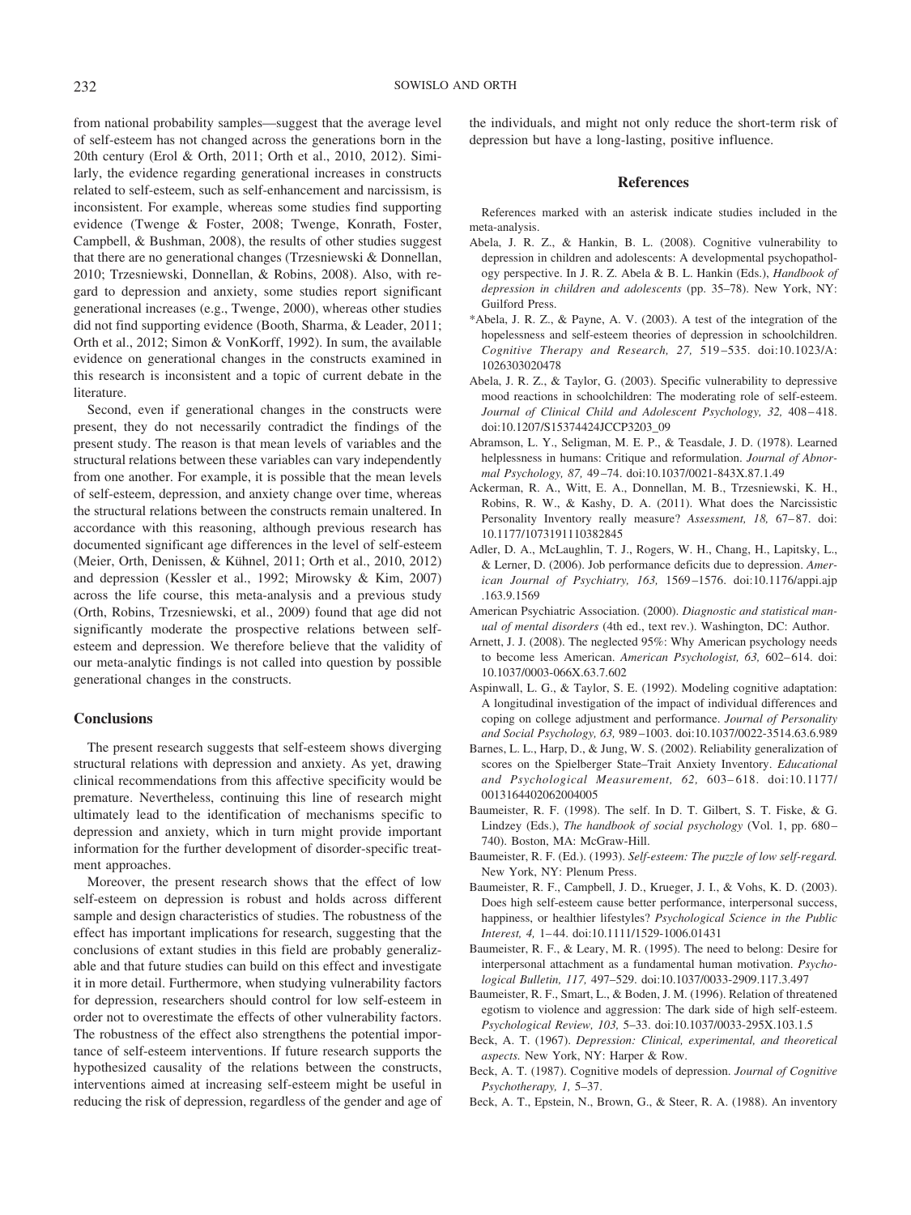from national probability samples—suggest that the average level of self-esteem has not changed across the generations born in the 20th century (Erol & Orth, 2011; Orth et al., 2010, 2012). Similarly, the evidence regarding generational increases in constructs related to self-esteem, such as self-enhancement and narcissism, is inconsistent. For example, whereas some studies find supporting evidence (Twenge & Foster, 2008; Twenge, Konrath, Foster, Campbell, & Bushman, 2008), the results of other studies suggest that there are no generational changes (Trzesniewski & Donnellan, 2010; Trzesniewski, Donnellan, & Robins, 2008). Also, with regard to depression and anxiety, some studies report significant generational increases (e.g., Twenge, 2000), whereas other studies did not find supporting evidence (Booth, Sharma, & Leader, 2011; Orth et al., 2012; Simon & VonKorff, 1992). In sum, the available evidence on generational changes in the constructs examined in this research is inconsistent and a topic of current debate in the literature.

Second, even if generational changes in the constructs were present, they do not necessarily contradict the findings of the present study. The reason is that mean levels of variables and the structural relations between these variables can vary independently from one another. For example, it is possible that the mean levels of self-esteem, depression, and anxiety change over time, whereas the structural relations between the constructs remain unaltered. In accordance with this reasoning, although previous research has documented significant age differences in the level of self-esteem (Meier, Orth, Denissen, & Kühnel, 2011; Orth et al., 2010, 2012) and depression (Kessler et al., 1992; Mirowsky & Kim, 2007) across the life course, this meta-analysis and a previous study (Orth, Robins, Trzesniewski, et al., 2009) found that age did not significantly moderate the prospective relations between self-esteem and depression. We therefore believe that the validity of our meta-analytic findings is not called into question by possible generational changes in the constructs.

## Conclusions

The present research suggests that self-esteem shows diverging structural relations with depression and anxiety. As yet, drawing clinical recommendations from this affective specificity would be premature. Nevertheless, continuing this line of research might ultimately lead to the identification of mechanisms specific to depression and anxiety, which in turn might provide important information for the further development of disorder-specific treatment approaches.

Moreover, the present research shows that the effect of low self-esteem on depression is robust and holds across different sample and design characteristics of studies. The robustness of the effect has important implications for research, suggesting that the conclusions of extant studies in this field are probably generalizable and that future studies can build on this effect and investigate it in more detail. Furthermore, when studying vulnerability factors for depression, researchers should control for low self-esteem in order not to overestimate the effects of other vulnerability factors. The robustness of the effect also strengthens the potential importance of self-esteem interventions. If future research supports the hypothesized causality of the relations between the constructs, interventions aimed at increasing self-esteem might be useful in reducing the risk of depression, regardless of the gender and age of the individuals, and might not only reduce the short-term risk of depression but have a long-lasting, positive influence.

## References

References marked with an asterisk indicate studies included in the meta-analysis.

Abela, J. R. Z., & Hankin, B. L. (2008). Cognitive vulnerability to depression in children and adolescents: A developmental psychopathology perspective. In J. R. Z. Abela & B. L. Hankin (Eds.), *Handbook of depression in children and adolescents* (pp. 35–78). New York, NY: Guilford Press.

*Abela, J. R. Z., & Payne, A. V. (2003). A test of the integration of the hopelessness and self-esteem theories of depression in schoolchildren. *Cognitive Therapy and Research, 27,* 519–535. doi:10.1023/A:1026303020478

Abela, J. R. Z., & Taylor, G. (2003). Specific vulnerability to depressive mood reactions in schoolchildren: The moderating role of self-esteem. *Journal of Clinical Child and Adolescent Psychology, 32,* 408–418. doi:10.1207/S15374424JCCP3203_09

Abramson, L. Y., Seligman, M. E. P., & Teasdale, J. D. (1978). Learned helplessness in humans: Critique and reformulation. *Journal of Abnormal Psychology, 87,* 49–74. doi:10.1037/0021-843X.87.1.49

Ackerman, R. A., Witt, E. A., Donnellan, M. B., Trzesniewski, K. H., Robins, R. W., & Kashy, D. A. (2011). What does the Narcissistic Personality Inventory really measure? *Assessment, 18,* 67–87. doi:10.1177/1073191110382845

Adler, D. A., McLaughlin, T. J., Rogers, W. H., Chang, H., Lapitsky, L., & Lerner, D. (2006). Job performance deficits due to depression. *American Journal of Psychiatry, 163,* 1569–1576. doi:10.1176/appi.ajp.163.9.1569

American Psychiatric Association. (2000). *Diagnostic and statistical manual of mental disorders* (4th ed., text rev.). Washington, DC: Author.

Arnett, J. J. (2008). The neglected 95%: Why American psychology needs to become less American. *American Psychologist, 63,* 602–614. doi:10.1037/0003-066X.63.7.602

Aspinwall, L. G., & Taylor, S. E. (1992). Modeling cognitive adaptation: A longitudinal investigation of the impact of individual differences and coping on college adjustment and performance. *Journal of Personality and Social Psychology, 63,* 989–1003. doi:10.1037/0022-3514.63.6.989

Barnes, L. L., Harp, D., & Jung, W. S. (2002). Reliability generalization of scores on the Spielberger State–Trait Anxiety Inventory. *Educational and Psychological Measurement, 62,* 603–618. doi:10.1177/0013164402062004005

Baumeister, R. F. (1998). The self. In D. T. Gilbert, S. T. Fiske, & G. Lindzey (Eds.), *The handbook of social psychology* (Vol. 1, pp. 680–740). Boston, MA: McGraw-Hill.

Baumeister, R. F. (Ed.). (1993). *Self-esteem: The puzzle of low self-regard.* New York, NY: Plenum Press.

Baumeister, R. F., Campbell, J. D., Krueger, J. I., & Vohs, K. D. (2003). Does high self-esteem cause better performance, interpersonal success, happiness, or healthier lifestyles? *Psychological Science in the Public Interest, 4,* 1–44. doi:10.1111/1529-1006.01431

Baumeister, R. F., & Leary, M. R. (1995). The need to belong: Desire for interpersonal attachment as a fundamental human motivation. *Psychological Bulletin, 117,* 497–529. doi:10.1037/0033-2909.117.3.497

Baumeister, R. F., Smart, L., & Boden, J. M. (1996). Relation of threatened egotism to violence and aggression: The dark side of high self-esteem. *Psychological Review, 103,* 5–33. doi:10.1037/0033-295X.103.1.5

Beck, A. T. (1967). *Depression: Clinical, experimental, and theoretical aspects.* New York, NY: Harper & Row.

Beck, A. T. (1987). Cognitive models of depression. *Journal of Cognitive Psychotherapy, 1,* 5–37.

Beck, A. T., Epstein, N., Brown, G., & Steer, R. A. (1988). An inventory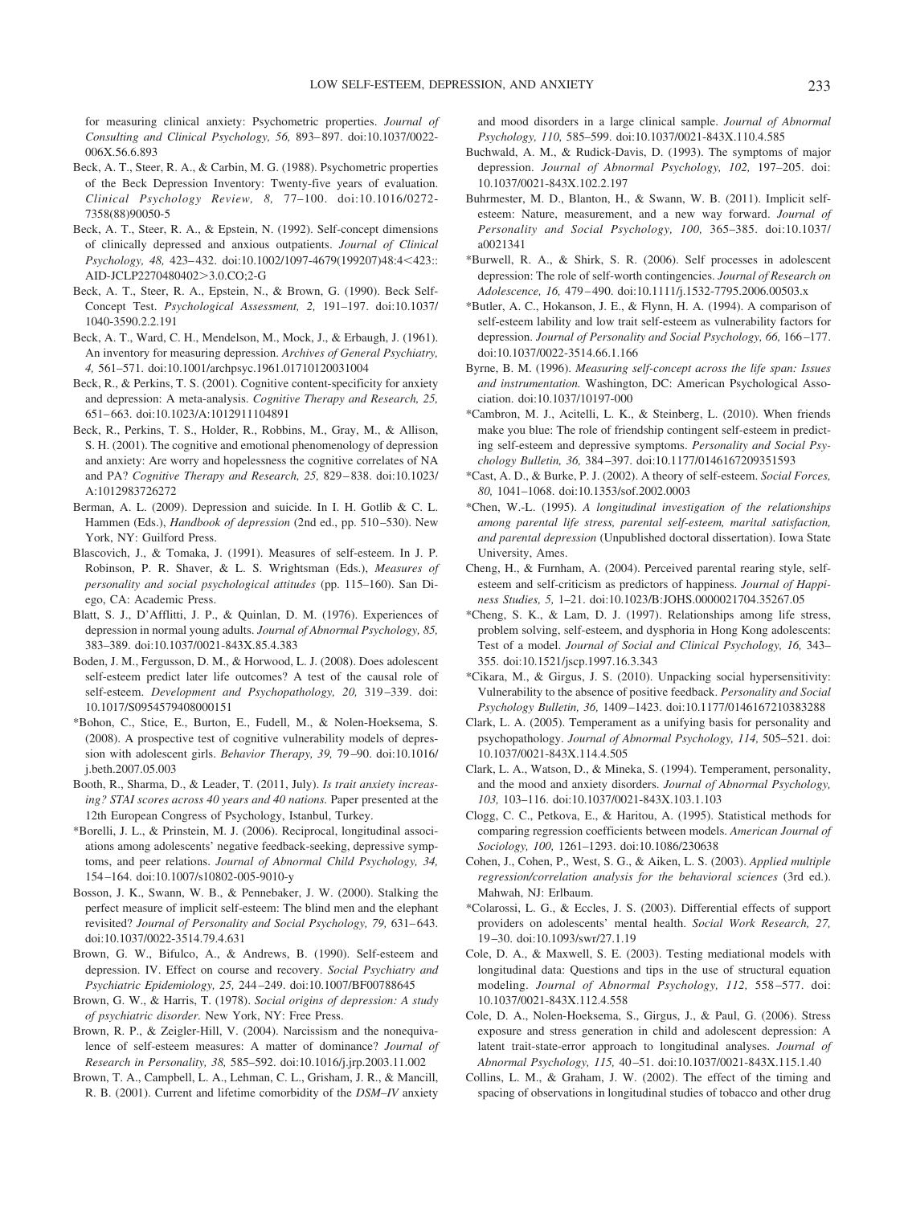for measuring clinical anxiety: Psychometric properties. *Journal of Consulting and Clinical Psychology, 56,* 893–897. doi:10.1037/0022-006X.56.6.893

Beck, A. T., Steer, R. A., & Carbin, M. G. (1988). Psychometric properties of the Beck Depression Inventory: Twenty-five years of evaluation. *Clinical Psychology Review, 8,* 77–100. doi:10.1016/0272-7358(88)90050-5

Beck, A. T., Steer, R. A., & Epstein, N. (1992). Self-concept dimensions of clinically depressed and anxious outpatients. *Journal of Clinical Psychology, 48,* 423–432. doi:10.1002/1097-4679(199207)48:4<423::AID-JCLP2270480402>3.0.CO;2-G

Beck, A. T., Steer, R. A., Epstein, N., & Brown, G. (1990). Beck Self-Concept Test. *Psychological Assessment, 2,* 191–197. doi:10.1037/1040-3590.2.2.191

Beck, A. T., Ward, C. H., Mendelson, M., Mock, J., & Erbaugh, J. (1961). An inventory for measuring depression. *Archives of General Psychiatry, 4,* 561–571. doi:10.1001/archpsyc.1961.01710120031004

Beck, R., & Perkins, T. S. (2001). Cognitive content-specificity for anxiety and depression: A meta-analysis. *Cognitive Therapy and Research, 25,* 651–663. doi:10.1023/A:1012911104891

Beck, R., Perkins, T. S., Holder, R., Robbins, M., Gray, M., & Allison, S. H. (2001). The cognitive and emotional phenomenology of depression and anxiety: Are worry and hopelessness the cognitive correlates of NA and PA? *Cognitive Therapy and Research, 25,* 829–838. doi:10.1023/A:1012983726272

Berman, A. L. (2009). Depression and suicide. In I. H. Gotlib & C. L. Hammen (Eds.), *Handbook of depression* (2nd ed., pp. 510–530). New York, NY: Guilford Press.

Blascovich, J., & Tomaka, J. (1991). Measures of self-esteem. In J. P. Robinson, P. R. Shaver, & L. S. Wrightsman (Eds.), *Measures of personality and social psychological attitudes* (pp. 115–160). San Diego, CA: Academic Press.

Blatt, S. J., D'Afflitti, J. P., & Quinlan, D. M. (1976). Experiences of depression in normal young adults. *Journal of Abnormal Psychology, 85,* 383–389. doi:10.1037/0021-843X.85.4.383

Boden, J. M., Fergusson, D. M., & Horwood, L. J. (2008). Does adolescent self-esteem predict later life outcomes? A test of the causal role of self-esteem. *Development and Psychopathology, 20,* 319–339. doi:10.1017/S0954579408000151

*Bohon, C., Stice, E., Burton, E., Fudell, M., & Nolen-Hoeksema, S. (2008). A prospective test of cognitive vulnerability models of depression with adolescent girls. *Behavior Therapy, 39,* 79–90. doi:10.1016/j.beth.2007.05.003

Booth, R., Sharma, D., & Leader, T. (2011, July). *Is trait anxiety increasing? STAI scores across 40 years and 40 nations.* Paper presented at the 12th European Congress of Psychology, Istanbul, Turkey.

*Borelli, J. L., & Prinstein, M. J. (2006). Reciprocal, longitudinal associations among adolescents' negative feedback-seeking, depressive symptoms, and peer relations. *Journal of Abnormal Child Psychology, 34,* 154–164. doi:10.1007/s10802-005-9010-y

Bosson, J. K., Swann, W. B., & Pennebaker, J. W. (2000). Stalking the perfect measure of implicit self-esteem: The blind men and the elephant revisited? *Journal of Personality and Social Psychology, 79,* 631–643. doi:10.1037/0022-3514.79.4.631

Brown, G. W., Bifulco, A., & Andrews, B. (1990). Self-esteem and depression. IV. Effect on course and recovery. *Social Psychiatry and Psychiatric Epidemiology, 25,* 244–249. doi:10.1007/BF00788645

Brown, G. W., & Harris, T. (1978). *Social origins of depression: A study of psychiatric disorder.* New York, NY: Free Press.

Brown, R. P., & Zeigler-Hill, V. (2004). Narcissism and the nonequivalence of self-esteem measures: A matter of dominance? *Journal of Research in Personality, 38,* 585–592. doi:10.1016/j.jrp.2003.11.002

Brown, T. A., Campbell, L. A., Lehman, C. L., Grisham, J. R., & Mancill, R. B. (2001). Current and lifetime comorbidity of the *DSM–IV* anxiety and mood disorders in a large clinical sample. *Journal of Abnormal Psychology, 110,* 585–599. doi:10.1037/0021-843X.110.4.585

Buchwald, A. M., & Rudick-Davis, D. (1993). The symptoms of major depression. *Journal of Abnormal Psychology, 102,* 197–205. doi:10.1037/0021-843X.102.2.197

Buhrmester, M. D., Blanton, H., & Swann, W. B. (2011). Implicit self-esteem: Nature, measurement, and a new way forward. *Journal of Personality and Social Psychology, 100,* 365–385. doi:10.1037/a0021341

*Burwell, R. A., & Shirk, S. R. (2006). Self processes in adolescent depression: The role of self-worth contingencies. *Journal of Research on Adolescence, 16,* 479–490. doi:10.1111/j.1532-7795.2006.00503.x

*Butler, A. C., Hokanson, J. E., & Flynn, H. A. (1994). A comparison of self-esteem lability and low trait self-esteem as vulnerability factors for depression. *Journal of Personality and Social Psychology, 66,* 166–177. doi:10.1037/0022-3514.66.1.166

Byrne, B. M. (1996). *Measuring self-concept across the life span: Issues and instrumentation.* Washington, DC: American Psychological Association. doi:10.1037/10197-000

*Cambron, M. J., Acitelli, L. K., & Steinberg, L. (2010). When friends make you blue: The role of friendship contingent self-esteem in predicting self-esteem and depressive symptoms. *Personality and Social Psychology Bulletin, 36,* 384–397. doi:10.1177/0146167209351593

*Cast, A. D., & Burke, P. J. (2002). A theory of self-esteem. *Social Forces, 80,* 1041–1068. doi:10.1353/sof.2002.0003

*Chen, W.-L. (1995). *A longitudinal investigation of the relationships among parental life stress, parental self-esteem, marital satisfaction, and parental depression* (Unpublished doctoral dissertation). Iowa State University, Ames.

Cheng, H., & Furnham, A. (2004). Perceived parental rearing style, self-esteem and self-criticism as predictors of happiness. *Journal of Happiness Studies, 5,* 1–21. doi:10.1023/B:JOHS.0000021704.35267.05

*Cheng, S. K., & Lam, D. J. (1997). Relationships among life stress, problem solving, self-esteem, and dysphoria in Hong Kong adolescents: Test of a model. *Journal of Social and Clinical Psychology, 16,* 343–355. doi:10.1521/jscp.1997.16.3.343

*Cikara, M., & Girgus, J. S. (2010). Unpacking social hypersensitivity: Vulnerability to the absence of positive feedback. *Personality and Social Psychology Bulletin, 36,* 1409–1423. doi:10.1177/0146167210383288

Clark, L. A. (2005). Temperament as a unifying basis for personality and psychopathology. *Journal of Abnormal Psychology, 114,* 505–521. doi:10.1037/0021-843X.114.4.505

Clark, L. A., Watson, D., & Mineka, S. (1994). Temperament, personality, and the mood and anxiety disorders. *Journal of Abnormal Psychology, 103,* 103–116. doi:10.1037/0021-843X.103.1.103

Clogg, C. C., Petkova, E., & Haritou, A. (1995). Statistical methods for comparing regression coefficients between models. *American Journal of Sociology, 100,* 1261–1293. doi:10.1086/230638

Cohen, J., Cohen, P., West, S. G., & Aiken, L. S. (2003). *Applied multiple regression/correlation analysis for the behavioral sciences* (3rd ed.). Mahwah, NJ: Erlbaum.

*Colarossi, L. G., & Eccles, J. S. (2003). Differential effects of support providers on adolescents' mental health. *Social Work Research, 27,* 19–30. doi:10.1093/swr/27.1.19

Cole, D. A., & Maxwell, S. E. (2003). Testing mediational models with longitudinal data: Questions and tips in the use of structural equation modeling. *Journal of Abnormal Psychology, 112,* 558–577. doi:10.1037/0021-843X.112.4.558

Cole, D. A., Nolen-Hoeksema, S., Girgus, J., & Paul, G. (2006). Stress exposure and stress generation in child and adolescent depression: A latent trait-state-error approach to longitudinal analyses. *Journal of Abnormal Psychology, 115,* 40–51. doi:10.1037/0021-843X.115.1.40

Collins, L. M., & Graham, J. W. (2002). The effect of the timing and spacing of observations in longitudinal studies of tobacco and other drug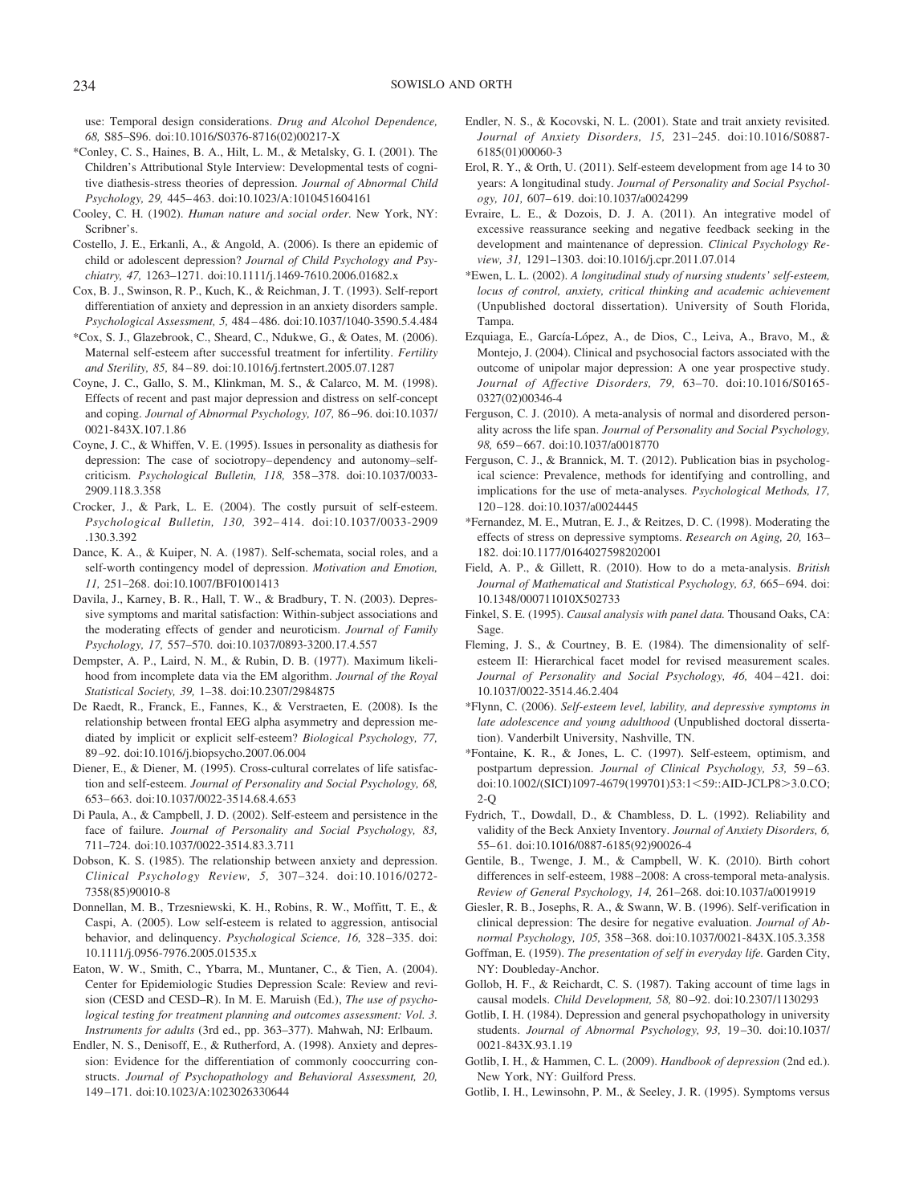use: Temporal design considerations. *Drug and Alcohol Dependence, 68,* S85–S96. doi:10.1016/S0376-8716(02)00217-X

*Conley, C. S., Haines, B. A., Hilt, L. M., & Metalsky, G. I. (2001). The Children's Attributional Style Interview: Developmental tests of cognitive diathesis-stress theories of depression. *Journal of Abnormal Child Psychology, 29,* 445–463. doi:10.1023/A:1010451604161

Cooley, C. H. (1902). *Human nature and social order.* New York, NY: Scribner's.

Costello, J. E., Erkanli, A., & Angold, A. (2006). Is there an epidemic of child or adolescent depression? *Journal of Child Psychology and Psychiatry, 47,* 1263–1271. doi:10.1111/j.1469-7610.2006.01682.x

Cox, B. J., Swinson, R. P., Kuch, K., & Reichman, J. T. (1993). Self-report differentiation of anxiety and depression in an anxiety disorders sample. *Psychological Assessment, 5,* 484–486. doi:10.1037/1040-3590.5.4.484

*Cox, S. J., Glazebrook, C., Sheard, C., Ndukwe, G., & Oates, M. (2006). Maternal self-esteem after successful treatment for infertility. *Fertility and Sterility, 85,* 84–89. doi:10.1016/j.fertnstert.2005.07.1287

Coyne, J. C., Gallo, S. M., Klinkman, M. S., & Calarco, M. M. (1998). Effects of recent and past major depression and distress on self-concept and coping. *Journal of Abnormal Psychology, 107,* 86–96. doi:10.1037/0021-843X.107.1.86

Coyne, J. C., & Whiffen, V. E. (1995). Issues in personality as diathesis for depression: The case of sociotropy–dependency and autonomy–self-criticism. *Psychological Bulletin, 118,* 358–378. doi:10.1037/0033-2909.118.3.358

Crocker, J., & Park, L. E. (2004). The costly pursuit of self-esteem. *Psychological Bulletin, 130,* 392–414. doi:10.1037/0033-2909.130.3.392

Dance, K. A., & Kuiper, N. A. (1987). Self-schemata, social roles, and a self-worth contingency model of depression. *Motivation and Emotion, 11,* 251–268. doi:10.1007/BF01001413

Davila, J., Karney, B. R., Hall, T. W., & Bradbury, T. N. (2003). Depressive symptoms and marital satisfaction: Within-subject associations and the moderating effects of gender and neuroticism. *Journal of Family Psychology, 17,* 557–570. doi:10.1037/0893-3200.17.4.557

Dempster, A. P., Laird, N. M., & Rubin, D. B. (1977). Maximum likelihood from incomplete data via the EM algorithm. *Journal of the Royal Statistical Society, 39,* 1–38. doi:10.2307/2984875

De Raedt, R., Franck, E., Fannes, K., & Verstraeten, E. (2008). Is the relationship between frontal EEG alpha asymmetry and depression mediated by implicit or explicit self-esteem? *Biological Psychology, 77,* 89–92. doi:10.1016/j.biopsycho.2007.06.004

Diener, E., & Diener, M. (1995). Cross-cultural correlates of life satisfaction and self-esteem. *Journal of Personality and Social Psychology, 68,* 653–663. doi:10.1037/0022-3514.68.4.653

Di Paula, A., & Campbell, J. D. (2002). Self-esteem and persistence in the face of failure. *Journal of Personality and Social Psychology, 83,* 711–724. doi:10.1037/0022-3514.83.3.711

Dobson, K. S. (1985). The relationship between anxiety and depression. *Clinical Psychology Review, 5,* 307–324. doi:10.1016/0272-7358(85)90010-8

Donnellan, M. B., Trzesniewski, K. H., Robins, R. W., Moffitt, T. E., & Caspi, A. (2005). Low self-esteem is related to aggression, antisocial behavior, and delinquency. *Psychological Science, 16,* 328–335. doi:10.1111/j.0956-7976.2005.01535.x

Eaton, W. W., Smith, C., Ybarra, M., Muntaner, C., & Tien, A. (2004). Center for Epidemiologic Studies Depression Scale: Review and revision (CESD and CESD–R). In M. E. Maruish (Ed.), *The use of psychological testing for treatment planning and outcomes assessment: Vol. 3. Instruments for adults* (3rd ed., pp. 363–377). Mahwah, NJ: Erlbaum.

Endler, N. S., Denisoff, E., & Rutherford, A. (1998). Anxiety and depression: Evidence for the differentiation of commonly cooccurring constructs. *Journal of Psychopathology and Behavioral Assessment, 20,* 149–171. doi:10.1023/A:1023026330644

Endler, N. S., & Kocovski, N. L. (2001). State and trait anxiety revisited. *Journal of Anxiety Disorders, 15,* 231–245. doi:10.1016/S0887-6185(01)00060-3

Erol, R. Y., & Orth, U. (2011). Self-esteem development from age 14 to 30 years: A longitudinal study. *Journal of Personality and Social Psychology, 101,* 607–619. doi:10.1037/a0024299

Evraire, L. E., & Dozois, D. J. A. (2011). An integrative model of excessive reassurance seeking and negative feedback seeking in the development and maintenance of depression. *Clinical Psychology Review, 31,* 1291–1303. doi:10.1016/j.cpr.2011.07.014

*Ewen, L. L. (2002). *A longitudinal study of nursing students' self-esteem, locus of control, anxiety, critical thinking and academic achievement* (Unpublished doctoral dissertation). University of South Florida, Tampa.

Ezquiaga, E., García-López, A., de Dios, C., Leiva, A., Bravo, M., & Montejo, J. (2004). Clinical and psychosocial factors associated with the outcome of unipolar major depression: A one year prospective study. *Journal of Affective Disorders, 79,* 63–70. doi:10.1016/S0165-0327(02)00346-4

Ferguson, C. J. (2010). A meta-analysis of normal and disordered personality across the life span. *Journal of Personality and Social Psychology, 98,* 659–667. doi:10.1037/a0018770

Ferguson, C. J., & Brannick, M. T. (2012). Publication bias in psychological science: Prevalence, methods for identifying and controlling, and implications for the use of meta-analyses. *Psychological Methods, 17,* 120–128. doi:10.1037/a0024445

*Fernandez, M. E., Mutran, E. J., & Reitzes, D. C. (1998). Moderating the effects of stress on depressive symptoms. *Research on Aging, 20,* 163–182. doi:10.1177/0164027598202001

Field, A. P., & Gillett, R. (2010). How to do a meta-analysis. *British Journal of Mathematical and Statistical Psychology, 63,* 665–694. doi:10.1348/000711010X502733

Finkel, S. E. (1995). *Causal analysis with panel data.* Thousand Oaks, CA: Sage.

Fleming, J. S., & Courtney, B. E. (1984). The dimensionality of self-esteem II: Hierarchical facet model for revised measurement scales. *Journal of Personality and Social Psychology, 46,* 404–421. doi:10.1037/0022-3514.46.2.404

*Flynn, C. (2006). *Self-esteem level, lability, and depressive symptoms in late adolescence and young adulthood* (Unpublished doctoral dissertation). Vanderbilt University, Nashville, TN.

*Fontaine, K. R., & Jones, L. C. (1997). Self-esteem, optimism, and postpartum depression. *Journal of Clinical Psychology, 53,* 59–63. doi:10.1002/(SICI)1097-4679(199701)53:1<59::AID-JCLP8>3.0.CO;2-Q

Fydrich, T., Dowdall, D., & Chambless, D. L. (1992). Reliability and validity of the Beck Anxiety Inventory. *Journal of Anxiety Disorders, 6,* 55–61. doi:10.1016/0887-6185(92)90026-4

Gentile, B., Twenge, J. M., & Campbell, W. K. (2010). Birth cohort differences in self-esteem, 1988–2008: A cross-temporal meta-analysis. *Review of General Psychology, 14,* 261–268. doi:10.1037/a0019919

Giesler, R. B., Josephs, R. A., & Swann, W. B. (1996). Self-verification in clinical depression: The desire for negative evaluation. *Journal of Abnormal Psychology, 105,* 358–368. doi:10.1037/0021-843X.105.3.358

Goffman, E. (1959). *The presentation of self in everyday life.* Garden City, NY: Doubleday-Anchor.

Gollob, H. F., & Reichardt, C. S. (1987). Taking account of time lags in causal models. *Child Development, 58,* 80–92. doi:10.2307/1130293

Gotlib, I. H. (1984). Depression and general psychopathology in university students. *Journal of Abnormal Psychology, 93,* 19–30. doi:10.1037/0021-843X.93.1.19

Gotlib, I. H., & Hammen, C. L. (2009). *Handbook of depression* (2nd ed.). New York, NY: Guilford Press.

Gotlib, I. H., Lewinsohn, P. M., & Seeley, J. R. (1995). Symptoms versus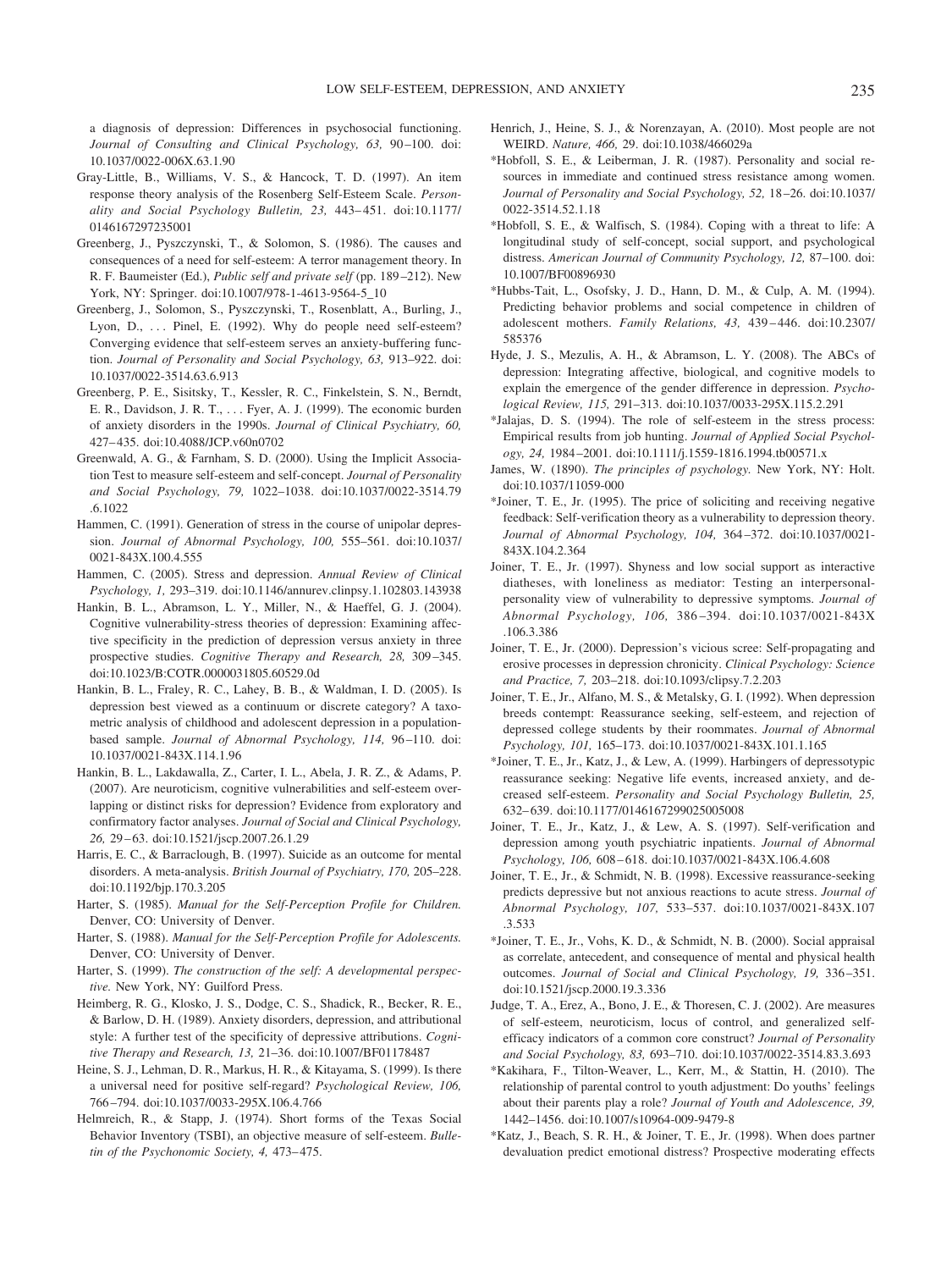a diagnosis of depression: Differences in psychosocial functioning. *Journal of Consulting and Clinical Psychology, 63,* 90–100. doi:10.1037/0022-006X.63.1.90

Gray-Little, B., Williams, V. S., & Hancock, T. D. (1997). An item response theory analysis of the Rosenberg Self-Esteem Scale. *Personality and Social Psychology Bulletin, 23,* 443–451. doi:10.1177/0146167297235001

Greenberg, J., Pyszczynski, T., & Solomon, S. (1986). The causes and consequences of a need for self-esteem: A terror management theory. In R. F. Baumeister (Ed.), *Public self and private self* (pp. 189–212). New York, NY: Springer. doi:10.1007/978-1-4613-9564-5_10

Greenberg, J., Solomon, S., Pyszczynski, T., Rosenblatt, A., Burling, J., Lyon, D., . . . Pinel, E. (1992). Why do people need self-esteem? Converging evidence that self-esteem serves an anxiety-buffering function. *Journal of Personality and Social Psychology, 63,* 913–922. doi:10.1037/0022-3514.63.6.913

Greenberg, P. E., Sisitsky, T., Kessler, R. C., Finkelstein, S. N., Berndt, E. R., Davidson, J. R. T., . . . Fyer, A. J. (1999). The economic burden of anxiety disorders in the 1990s. *Journal of Clinical Psychiatry, 60,* 427–435. doi:10.4088/JCP.v60n0702

Greenwald, A. G., & Farnham, S. D. (2000). Using the Implicit Association Test to measure self-esteem and self-concept. *Journal of Personality and Social Psychology, 79,* 1022–1038. doi:10.1037/0022-3514.79.6.1022

Hammen, C. (1991). Generation of stress in the course of unipolar depression. *Journal of Abnormal Psychology, 100,* 555–561. doi:10.1037/0021-843X.100.4.555

Hammen, C. (2005). Stress and depression. *Annual Review of Clinical Psychology, 1,* 293–319. doi:10.1146/annurev.clinpsy.1.102803.143938

Hankin, B. L., Abramson, L. Y., Miller, N., & Haeffel, G. J. (2004). Cognitive vulnerability-stress theories of depression: Examining affective specificity in the prediction of depression versus anxiety in three prospective studies. *Cognitive Therapy and Research, 28,* 309–345. doi:10.1023/B:COTR.0000031805.60529.0d

Hankin, B. L., Fraley, R. C., Lahey, B. B., & Waldman, I. D. (2005). Is depression best viewed as a continuum or discrete category? A taxometric analysis of childhood and adolescent depression in a population-based sample. *Journal of Abnormal Psychology, 114,* 96–110. doi:10.1037/0021-843X.114.1.96

Hankin, B. L., Lakdawalla, Z., Carter, I. L., Abela, J. R. Z., & Adams, P. (2007). Are neuroticism, cognitive vulnerabilities and self-esteem overlapping or distinct risks for depression? Evidence from exploratory and confirmatory factor analyses. *Journal of Social and Clinical Psychology, 26,* 29–63. doi:10.1521/jscp.2007.26.1.29

Harris, E. C., & Barraclough, B. (1997). Suicide as an outcome for mental disorders. A meta-analysis. *British Journal of Psychiatry, 170,* 205–228. doi:10.1192/bjp.170.3.205

Harter, S. (1985). *Manual for the Self-Perception Profile for Children.* Denver, CO: University of Denver.

Harter, S. (1988). *Manual for the Self-Perception Profile for Adolescents.* Denver, CO: University of Denver.

Harter, S. (1999). *The construction of the self: A developmental perspective.* New York, NY: Guilford Press.

Heimberg, R. G., Klosko, J. S., Dodge, C. S., Shadick, R., Becker, R. E., & Barlow, D. H. (1989). Anxiety disorders, depression, and attributional style: A further test of the specificity of depressive attributions. *Cognitive Therapy and Research, 13,* 21–36. doi:10.1007/BF01178487

Heine, S. J., Lehman, D. R., Markus, H. R., & Kitayama, S. (1999). Is there a universal need for positive self-regard? *Psychological Review, 106,* 766–794. doi:10.1037/0033-295X.106.4.766

Helmreich, R., & Stapp, J. (1974). Short forms of the Texas Social Behavior Inventory (TSBI), an objective measure of self-esteem. *Bulletin of the Psychonomic Society, 4,* 473–475.

Henrich, J., Heine, S. J., & Norenzayan, A. (2010). Most people are not WEIRD. *Nature, 466,* 29. doi:10.1038/466029a

*Hobfoll, S. E., & Leiberman, J. R. (1987). Personality and social resources in immediate and continued stress resistance among women. *Journal of Personality and Social Psychology, 52,* 18–26. doi:10.1037/0022-3514.52.1.18

*Hobfoll, S. E., & Walfisch, S. (1984). Coping with a threat to life: A longitudinal study of self-concept, social support, and psychological distress. *American Journal of Community Psychology, 12,* 87–100. doi:10.1007/BF00896930

*Hubbs-Tait, L., Osofsky, J. D., Hann, D. M., & Culp, A. M. (1994). Predicting behavior problems and social competence in children of adolescent mothers. *Family Relations, 43,* 439–446. doi:10.2307/585376

Hyde, J. S., Mezulis, A. H., & Abramson, L. Y. (2008). The ABCs of depression: Integrating affective, biological, and cognitive models to explain the emergence of the gender difference in depression. *Psychological Review, 115,* 291–313. doi:10.1037/0033-295X.115.2.291

*Jalajas, D. S. (1994). The role of self-esteem in the stress process: Empirical results from job hunting. *Journal of Applied Social Psychology, 24,* 1984–2001. doi:10.1111/j.1559-1816.1994.tb00571.x

James, W. (1890). *The principles of psychology.* New York, NY: Holt. doi:10.1037/11059-000

*Joiner, T. E., Jr. (1995). The price of soliciting and receiving negative feedback: Self-verification theory as a vulnerability to depression theory. *Journal of Abnormal Psychology, 104,* 364–372. doi:10.1037/0021-843X.104.2.364

Joiner, T. E., Jr. (1997). Shyness and low social support as interactive diatheses, with loneliness as mediator: Testing an interpersonal-personality view of vulnerability to depressive symptoms. *Journal of Abnormal Psychology, 106,* 386–394. doi:10.1037/0021-843X.106.3.386

Joiner, T. E., Jr. (2000). Depression's vicious scree: Self-propagating and erosive processes in depression chronicity. *Clinical Psychology: Science and Practice, 7,* 203–218. doi:10.1093/clipsy.7.2.203

Joiner, T. E., Jr., Alfano, M. S., & Metalsky, G. I. (1992). When depression breeds contempt: Reassurance seeking, self-esteem, and rejection of depressed college students by their roommates. *Journal of Abnormal Psychology, 101,* 165–173. doi:10.1037/0021-843X.101.1.165

*Joiner, T. E., Jr., Katz, J., & Lew, A. (1999). Harbingers of depressotypic reassurance seeking: Negative life events, increased anxiety, and decreased self-esteem. *Personality and Social Psychology Bulletin, 25,* 632–639. doi:10.1177/0146167299025005008

Joiner, T. E., Jr., Katz, J., & Lew, A. S. (1997). Self-verification and depression among youth psychiatric inpatients. *Journal of Abnormal Psychology, 106,* 608–618. doi:10.1037/0021-843X.106.4.608

Joiner, T. E., Jr., & Schmidt, N. B. (1998). Excessive reassurance-seeking predicts depressive but not anxious reactions to acute stress. *Journal of Abnormal Psychology, 107,* 533–537. doi:10.1037/0021-843X.107.3.533

*Joiner, T. E., Jr., Vohs, K. D., & Schmidt, N. B. (2000). Social appraisal as correlate, antecedent, and consequence of mental and physical health outcomes. *Journal of Social and Clinical Psychology, 19,* 336–351. doi:10.1521/jscp.2000.19.3.336

Judge, T. A., Erez, A., Bono, J. E., & Thoresen, C. J. (2002). Are measures of self-esteem, neuroticism, locus of control, and generalized self-efficacy indicators of a common core construct? *Journal of Personality and Social Psychology, 83,* 693–710. doi:10.1037/0022-3514.83.3.693

*Kakihara, F., Tilton-Weaver, L., Kerr, M., & Stattin, H. (2010). The relationship of parental control to youth adjustment: Do youths' feelings about their parents play a role? *Journal of Youth and Adolescence, 39,* 1442–1456. doi:10.1007/s10964-009-9479-8

*Katz, J., Beach, S. R. H., & Joiner, T. E., Jr. (1998). When does partner devaluation predict emotional distress? Prospective moderating effects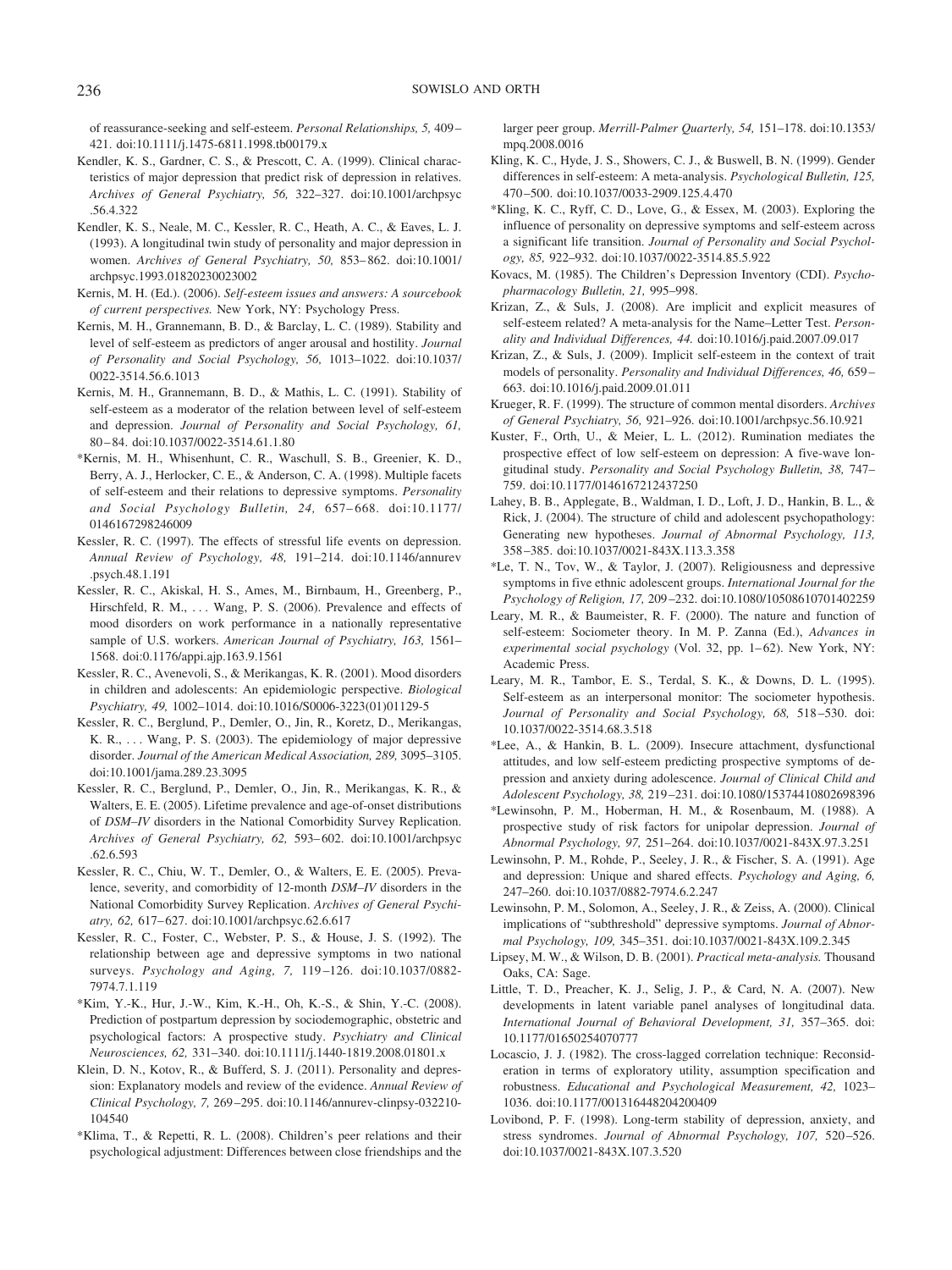of reassurance-seeking and self-esteem. *Personal Relationships, 5,* 409–421. doi:10.1111/j.1475-6811.1998.tb00179.x

Kendler, K. S., Gardner, C. S., & Prescott, C. A. (1999). Clinical characteristics of major depression that predict risk of depression in relatives. *Archives of General Psychiatry, 56,* 322–327. doi:10.1001/archpsyc.56.4.322

Kendler, K. S., Neale, M. C., Kessler, R. C., Heath, A. C., & Eaves, L. J. (1993). A longitudinal twin study of personality and major depression in women. *Archives of General Psychiatry, 50,* 853–862. doi:10.1001/archpsyc.1993.01820230023002

Kernis, M. H. (Ed.). (2006). *Self-esteem issues and answers: A sourcebook of current perspectives.* New York, NY: Psychology Press.

Kernis, M. H., Grannemann, B. D., & Barclay, L. C. (1989). Stability and level of self-esteem as predictors of anger arousal and hostility. *Journal of Personality and Social Psychology, 56,* 1013–1022. doi:10.1037/0022-3514.56.6.1013

Kernis, M. H., Grannemann, B. D., & Mathis, L. C. (1991). Stability of self-esteem as a moderator of the relation between level of self-esteem and depression. *Journal of Personality and Social Psychology, 61,* 80–84. doi:10.1037/0022-3514.61.1.80

*Kernis, M. H., Whisenhunt, C. R., Waschull, S. B., Greenier, K. D., Berry, A. J., Herlocker, C. E., & Anderson, C. A. (1998). Multiple facets of self-esteem and their relations to depressive symptoms. *Personality and Social Psychology Bulletin, 24,* 657–668. doi:10.1177/0146167298246009

Kessler, R. C. (1997). The effects of stressful life events on depression. *Annual Review of Psychology, 48,* 191–214. doi:10.1146/annurev.psych.48.1.191

Kessler, R. C., Akiskal, H. S., Ames, M., Birnbaum, H., Greenberg, P., Hirschfeld, R. M., . . . Wang, P. S. (2006). Prevalence and effects of mood disorders on work performance in a nationally representative sample of U.S. workers. *American Journal of Psychiatry, 163,* 1561–1568. doi:0.1176/appi.ajp.163.9.1561

Kessler, R. C., Avenevoli, S., & Merikangas, K. R. (2001). Mood disorders in children and adolescents: An epidemiologic perspective. *Biological Psychiatry, 49,* 1002–1014. doi:10.1016/S0006-3223(01)01129-5

Kessler, R. C., Berglund, P., Demler, O., Jin, R., Koretz, D., Merikangas, K. R., . . . Wang, P. S. (2003). The epidemiology of major depressive disorder. *Journal of the American Medical Association, 289,* 3095–3105. doi:10.1001/jama.289.23.3095

Kessler, R. C., Berglund, P., Demler, O., Jin, R., Merikangas, K. R., & Walters, E. E. (2005). Lifetime prevalence and age-of-onset distributions of *DSM–IV* disorders in the National Comorbidity Survey Replication. *Archives of General Psychiatry, 62,* 593–602. doi:10.1001/archpsyc.62.6.593

Kessler, R. C., Chiu, W. T., Demler, O., & Walters, E. E. (2005). Prevalence, severity, and comorbidity of 12-month *DSM–IV* disorders in the National Comorbidity Survey Replication. *Archives of General Psychiatry, 62,* 617–627. doi:10.1001/archpsyc.62.6.617

Kessler, R. C., Foster, C., Webster, P. S., & House, J. S. (1992). The relationship between age and depressive symptoms in two national surveys. *Psychology and Aging, 7,* 119–126. doi:10.1037/0882-7974.7.1.119

*Kim, Y.-K., Hur, J.-W., Kim, K.-H., Oh, K.-S., & Shin, Y.-C. (2008). Prediction of postpartum depression by sociodemographic, obstetric and psychological factors: A prospective study. *Psychiatry and Clinical Neurosciences, 62,* 331–340. doi:10.1111/j.1440-1819.2008.01801.x

Klein, D. N., Kotov, R., & Bufferd, S. J. (2011). Personality and depression: Explanatory models and review of the evidence. *Annual Review of Clinical Psychology, 7,* 269–295. doi:10.1146/annurev-clinpsy-032210-104540

*Klima, T., & Repetti, R. L. (2008). Children's peer relations and their psychological adjustment: Differences between close friendships and the larger peer group. *Merrill-Palmer Quarterly, 54,* 151–178. doi:10.1353/mpq.2008.0016

Kling, K. C., Hyde, J. S., Showers, C. J., & Buswell, B. N. (1999). Gender differences in self-esteem: A meta-analysis. *Psychological Bulletin, 125,* 470–500. doi:10.1037/0033-2909.125.4.470

*Kling, K. C., Ryff, C. D., Love, G., & Essex, M. (2003). Exploring the influence of personality on depressive symptoms and self-esteem across a significant life transition. *Journal of Personality and Social Psychology, 85,* 922–932. doi:10.1037/0022-3514.85.5.922

Kovacs, M. (1985). The Children's Depression Inventory (CDI). *Psychopharmacology Bulletin, 21,* 995–998.

Krizan, Z., & Suls, J. (2008). Are implicit and explicit measures of self-esteem related? A meta-analysis for the Name–Letter Test. *Personality and Individual Differences, 44.* doi:10.1016/j.paid.2007.09.017

Krizan, Z., & Suls, J. (2009). Implicit self-esteem in the context of trait models of personality. *Personality and Individual Differences, 46,* 659–663. doi:10.1016/j.paid.2009.01.011

Krueger, R. F. (1999). The structure of common mental disorders. *Archives of General Psychiatry, 56,* 921–926. doi:10.1001/archpsyc.56.10.921

Kuster, F., Orth, U., & Meier, L. L. (2012). Rumination mediates the prospective effect of low self-esteem on depression: A five-wave longitudinal study. *Personality and Social Psychology Bulletin, 38,* 747–759. doi:10.1177/0146167212437250

Lahey, B. B., Applegate, B., Waldman, I. D., Loft, J. D., Hankin, B. L., & Rick, J. (2004). The structure of child and adolescent psychopathology: Generating new hypotheses. *Journal of Abnormal Psychology, 113,* 358–385. doi:10.1037/0021-843X.113.3.358

*Le, T. N., Tov, W., & Taylor, J. (2007). Religiousness and depressive symptoms in five ethnic adolescent groups. *International Journal for the Psychology of Religion, 17,* 209–232. doi:10.1080/10508610701402259

Leary, M. R., & Baumeister, R. F. (2000). The nature and function of self-esteem: Sociometer theory. In M. P. Zanna (Ed.), *Advances in experimental social psychology* (Vol. 32, pp. 1–62). New York, NY: Academic Press.

Leary, M. R., Tambor, E. S., Terdal, S. K., & Downs, D. L. (1995). Self-esteem as an interpersonal monitor: The sociometer hypothesis. *Journal of Personality and Social Psychology, 68,* 518–530. doi:10.1037/0022-3514.68.3.518

*Lee, A., & Hankin, B. L. (2009). Insecure attachment, dysfunctional attitudes, and low self-esteem predicting prospective symptoms of depression and anxiety during adolescence. *Journal of Clinical Child and Adolescent Psychology, 38,* 219–231. doi:10.1080/15374410802698396

*Lewinsohn, P. M., Hoberman, H. M., & Rosenbaum, M. (1988). A prospective study of risk factors for unipolar depression. *Journal of Abnormal Psychology, 97,* 251–264. doi:10.1037/0021-843X.97.3.251

Lewinsohn, P. M., Rohde, P., Seeley, J. R., & Fischer, S. A. (1991). Age and depression: Unique and shared effects. *Psychology and Aging, 6,* 247–260. doi:10.1037/0882-7974.6.2.247

Lewinsohn, P. M., Solomon, A., Seeley, J. R., & Zeiss, A. (2000). Clinical implications of "subthreshold" depressive symptoms. *Journal of Abnormal Psychology, 109,* 345–351. doi:10.1037/0021-843X.109.2.345

Lipsey, M. W., & Wilson, D. B. (2001). *Practical meta-analysis.* Thousand Oaks, CA: Sage.

Little, T. D., Preacher, K. J., Selig, J. P., & Card, N. A. (2007). New developments in latent variable panel analyses of longitudinal data. *International Journal of Behavioral Development, 31,* 357–365. doi:10.1177/0165025407077

Locascio, J. J. (1982). The cross-lagged correlation technique: Reconsideration in terms of exploratory utility, assumption specification and robustness. *Educational and Psychological Measurement, 42,* 1023–1036. doi:10.1177/001316448204200409

Lovibond, P. F. (1998). Long-term stability of depression, anxiety, and stress syndromes. *Journal of Abnormal Psychology, 107,* 520–526. doi:10.1037/0021-843X.107.3.520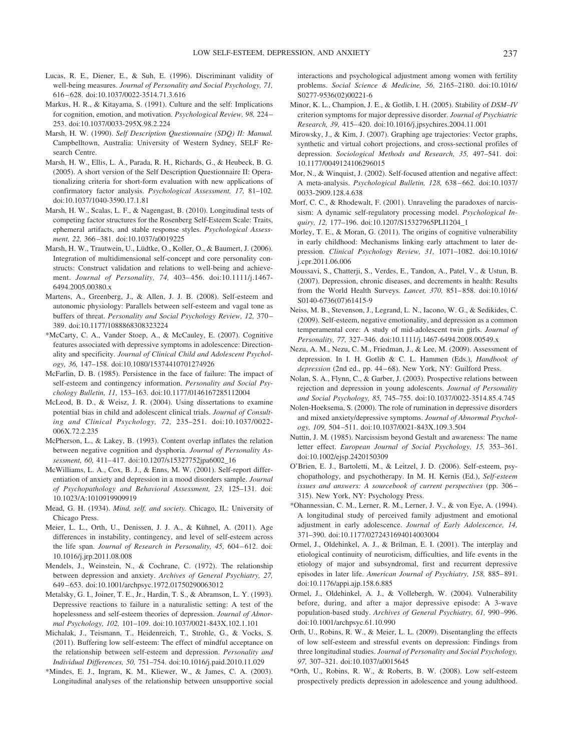Lucas, R. E., Diener, E., & Suh, E. (1996). Discriminant validity of well-being measures. *Journal of Personality and Social Psychology, 71,* 616–628. doi:10.1037/0022-3514.71.3.616

Markus, H. R., & Kitayama, S. (1991). Culture and the self: Implications for cognition, emotion, and motivation. *Psychological Review, 98,* 224–253. doi:10.1037/0033-295X.98.2.224

Marsh, H. W. (1990). *Self Description Questionnaire (SDQ) II: Manual.* Campbelltown, Australia: University of Western Sydney, SELF Research Centre.

Marsh, H. W., Ellis, L. A., Parada, R. H., Richards, G., & Heubeck, B. G. (2005). A short version of the Self Description Questionnaire II: Operationalizing criteria for short-form evaluation with new applications of confirmatory factor analysis. *Psychological Assessment, 17,* 81–102. doi:10.1037/1040-3590.17.1.81

Marsh, H. W., Scalas, L. F., & Nagengast, B. (2010). Longitudinal tests of competing factor structures for the Rosenberg Self-Esteem Scale: Traits, ephemeral artifacts, and stable response styles. *Psychological Assessment, 22,* 366–381. doi:10.1037/a0019225

Marsh, H. W., Trautwein, U., Lüdtke, O., Koller, O., & Baumert, J. (2006). Integration of multidimensional self-concept and core personality constructs: Construct validation and relations to well-being and achievement. *Journal of Personality, 74,* 403–456. doi:10.1111/j.1467-6494.2005.00380.x

Martens, A., Greenberg, J., & Allen, J. J. B. (2008). Self-esteem and autonomic physiology: Parallels between self-esteem and vagal tone as buffers of threat. *Personality and Social Psychology Review, 12,* 370–389. doi:10.1177/1088868308323224

*McCarty, C. A., Vander Stoep, A., & McCauley, E. (2007). Cognitive features associated with depressive symptoms in adolescence: Directionality and specificity. *Journal of Clinical Child and Adolescent Psychology, 36,* 147–158. doi:10.1080/15374410701274926

McFarlin, D. B. (1985). Persistence in the face of failure: The impact of self-esteem and contingency information. *Personality and Social Psychology Bulletin, 11,* 153–163. doi:10.1177/0146167285112004

McLeod, B. D., & Weisz, J. R. (2004). Using dissertations to examine potential bias in child and adolescent clinical trials. *Journal of Consulting and Clinical Psychology, 72,* 235–251. doi:10.1037/0022-006X.72.2.235

McPherson, L., & Lakey, B. (1993). Content overlap inflates the relation between negative cognition and dysphoria. *Journal of Personality Assessment, 60,* 411–417. doi:10.1207/s15327752jpa6002_16

McWilliams, L. A., Cox, B. J., & Enns, M. W. (2001). Self-report differentiation of anxiety and depression in a mood disorders sample. *Journal of Psychopathology and Behavioral Assessment, 23,* 125–131. doi:10.1023/A:1010919909919

Mead, G. H. (1934). *Mind, self, and society.* Chicago, IL: University of Chicago Press.

Meier, L. L., Orth, U., Denissen, J. J. A., & Kühnel, A. (2011). Age differences in instability, contingency, and level of self-esteem across the life span. *Journal of Research in Personality, 45,* 604–612. doi:10.1016/j.jrp.2011.08.008

Mendels, J., Weinstein, N., & Cochrane, C. (1972). The relationship between depression and anxiety. *Archives of General Psychiatry, 27,* 649–653. doi:10.1001/archpsyc.1972.01750290063012

Metalsky, G. I., Joiner, T. E., Jr., Hardin, T. S., & Abramson, L. Y. (1993). Depressive reactions to failure in a naturalistic setting: A test of the hopelessness and self-esteem theories of depression. *Journal of Abnormal Psychology, 102,* 101–109. doi:10.1037/0021-843X.102.1.101

Michalak, J., Teismann, T., Heidenreich, T., Strohle, G., & Vocks, S. (2011). Buffering low self-esteem: The effect of mindful acceptance on the relationship between self-esteem and depression. *Personality and Individual Differences, 50,* 751–754. doi:10.1016/j.paid.2010.11.029

*Mindes, E. J., Ingram, K. M., Kliewer, W., & James, C. A. (2003). Longitudinal analyses of the relationship between unsupportive social interactions and psychological adjustment among women with fertility problems. *Social Science & Medicine, 56,* 2165–2180. doi:10.1016/S0277-9536(02)00221-6

Minor, K. L., Champion, J. E., & Gotlib, I. H. (2005). Stability of *DSM–IV* criterion symptoms for major depressive disorder. *Journal of Psychiatric Research, 39,* 415–420. doi:10.1016/j.jpsychires.2004.11.001

Mirowsky, J., & Kim, J. (2007). Graphing age trajectories: Vector graphs, synthetic and virtual cohort projections, and cross-sectional profiles of depression. *Sociological Methods and Research, 35,* 497–541. doi:10.1177/0049124106296015

Mor, N., & Winquist, J. (2002). Self-focused attention and negative affect: A meta-analysis. *Psychological Bulletin, 128,* 638–662. doi:10.1037/0033-2909.128.4.638

Morf, C. C., & Rhodewalt, F. (2001). Unraveling the paradoxes of narcissism: A dynamic self-regulatory processing model. *Psychological Inquiry, 12,* 177–196. doi:10.1207/S15327965PLI1204_1

Morley, T. E., & Moran, G. (2011). The origins of cognitive vulnerability in early childhood: Mechanisms linking early attachment to later depression. *Clinical Psychology Review, 31,* 1071–1082. doi:10.1016/j.cpr.2011.06.006

Moussavi, S., Chatterji, S., Verdes, E., Tandon, A., Patel, V., & Ustun, B. (2007). Depression, chronic diseases, and decrements in health: Results from the World Health Surveys. *Lancet, 370,* 851–858. doi:10.1016/S0140-6736(07)61415-9

Neiss, M. B., Stevenson, J., Legrand, L. N., Iacono, W. G., & Sedikides, C. (2009). Self-esteem, negative emotionality, and depression as a common temperamental core: A study of mid-adolescent twin girls. *Journal of Personality, 77,* 327–346. doi:10.1111/j.1467-6494.2008.00549.x

Nezu, A. M., Nezu, C. M., Friedman, J., & Lee, M. (2009). Assessment of depression. In I. H. Gotlib & C. L. Hammen (Eds.), *Handbook of depression* (2nd ed., pp. 44–68). New York, NY: Guilford Press.

Nolan, S. A., Flynn, C., & Garber, J. (2003). Prospective relations between rejection and depression in young adolescents. *Journal of Personality and Social Psychology, 85,* 745–755. doi:10.1037/0022-3514.85.4.745

Nolen-Hoeksema, S. (2000). The role of rumination in depressive disorders and mixed anxiety/depressive symptoms. *Journal of Abnormal Psychology, 109,* 504–511. doi:10.1037/0021-843X.109.3.504

Nuttin, J. M. (1985). Narcissism beyond Gestalt and awareness: The name letter effect. *European Journal of Social Psychology, 15,* 353–361. doi:10.1002/ejsp.2420150309

O'Brien, E. J., Bartoletti, M., & Leitzel, J. D. (2006). Self-esteem, psychopathology, and psychotherapy. In M. H. Kernis (Ed.), *Self-esteem issues and answers: A sourcebook of current perspectives* (pp. 306–315). New York, NY: Psychology Press.

*Ohannessian, C. M., Lerner, R. M., Lerner, J. V., & von Eye, A. (1994). A longitudinal study of perceived family adjustment and emotional adjustment in early adolescence. *Journal of Early Adolescence, 14,* 371–390. doi:10.1177/0272431694014003004

Ormel, J., Oldehinkel, A. J., & Brilman, E. I. (2001). The interplay and etiological continuity of neuroticism, difficulties, and life events in the etiology of major and subsyndromal, first and recurrent depressive episodes in later life. *American Journal of Psychiatry, 158,* 885–891. doi:10.1176/appi.ajp.158.6.885

Ormel, J., Oldehinkel, A. J., & Vollebergh, W. (2004). Vulnerability before, during, and after a major depressive episode: A 3-wave population-based study. *Archives of General Psychiatry, 61,* 990–996. doi:10.1001/archpsyc.61.10.990

Orth, U., Robins, R. W., & Meier, L. L. (2009). Disentangling the effects of low self-esteem and stressful events on depression: Findings from three longitudinal studies. *Journal of Personality and Social Psychology, 97,* 307–321. doi:10.1037/a0015645

*Orth, U., Robins, R. W., & Roberts, B. W. (2008). Low self-esteem prospectively predicts depression in adolescence and young adulthood.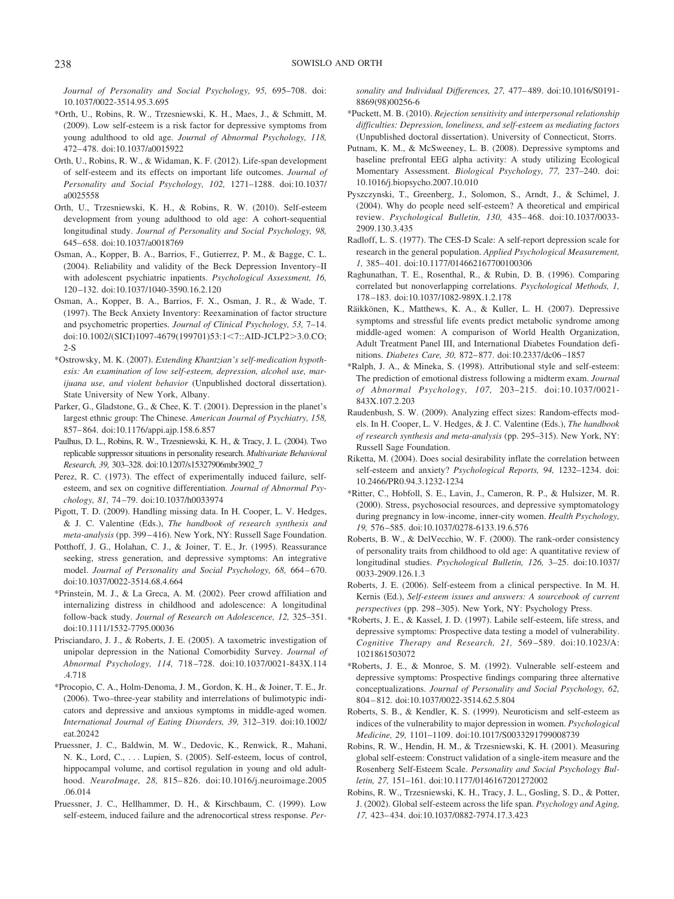*Journal of Personality and Social Psychology, 95,* 695–708. doi: 10.1037/0022-3514.95.3.695

*Orth, U., Robins, R. W., Trzesniewski, K. H., Maes, J., & Schmitt, M. (2009). Low self-esteem is a risk factor for depressive symptoms from young adulthood to old age. *Journal of Abnormal Psychology, 118,* 472–478. doi:10.1037/a0015922

Orth, U., Robins, R. W., & Widaman, K. F. (2012). Life-span development of self-esteem and its effects on important life outcomes. *Journal of Personality and Social Psychology, 102,* 1271–1288. doi:10.1037/a0025558

Orth, U., Trzesniewski, K. H., & Robins, R. W. (2010). Self-esteem development from young adulthood to old age: A cohort-sequential longitudinal study. *Journal of Personality and Social Psychology, 98,* 645–658. doi:10.1037/a0018769

Osman, A., Kopper, B. A., Barrios, F., Gutierrez, P. M., & Bagge, C. L. (2004). Reliability and validity of the Beck Depression Inventory–II with adolescent psychiatric inpatients. *Psychological Assessment, 16,* 120–132. doi:10.1037/1040-3590.16.2.120

Osman, A., Kopper, B. A., Barrios, F. X., Osman, J. R., & Wade, T. (1997). The Beck Anxiety Inventory: Reexamination of factor structure and psychometric properties. *Journal of Clinical Psychology, 53,* 7–14. doi:10.1002/(SICI)1097-4679(199701)53:1<7::AID-JCLP2>3.0.CO;2-S

*Ostrowsky, M. K. (2007). *Extending Khantzian's self-medication hypothesis: An examination of low self-esteem, depression, alcohol use, marijuana use, and violent behavior* (Unpublished doctoral dissertation). State University of New York, Albany.

Parker, G., Gladstone, G., & Chee, K. T. (2001). Depression in the planet's largest ethnic group: The Chinese. *American Journal of Psychiatry, 158,* 857–864. doi:10.1176/appi.ajp.158.6.857

Paulhus, D. L., Robins, R. W., Trzesniewski, K. H., & Tracy, J. L. (2004). Two replicable suppressor situations in personality research. *Multivariate Behavioral Research, 39,* 303–328. doi:10.1207/s15327906mbr3902_7

Perez, R. C. (1973). The effect of experimentally induced failure, self-esteem, and sex on cognitive differentiation. *Journal of Abnormal Psychology, 81,* 74–79. doi:10.1037/h0033974

Pigott, T. D. (2009). Handling missing data. In H. Cooper, L. V. Hedges, & J. C. Valentine (Eds.), *The handbook of research synthesis and meta-analysis* (pp. 399–416). New York, NY: Russell Sage Foundation.

Potthoff, J. G., Holahan, C. J., & Joiner, T. E., Jr. (1995). Reassurance seeking, stress generation, and depressive symptoms: An integrative model. *Journal of Personality and Social Psychology, 68,* 664–670. doi:10.1037/0022-3514.68.4.664

*Prinstein, M. J., & La Greca, A. M. (2002). Peer crowd affiliation and internalizing distress in childhood and adolescence: A longitudinal follow-back study. *Journal of Research on Adolescence, 12,* 325–351. doi:10.1111/1532-7795.00036

Prisciandaro, J. J., & Roberts, J. E. (2005). A taxometric investigation of unipolar depression in the National Comorbidity Survey. *Journal of Abnormal Psychology, 114,* 718–728. doi:10.1037/0021-843X.114.4.718

*Procopio, C. A., Holm-Denoma, J. M., Gordon, K. H., & Joiner, T. E., Jr. (2006). Two–three-year stability and interrelations of bulimotypic indicators and depressive and anxious symptoms in middle-aged women. *International Journal of Eating Disorders, 39,* 312–319. doi:10.1002/eat.20242

Pruessner, J. C., Baldwin, M. W., Dedovic, K., Renwick, R., Mahani, N. K., Lord, C., . . . Lupien, S. (2005). Self-esteem, locus of control, hippocampal volume, and cortisol regulation in young and old adulthood. *NeuroImage, 28,* 815–826. doi:10.1016/j.neuroimage.2005.06.014

Pruessner, J. C., Hellhammer, D. H., & Kirschbaum, C. (1999). Low self-esteem, induced failure and the adrenocortical stress response. *Personality and Individual Differences, 27,* 477–489. doi:10.1016/S0191-8869(98)00256-6

*Puckett, M. B. (2010). *Rejection sensitivity and interpersonal relationship difficulties: Depression, loneliness, and self-esteem as mediating factors* (Unpublished doctoral dissertation). University of Connecticut, Storrs.

Putnam, K. M., & McSweeney, L. B. (2008). Depressive symptoms and baseline prefrontal EEG alpha activity: A study utilizing Ecological Momentary Assessment. *Biological Psychology, 77,* 237–240. doi:10.1016/j.biopsycho.2007.10.010

Pyszczynski, T., Greenberg, J., Solomon, S., Arndt, J., & Schimel, J. (2004). Why do people need self-esteem? A theoretical and empirical review. *Psychological Bulletin, 130,* 435–468. doi:10.1037/0033-2909.130.3.435

Radloff, L. S. (1977). The CES-D Scale: A self-report depression scale for research in the general population. *Applied Psychological Measurement, 1,* 385–401. doi:10.1177/014662167700100306

Raghunathan, T. E., Rosenthal, R., & Rubin, D. B. (1996). Comparing correlated but nonoverlapping correlations. *Psychological Methods, 1,* 178–183. doi:10.1037/1082-989X.1.2.178

Räikkönen, K., Matthews, K. A., & Kuller, L. H. (2007). Depressive symptoms and stressful life events predict metabolic syndrome among middle-aged women: A comparison of World Health Organization, Adult Treatment Panel III, and International Diabetes Foundation definitions. *Diabetes Care, 30,* 872–877. doi:10.2337/dc06-1857

*Ralph, J. A., & Mineka, S. (1998). Attributional style and self-esteem: The prediction of emotional distress following a midterm exam. *Journal of Abnormal Psychology, 107,* 203–215. doi:10.1037/0021-843X.107.2.203

Raudenbush, S. W. (2009). Analyzing effect sizes: Random-effects models. In H. Cooper, L. V. Hedges, & J. C. Valentine (Eds.), *The handbook of research synthesis and meta-analysis* (pp. 295–315). New York, NY: Russell Sage Foundation.

Riketta, M. (2004). Does social desirability inflate the correlation between self-esteem and anxiety? *Psychological Reports, 94,* 1232–1234. doi:10.2466/PR0.94.3.1232-1234

*Ritter, C., Hobfoll, S. E., Lavin, J., Cameron, R. P., & Hulsizer, M. R. (2000). Stress, psychosocial resources, and depressive symptomatology during pregnancy in low-income, inner-city women. *Health Psychology, 19,* 576–585. doi:10.1037/0278-6133.19.6.576

Roberts, B. W., & DelVecchio, W. F. (2000). The rank-order consistency of personality traits from childhood to old age: A quantitative review of longitudinal studies. *Psychological Bulletin, 126,* 3–25. doi:10.1037/0033-2909.126.1.3

Roberts, J. E. (2006). Self-esteem from a clinical perspective. In M. H. Kernis (Ed.), *Self-esteem issues and answers: A sourcebook of current perspectives* (pp. 298–305). New York, NY: Psychology Press.

*Roberts, J. E., & Kassel, J. D. (1997). Labile self-esteem, life stress, and depressive symptoms: Prospective data testing a model of vulnerability. *Cognitive Therapy and Research, 21,* 569–589. doi:10.1023/A:1021861503072

*Roberts, J. E., & Monroe, S. M. (1992). Vulnerable self-esteem and depressive symptoms: Prospective findings comparing three alternative conceptualizations. *Journal of Personality and Social Psychology, 62,* 804–812. doi:10.1037/0022-3514.62.5.804

Roberts, S. B., & Kendler, K. S. (1999). Neuroticism and self-esteem as indices of the vulnerability to major depression in women. *Psychological Medicine, 29,* 1101–1109. doi:10.1017/S0033291799008739

Robins, R. W., Hendin, H. M., & Trzesniewski, K. H. (2001). Measuring global self-esteem: Construct validation of a single-item measure and the Rosenberg Self-Esteem Scale. *Personality and Social Psychology Bulletin, 27,* 151–161. doi:10.1177/0146167201272002

Robins, R. W., Trzesniewski, K. H., Tracy, J. L., Gosling, S. D., & Potter, J. (2002). Global self-esteem across the life span. *Psychology and Aging, 17,* 423–434. doi:10.1037/0882-7974.17.3.423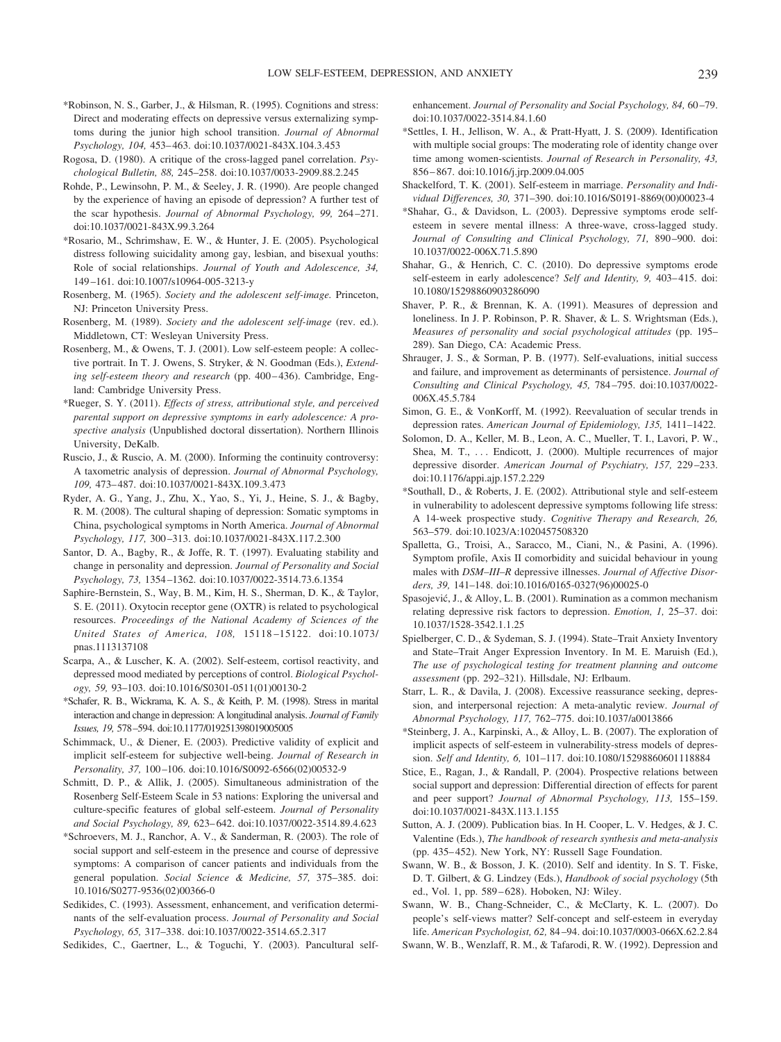*Robinson, N. S., Garber, J., & Hilsman, R. (1995). Cognitions and stress: Direct and moderating effects on depressive versus externalizing symptoms during the junior high school transition. *Journal of Abnormal Psychology, 104,* 453–463. doi:10.1037/0021-843X.104.3.453

Rogosa, D. (1980). A critique of the cross-lagged panel correlation. *Psychological Bulletin, 88,* 245–258. doi:10.1037/0033-2909.88.2.245

Rohde, P., Lewinsohn, P. M., & Seeley, J. R. (1990). Are people changed by the experience of having an episode of depression? A further test of the scar hypothesis. *Journal of Abnormal Psychology, 99,* 264–271. doi:10.1037/0021-843X.99.3.264

*Rosario, M., Schrimshaw, E. W., & Hunter, J. E. (2005). Psychological distress following suicidality among gay, lesbian, and bisexual youths: Role of social relationships. *Journal of Youth and Adolescence, 34,* 149–161. doi:10.1007/s10964-005-3213-y

Rosenberg, M. (1965). *Society and the adolescent self-image.* Princeton, NJ: Princeton University Press.

Rosenberg, M. (1989). *Society and the adolescent self-image* (rev. ed.). Middletown, CT: Wesleyan University Press.

Rosenberg, M., & Owens, T. J. (2001). Low self-esteem people: A collective portrait. In T. J. Owens, S. Stryker, & N. Goodman (Eds.), *Extending self-esteem theory and research* (pp. 400–436). Cambridge, England: Cambridge University Press.

*Rueger, S. Y. (2011). *Effects of stress, attributional style, and perceived parental support on depressive symptoms in early adolescence: A prospective analysis* (Unpublished doctoral dissertation). Northern Illinois University, DeKalb.

Ruscio, J., & Ruscio, A. M. (2000). Informing the continuity controversy: A taxometric analysis of depression. *Journal of Abnormal Psychology, 109,* 473–487. doi:10.1037/0021-843X.109.3.473

Ryder, A. G., Yang, J., Zhu, X., Yao, S., Yi, J., Heine, S. J., & Bagby, R. M. (2008). The cultural shaping of depression: Somatic symptoms in China, psychological symptoms in North America. *Journal of Abnormal Psychology, 117,* 300–313. doi:10.1037/0021-843X.117.2.300

Santor, D. A., Bagby, R., & Joffe, R. T. (1997). Evaluating stability and change in personality and depression. *Journal of Personality and Social Psychology, 73,* 1354–1362. doi:10.1037/0022-3514.73.6.1354

Saphire-Bernstein, S., Way, B. M., Kim, H. S., Sherman, D. K., & Taylor, S. E. (2011). Oxytocin receptor gene (OXTR) is related to psychological resources. *Proceedings of the National Academy of Sciences of the United States of America, 108,* 15118–15122. doi:10.1073/pnas.1113137108

Scarpa, A., & Luscher, K. A. (2002). Self-esteem, cortisol reactivity, and depressed mood mediated by perceptions of control. *Biological Psychology, 59,* 93–103. doi:10.1016/S0301-0511(01)00130-2

*Schafer, R. B., Wickrama, K. A. S., & Keith, P. M. (1998). Stress in marital interaction and change in depression: A longitudinal analysis. *Journal of Family Issues, 19,* 578–594. doi:10.1177/019251398019005005

Schimmack, U., & Diener, E. (2003). Predictive validity of explicit and implicit self-esteem for subjective well-being. *Journal of Research in Personality, 37,* 100–106. doi:10.1016/S0092-6566(02)00532-9

Schmitt, D. P., & Allik, J. (2005). Simultaneous administration of the Rosenberg Self-Esteem Scale in 53 nations: Exploring the universal and culture-specific features of global self-esteem. *Journal of Personality and Social Psychology, 89,* 623–642. doi:10.1037/0022-3514.89.4.623

*Schroevers, M. J., Ranchor, A. V., & Sanderman, R. (2003). The role of social support and self-esteem in the presence and course of depressive symptoms: A comparison of cancer patients and individuals from the general population. *Social Science & Medicine, 57,* 375–385. doi:10.1016/S0277-9536(02)00366-0

Sedikides, C. (1993). Assessment, enhancement, and verification determinants of the self-evaluation process. *Journal of Personality and Social Psychology, 65,* 317–338. doi:10.1037/0022-3514.65.2.317

Sedikides, C., Gaertner, L., & Toguchi, Y. (2003). Pancultural self-enhancement. *Journal of Personality and Social Psychology, 84,* 60–79. doi:10.1037/0022-3514.84.1.60

*Settles, I. H., Jellison, W. A., & Pratt-Hyatt, J. S. (2009). Identification with multiple social groups: The moderating role of identity change over time among women-scientists. *Journal of Research in Personality, 43,* 856–867. doi:10.1016/j.jrp.2009.04.005

Shackelford, T. K. (2001). Self-esteem in marriage. *Personality and Individual Differences, 30,* 371–390. doi:10.1016/S0191-8869(00)00023-4

*Shahar, G., & Davidson, L. (2003). Depressive symptoms erode self-esteem in severe mental illness: A three-wave, cross-lagged study. *Journal of Consulting and Clinical Psychology, 71,* 890–900. doi:10.1037/0022-006X.71.5.890

Shahar, G., & Henrich, C. C. (2010). Do depressive symptoms erode self-esteem in early adolescence? *Self and Identity, 9,* 403–415. doi:10.1080/15298860903286090

Shaver, P. R., & Brennan, K. A. (1991). Measures of depression and loneliness. In J. P. Robinson, P. R. Shaver, & L. S. Wrightsman (Eds.), *Measures of personality and social psychological attitudes* (pp. 195–289). San Diego, CA: Academic Press.

Shrauger, J. S., & Sorman, P. B. (1977). Self-evaluations, initial success and failure, and improvement as determinants of persistence. *Journal of Consulting and Clinical Psychology, 45,* 784–795. doi:10.1037/0022-006X.45.5.784

Simon, G. E., & VonKorff, M. (1992). Reevaluation of secular trends in depression rates. *American Journal of Epidemiology, 135,* 1411–1422.

Solomon, D. A., Keller, M. B., Leon, A. C., Mueller, T. I., Lavori, P. W., Shea, M. T., . . . Endicott, J. (2000). Multiple recurrences of major depressive disorder. *American Journal of Psychiatry, 157,* 229–233. doi:10.1176/appi.ajp.157.2.229

*Southall, D., & Roberts, J. E. (2002). Attributional style and self-esteem in vulnerability to adolescent depressive symptoms following life stress: A 14-week prospective study. *Cognitive Therapy and Research, 26,* 563–579. doi:10.1023/A:1020457508320

Spalletta, G., Troisi, A., Saracco, M., Ciani, N., & Pasini, A. (1996). Symptom profile, Axis II comorbidity and suicidal behaviour in young males with *DSM–III–R* depressive illnesses. *Journal of Affective Disorders, 39,* 141–148. doi:10.1016/0165-0327(96)00025-0

Spasojević, J., & Alloy, L. B. (2001). Rumination as a common mechanism relating depressive risk factors to depression. *Emotion, 1,* 25–37. doi:10.1037/1528-3542.1.1.25

Spielberger, C. D., & Sydeman, S. J. (1994). State–Trait Anxiety Inventory and State–Trait Anger Expression Inventory. In M. E. Maruish (Ed.), *The use of psychological testing for treatment planning and outcome assessment* (pp. 292–321). Hillsdale, NJ: Erlbaum.

Starr, L. R., & Davila, J. (2008). Excessive reassurance seeking, depression, and interpersonal rejection: A meta-analytic review. *Journal of Abnormal Psychology, 117,* 762–775. doi:10.1037/a0013866

*Steinberg, J. A., Karpinski, A., & Alloy, L. B. (2007). The exploration of implicit aspects of self-esteem in vulnerability-stress models of depression. *Self and Identity, 6,* 101–117. doi:10.1080/15298860601118884

Stice, E., Ragan, J., & Randall, P. (2004). Prospective relations between social support and depression: Differential direction of effects for parent and peer support? *Journal of Abnormal Psychology, 113,* 155–159. doi:10.1037/0021-843X.113.1.155

Sutton, A. J. (2009). Publication bias. In H. Cooper, L. V. Hedges, & J. C. Valentine (Eds.), *The handbook of research synthesis and meta-analysis* (pp. 435–452). New York, NY: Russell Sage Foundation.

Swann, W. B., & Bosson, J. K. (2010). Self and identity. In S. T. Fiske, D. T. Gilbert, & G. Lindzey (Eds.), *Handbook of social psychology* (5th ed., Vol. 1, pp. 589–628). Hoboken, NJ: Wiley.

Swann, W. B., Chang-Schneider, C., & McClarty, K. L. (2007). Do people's self-views matter? Self-concept and self-esteem in everyday life. *American Psychologist, 62,* 84–94. doi:10.1037/0003-066X.62.2.84

Swann, W. B., Wenzlaff, R. M., & Tafarodi, R. W. (1992). Depression and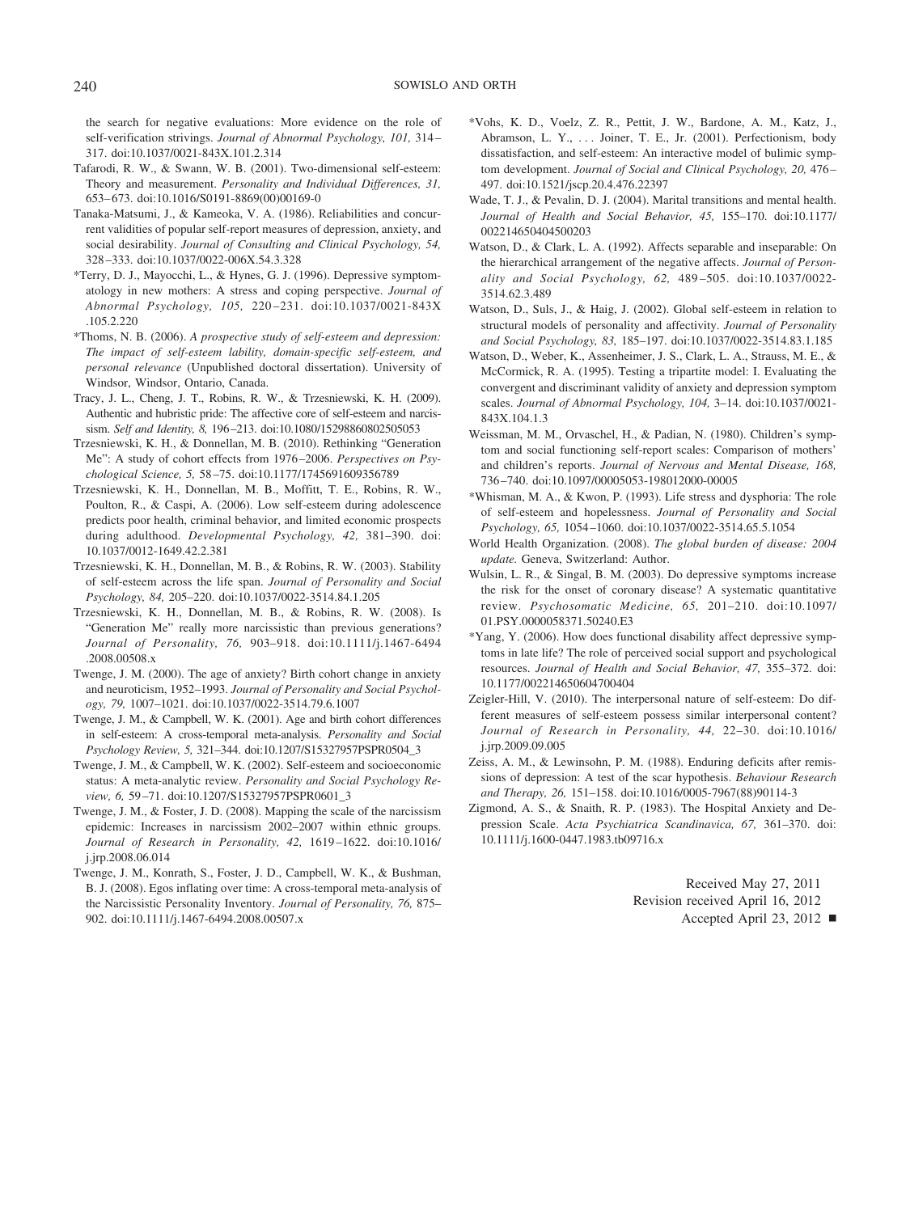the search for negative evaluations: More evidence on the role of self-verification strivings. *Journal of Abnormal Psychology, 101,* 314–317. doi:10.1037/0021-843X.101.2.314

Tafarodi, R. W., & Swann, W. B. (2001). Two-dimensional self-esteem: Theory and measurement. *Personality and Individual Differences, 31,* 653–673. doi:10.1016/S0191-8869(00)00169-0

Tanaka-Matsumi, J., & Kameoka, V. A. (1986). Reliabilities and concurrent validities of popular self-report measures of depression, anxiety, and social desirability. *Journal of Consulting and Clinical Psychology, 54,* 328–333. doi:10.1037/0022-006X.54.3.328

*Terry, D. J., Mayocchi, L., & Hynes, G. J. (1996). Depressive symptomatology in new mothers: A stress and coping perspective. *Journal of Abnormal Psychology, 105,* 220–231. doi:10.1037/0021-843X.105.2.220

*Thoms, N. B. (2006). *A prospective study of self-esteem and depression: The impact of self-esteem lability, domain-specific self-esteem, and personal relevance* (Unpublished doctoral dissertation). University of Windsor, Windsor, Ontario, Canada.

Tracy, J. L., Cheng, J. T., Robins, R. W., & Trzesniewski, K. H. (2009). Authentic and hubristic pride: The affective core of self-esteem and narcissism. *Self and Identity, 8,* 196–213. doi:10.1080/15298860802505053

Trzesniewski, K. H., & Donnellan, M. B. (2010). Rethinking "Generation Me": A study of cohort effects from 1976–2006. *Perspectives on Psychological Science, 5,* 58–75. doi:10.1177/1745691609356789

Trzesniewski, K. H., Donnellan, M. B., Moffitt, T. E., Robins, R. W., Poulton, R., & Caspi, A. (2006). Low self-esteem during adolescence predicts poor health, criminal behavior, and limited economic prospects during adulthood. *Developmental Psychology, 42,* 381–390. doi:10.1037/0012-1649.42.2.381

Trzesniewski, K. H., Donnellan, M. B., & Robins, R. W. (2003). Stability of self-esteem across the life span. *Journal of Personality and Social Psychology, 84,* 205–220. doi:10.1037/0022-3514.84.1.205

Trzesniewski, K. H., Donnellan, M. B., & Robins, R. W. (2008). Is "Generation Me" really more narcissistic than previous generations? *Journal of Personality, 76,* 903–918. doi:10.1111/j.1467-6494.2008.00508.x

Twenge, J. M. (2000). The age of anxiety? Birth cohort change in anxiety and neuroticism, 1952–1993. *Journal of Personality and Social Psychology, 79,* 1007–1021. doi:10.1037/0022-3514.79.6.1007

Twenge, J. M., & Campbell, W. K. (2001). Age and birth cohort differences in self-esteem: A cross-temporal meta-analysis. *Personality and Social Psychology Review, 5,* 321–344. doi:10.1207/S15327957PSPR0504_3

Twenge, J. M., & Campbell, W. K. (2002). Self-esteem and socioeconomic status: A meta-analytic review. *Personality and Social Psychology Review, 6,* 59–71. doi:10.1207/S15327957PSPR0601_3

Twenge, J. M., & Foster, J. D. (2008). Mapping the scale of the narcissism epidemic: Increases in narcissism 2002–2007 within ethnic groups. *Journal of Research in Personality, 42,* 1619–1622. doi:10.1016/j.jrp.2008.06.014

Twenge, J. M., Konrath, S., Foster, J. D., Campbell, W. K., & Bushman, B. J. (2008). Egos inflating over time: A cross-temporal meta-analysis of the Narcissistic Personality Inventory. *Journal of Personality, 76,* 875–902. doi:10.1111/j.1467-6494.2008.00507.x

*Vohs, K. D., Voelz, Z. R., Pettit, J. W., Bardone, A. M., Katz, J., Abramson, L. Y., . . . Joiner, T. E., Jr. (2001). Perfectionism, body dissatisfaction, and self-esteem: An interactive model of bulimic symptom development. *Journal of Social and Clinical Psychology, 20,* 476–497. doi:10.1521/jscp.20.4.476.22397

Wade, T. J., & Pevalin, D. J. (2004). Marital transitions and mental health. *Journal of Health and Social Behavior, 45,* 155–170. doi:10.1177/002214650404500203

Watson, D., & Clark, L. A. (1992). Affects separable and inseparable: On the hierarchical arrangement of the negative affects. *Journal of Personality and Social Psychology, 62,* 489–505. doi:10.1037/0022-3514.62.3.489

Watson, D., Suls, J., & Haig, J. (2002). Global self-esteem in relation to structural models of personality and affectivity. *Journal of Personality and Social Psychology, 83,* 185–197. doi:10.1037/0022-3514.83.1.185

Watson, D., Weber, K., Assenheimer, J. S., Clark, L. A., Strauss, M. E., & McCormick, R. A. (1995). Testing a tripartite model: I. Evaluating the convergent and discriminant validity of anxiety and depression symptom scales. *Journal of Abnormal Psychology, 104,* 3–14. doi:10.1037/0021-843X.104.1.3

Weissman, M. M., Orvaschel, H., & Padian, N. (1980). Children's symptom and social functioning self-report scales: Comparison of mothers' and children's reports. *Journal of Nervous and Mental Disease, 168,* 736–740. doi:10.1097/00005053-198012000-00005

*Whisman, M. A., & Kwon, P. (1993). Life stress and dysphoria: The role of self-esteem and hopelessness. *Journal of Personality and Social Psychology, 65,* 1054–1060. doi:10.1037/0022-3514.65.5.1054

World Health Organization. (2008). *The global burden of disease: 2004 update.* Geneva, Switzerland: Author.

Wulsin, L. R., & Singal, B. M. (2003). Do depressive symptoms increase the risk for the onset of coronary disease? A systematic quantitative review. *Psychosomatic Medicine, 65,* 201–210. doi:10.1097/01.PSY.0000058371.50240.E3

*Yang, Y. (2006). How does functional disability affect depressive symptoms in late life? The role of perceived social support and psychological resources. *Journal of Health and Social Behavior, 47,* 355–372. doi:10.1177/002214650604700404

Zeigler-Hill, V. (2010). The interpersonal nature of self-esteem: Do different measures of self-esteem possess similar interpersonal content? *Journal of Research in Personality, 44,* 22–30. doi:10.1016/j.jrp.2009.09.005

Zeiss, A. M., & Lewinsohn, P. M. (1988). Enduring deficits after remissions of depression: A test of the scar hypothesis. *Behaviour Research and Therapy, 26,* 151–158. doi:10.1016/0005-7967(88)90114-3

Zigmond, A. S., & Snaith, R. P. (1983). The Hospital Anxiety and Depression Scale. *Acta Psychiatrica Scandinavica, 67,* 361–370. doi:10.1111/j.1600-0447.1983.tb09716.x

Received May 27, 2011
Revision received April 16, 2012
Accepted April 23, 2012 ■